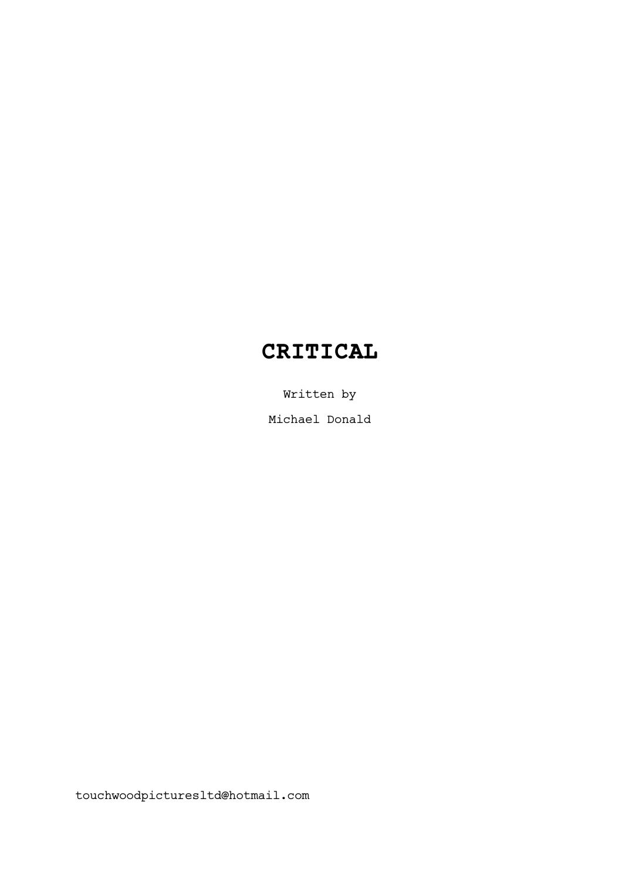# CRITICAL

Written by

Michael Donald

touchwoodpicturesltd@hotmail.com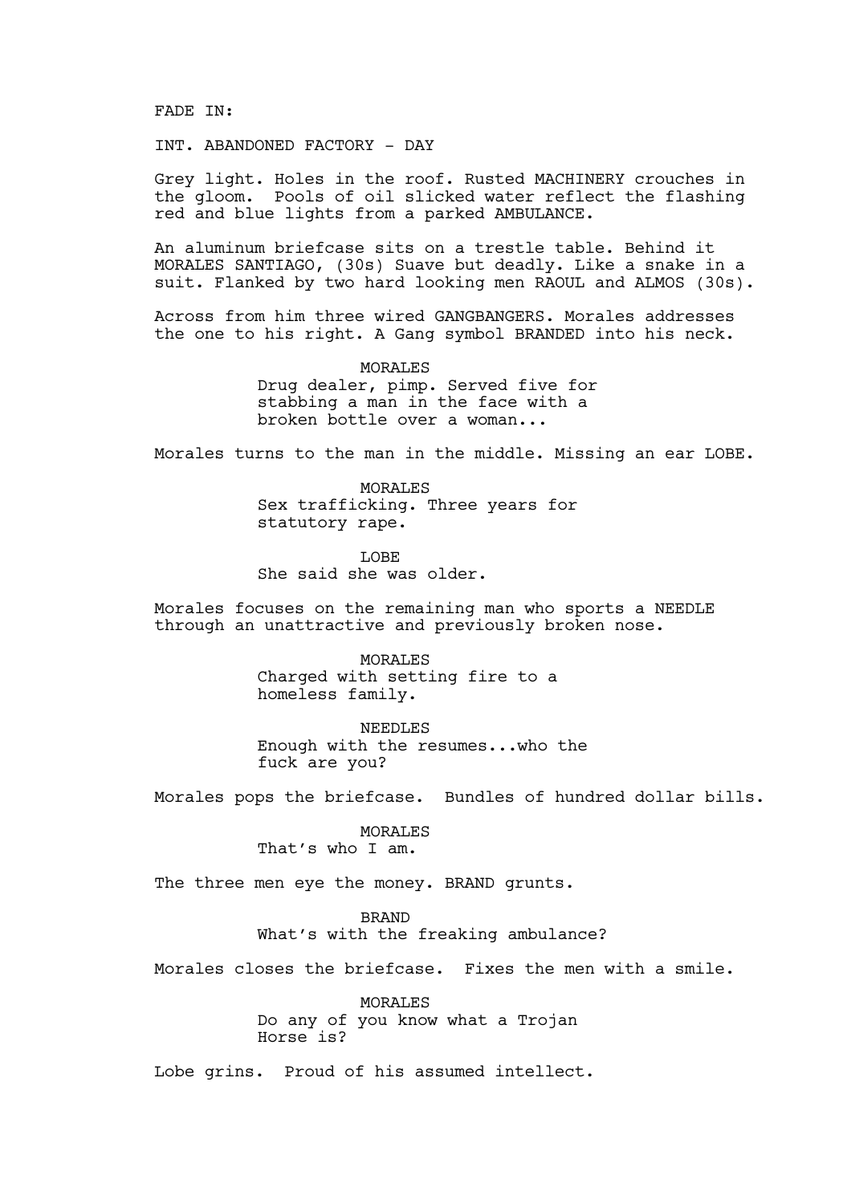FADE IN:

INT. ABANDONED FACTORY - DAY

Grey light. Holes in the roof. Rusted MACHINERY crouches in the gloom. Pools of oil slicked water reflect the flashing red and blue lights from a parked AMBULANCE.

An aluminum briefcase sits on a trestle table. Behind it MORALES SANTIAGO, (30s) Suave but deadly. Like a snake in a suit. Flanked by two hard looking men RAOUL and ALMOS (30s).

Across from him three wired GANGBANGERS. Morales addresses the one to his right. A Gang symbol BRANDED into his neck.

MORALES
Drug dealer, pimp. Served five for stabbing a man in the face with a broken bottle over a woman...

Morales turns to the man in the middle. Missing an ear LOBE.

MORALES
Sex trafficking. Three years for statutory rape.

LOBE
She said she was older.

Morales focuses on the remaining man who sports a NEEDLE through an unattractive and previously broken nose.

MORALES
Charged with setting fire to a homeless family.

NEEDLES
Enough with the resumes...who the fuck are you?

Morales pops the briefcase. Bundles of hundred dollar bills.

MORALES
That's who I am.

The three men eye the money. BRAND grunts.

BRAND
What's with the freaking ambulance?

Morales closes the briefcase. Fixes the men with a smile.

MORALES
Do any of you know what a Trojan Horse is?

Lobe grins. Proud of his assumed intellect.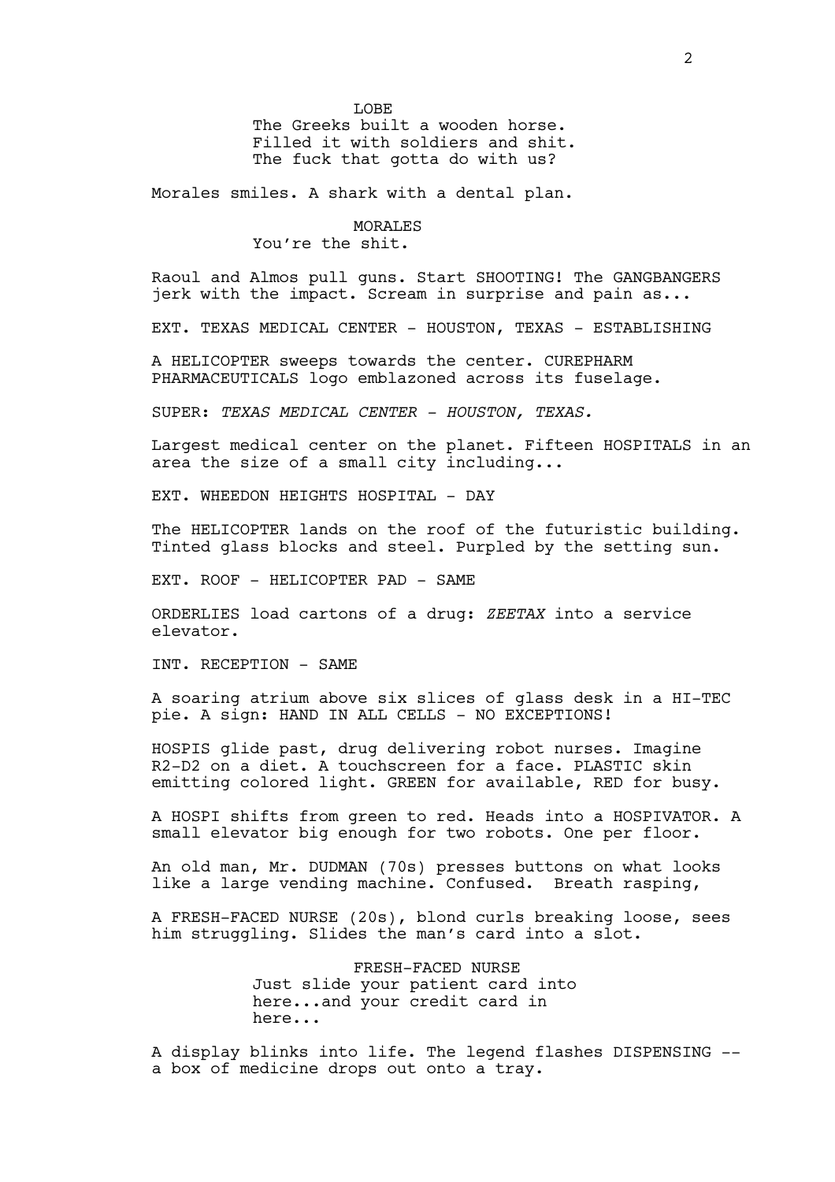LOBE

The Greeks built a wooden horse. Filled it with soldiers and shit. The fuck that gotta do with us?

Morales smiles. A shark with a dental plan.

MORALES

You're the shit.

Raoul and Almos pull guns. Start SHOOTING! The GANGBANGERS jerk with the impact. Scream in surprise and pain as...

EXT. TEXAS MEDICAL CENTER - HOUSTON, TEXAS - ESTABLISHING

A HELICOPTER sweeps towards the center. CUREPHARM PHARMACEUTICALS logo emblazoned across its fuselage.

SUPER: *TEXAS MEDICAL CENTER - HOUSTON, TEXAS.*

Largest medical center on the planet. Fifteen HOSPITALS in an area the size of a small city including...

EXT. WHEEDON HEIGHTS HOSPITAL - DAY

The HELICOPTER lands on the roof of the futuristic building. Tinted glass blocks and steel. Purpled by the setting sun.

EXT. ROOF - HELICOPTER PAD - SAME

ORDERLIES load cartons of a drug: *ZEETAX* into a service elevator.

INT. RECEPTION - SAME

A soaring atrium above six slices of glass desk in a HI-TEC pie. A sign: HAND IN ALL CELLS - NO EXCEPTIONS!

HOSPIS glide past, drug delivering robot nurses. Imagine R2-D2 on a diet. A touchscreen for a face. PLASTIC skin emitting colored light. GREEN for available, RED for busy.

A HOSPI shifts from green to red. Heads into a HOSPIVATOR. A small elevator big enough for two robots. One per floor.

An old man, Mr. DUDMAN (70s) presses buttons on what looks like a large vending machine. Confused. Breath rasping,

A FRESH-FACED NURSE (20s), blond curls breaking loose, sees him struggling. Slides the man's card into a slot.

FRESH-FACED NURSE

Just slide your patient card into here...and your credit card in here...

A display blinks into life. The legend flashes DISPENSING -- a box of medicine drops out onto a tray.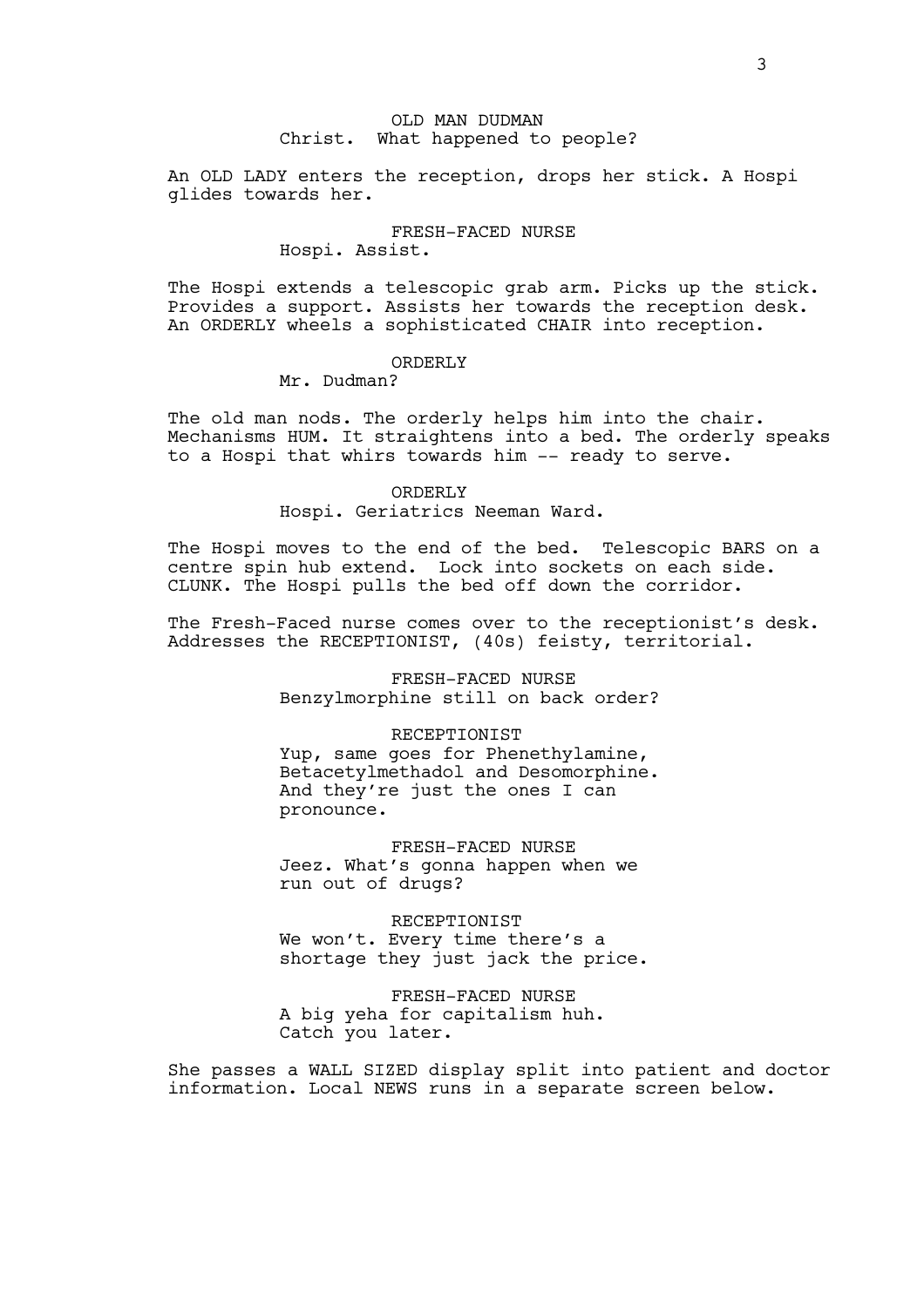OLD MAN DUDMAN
Christ. What happened to people?

An OLD LADY enters the reception, drops her stick. A Hospi glides towards her.

FRESH-FACED NURSE
Hospi. Assist.

The Hospi extends a telescopic grab arm. Picks up the stick. Provides a support. Assists her towards the reception desk. An ORDERLY wheels a sophisticated CHAIR into reception.

ORDERLY
Mr. Dudman?

The old man nods. The orderly helps him into the chair. Mechanisms HUM. It straightens into a bed. The orderly speaks to a Hospi that whirs towards him -- ready to serve.

ORDERLY
Hospi. Geriatrics Neeman Ward.

The Hospi moves to the end of the bed. Telescopic BARS on a centre spin hub extend. Lock into sockets on each side. CLUNK. The Hospi pulls the bed off down the corridor.

The Fresh-Faced nurse comes over to the receptionist's desk. Addresses the RECEPTIONIST, (40s) feisty, territorial.

FRESH-FACED NURSE
Benzylmorphine still on back order?

RECEPTIONIST
Yup, same goes for Phenethylamine, Betacetylmethadol and Desomorphine. And they're just the ones I can pronounce.

FRESH-FACED NURSE
Jeez. What's gonna happen when we run out of drugs?

RECEPTIONIST
We won't. Every time there's a shortage they just jack the price.

FRESH-FACED NURSE
A big yeha for capitalism huh. Catch you later.

She passes a WALL SIZED display split into patient and doctor information. Local NEWS runs in a separate screen below.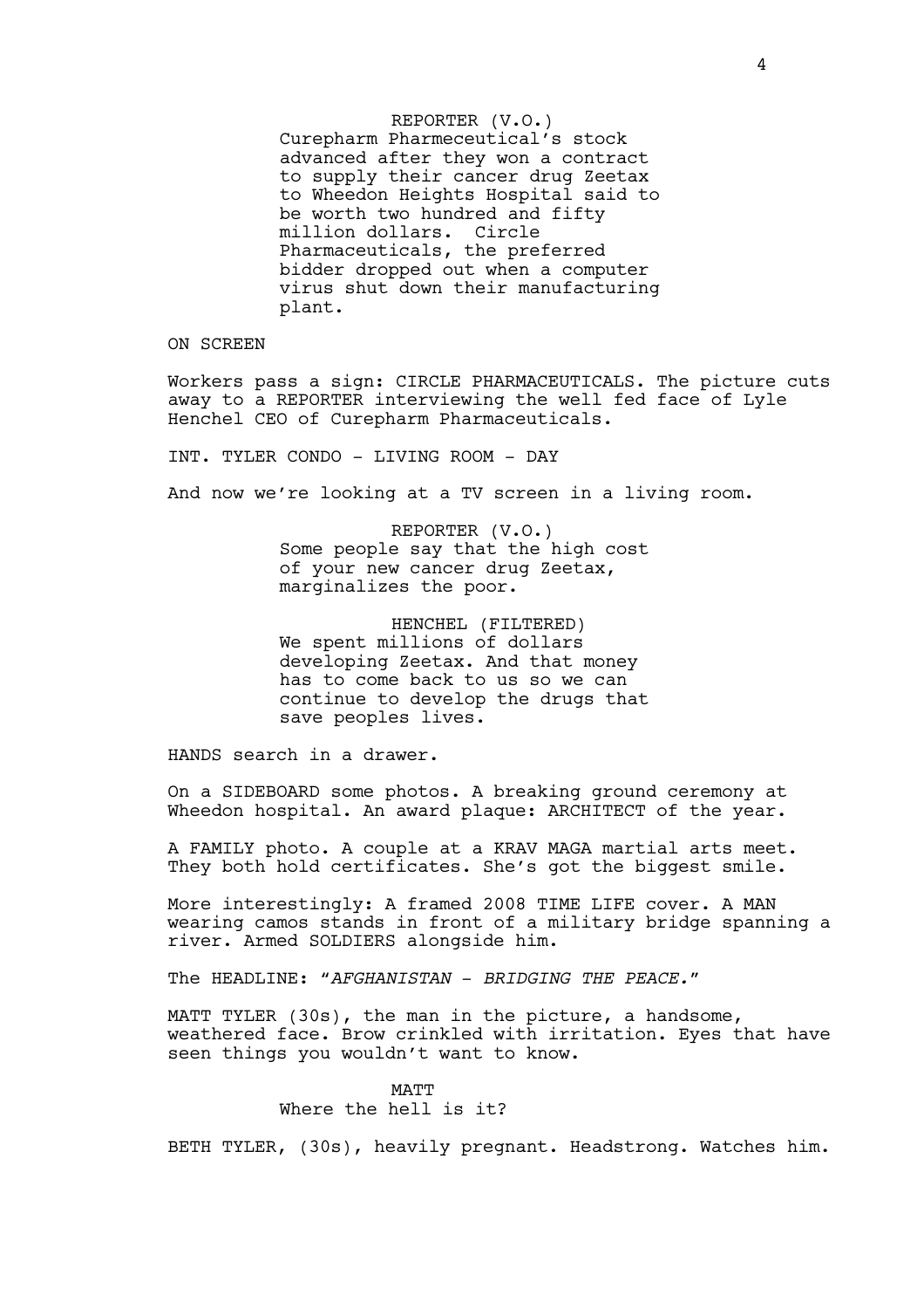REPORTER (V.O.)
Curepharm Pharmeceutical's stock advanced after they won a contract to supply their cancer drug Zeetax to Wheedon Heights Hospital said to be worth two hundred and fifty million dollars. Circle Pharmaceuticals, the preferred bidder dropped out when a computer virus shut down their manufacturing plant.

ON SCREEN

Workers pass a sign: CIRCLE PHARMACEUTICALS. The picture cuts away to a REPORTER interviewing the well fed face of Lyle Henchel CEO of Curepharm Pharmaceuticals.

INT. TYLER CONDO - LIVING ROOM - DAY

And now we're looking at a TV screen in a living room.

REPORTER (V.O.)
Some people say that the high cost of your new cancer drug Zeetax, marginalizes the poor.

HENCHEL (FILTERED)
We spent millions of dollars developing Zeetax. And that money has to come back to us so we can continue to develop the drugs that save peoples lives.

HANDS search in a drawer.

On a SIDEBOARD some photos. A breaking ground ceremony at Wheedon hospital. An award plaque: ARCHITECT of the year.

A FAMILY photo. A couple at a KRAV MAGA martial arts meet. They both hold certificates. She's got the biggest smile.

More interestingly: A framed 2008 TIME LIFE cover. A MAN wearing camos stands in front of a military bridge spanning a river. Armed SOLDIERS alongside him.

The HEADLINE: "*AFGHANISTAN - BRIDGING THE PEACE.*"

MATT TYLER (30s), the man in the picture, a handsome, weathered face. Brow crinkled with irritation. Eyes that have seen things you wouldn't want to know.

MATT
Where the hell is it?

BETH TYLER, (30s), heavily pregnant. Headstrong. Watches him.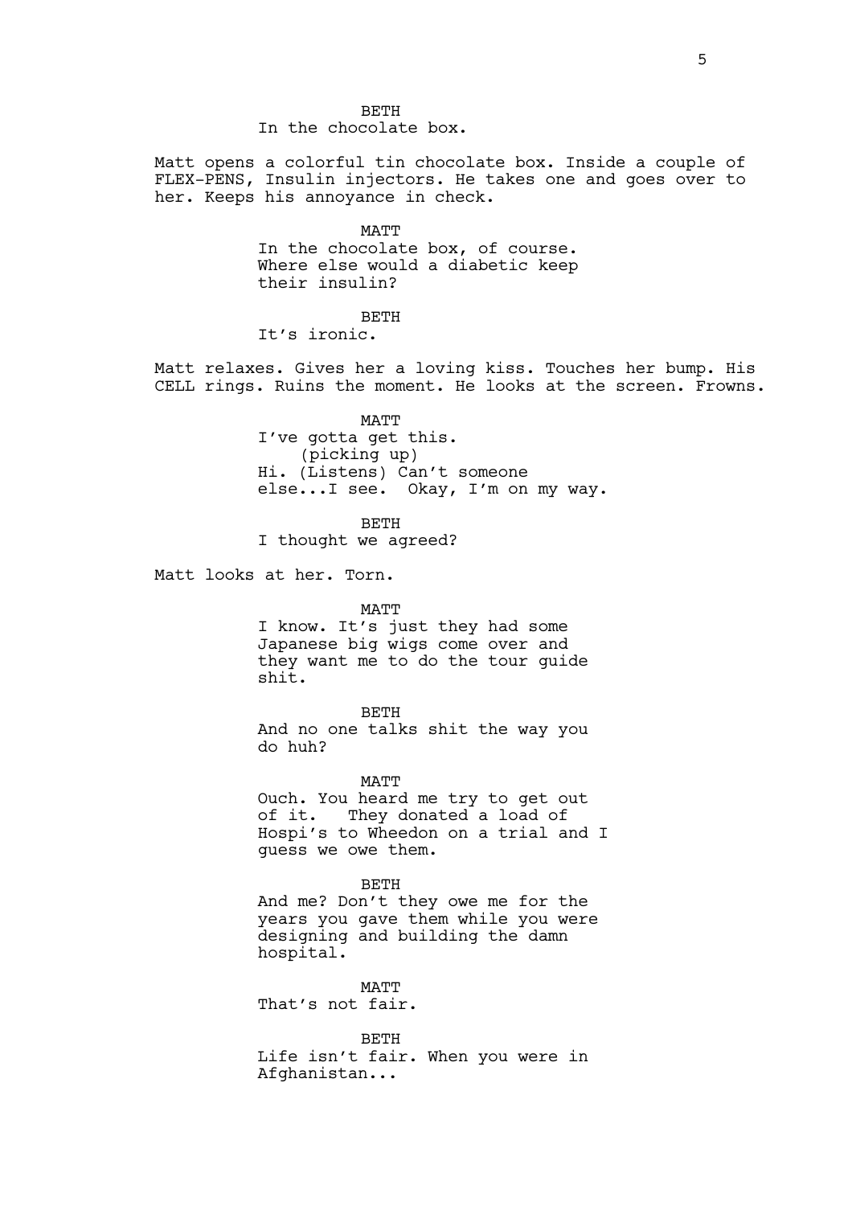BETH
In the chocolate box.

Matt opens a colorful tin chocolate box. Inside a couple of FLEX-PENS, Insulin injectors. He takes one and goes over to her. Keeps his annoyance in check.

MATT
In the chocolate box, of course. Where else would a diabetic keep their insulin?

BETH
It's ironic.

Matt relaxes. Gives her a loving kiss. Touches her bump. His CELL rings. Ruins the moment. He looks at the screen. Frowns.

MATT
I've gotta get this.
(picking up)
Hi. (Listens) Can't someone else...I see. Okay, I'm on my way.

BETH
I thought we agreed?

Matt looks at her. Torn.

MATT
I know. It's just they had some Japanese big wigs come over and they want me to do the tour guide shit.

BETH
And no one talks shit the way you do huh?

MATT
Ouch. You heard me try to get out of it. They donated a load of Hospi's to Wheedon on a trial and I guess we owe them.

BETH
And me? Don't they owe me for the years you gave them while you were designing and building the damn hospital.

MATT
That's not fair.

BETH
Life isn't fair. When you were in Afghanistan...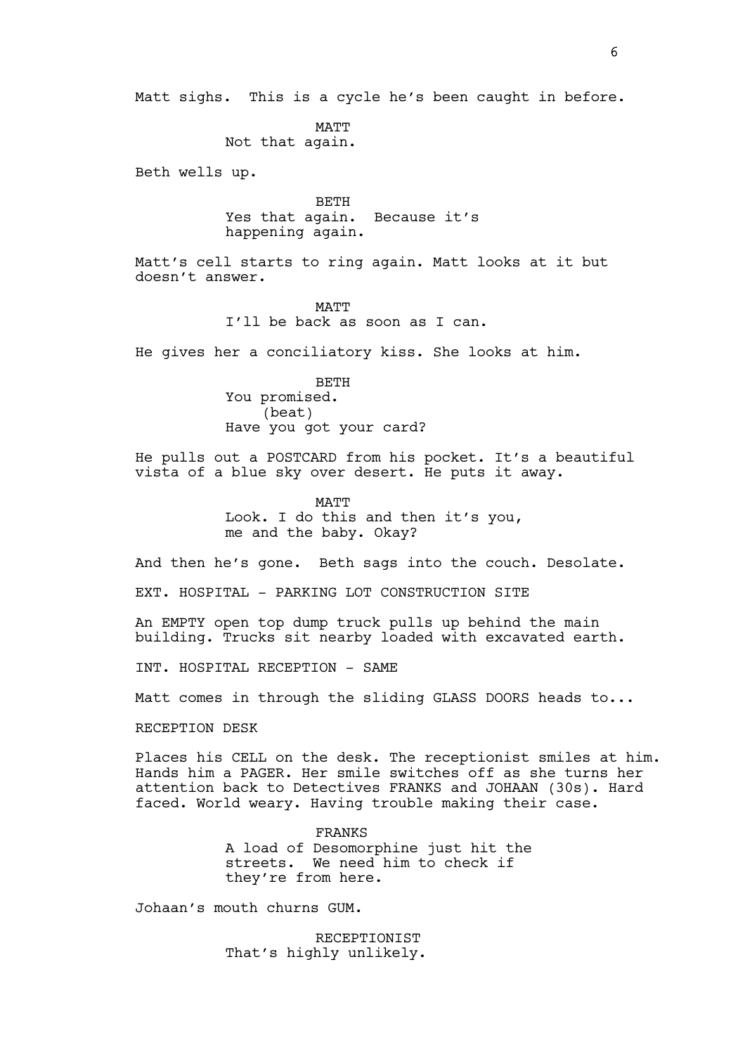Matt sighs. This is a cycle he's been caught in before.

MATT
Not that again.

Beth wells up.

BETH
Yes that again. Because it's happening again.

Matt's cell starts to ring again. Matt looks at it but doesn't answer.

MATT
I'll be back as soon as I can.

He gives her a conciliatory kiss. She looks at him.

BETH
You promised.
(beat)
Have you got your card?

He pulls out a POSTCARD from his pocket. It's a beautiful vista of a blue sky over desert. He puts it away.

MATT
Look. I do this and then it's you, me and the baby. Okay?

And then he's gone. Beth sags into the couch. Desolate.

EXT. HOSPITAL - PARKING LOT CONSTRUCTION SITE

An EMPTY open top dump truck pulls up behind the main building. Trucks sit nearby loaded with excavated earth.

INT. HOSPITAL RECEPTION - SAME

Matt comes in through the sliding GLASS DOORS heads to...

RECEPTION DESK

Places his CELL on the desk. The receptionist smiles at him. Hands him a PAGER. Her smile switches off as she turns her attention back to Detectives FRANKS and JOHAAN (30s). Hard faced. World weary. Having trouble making their case.

FRANKS
A load of Desomorphine just hit the streets. We need him to check if they're from here.

Johaan's mouth churns GUM.

RECEPTIONIST
That's highly unlikely.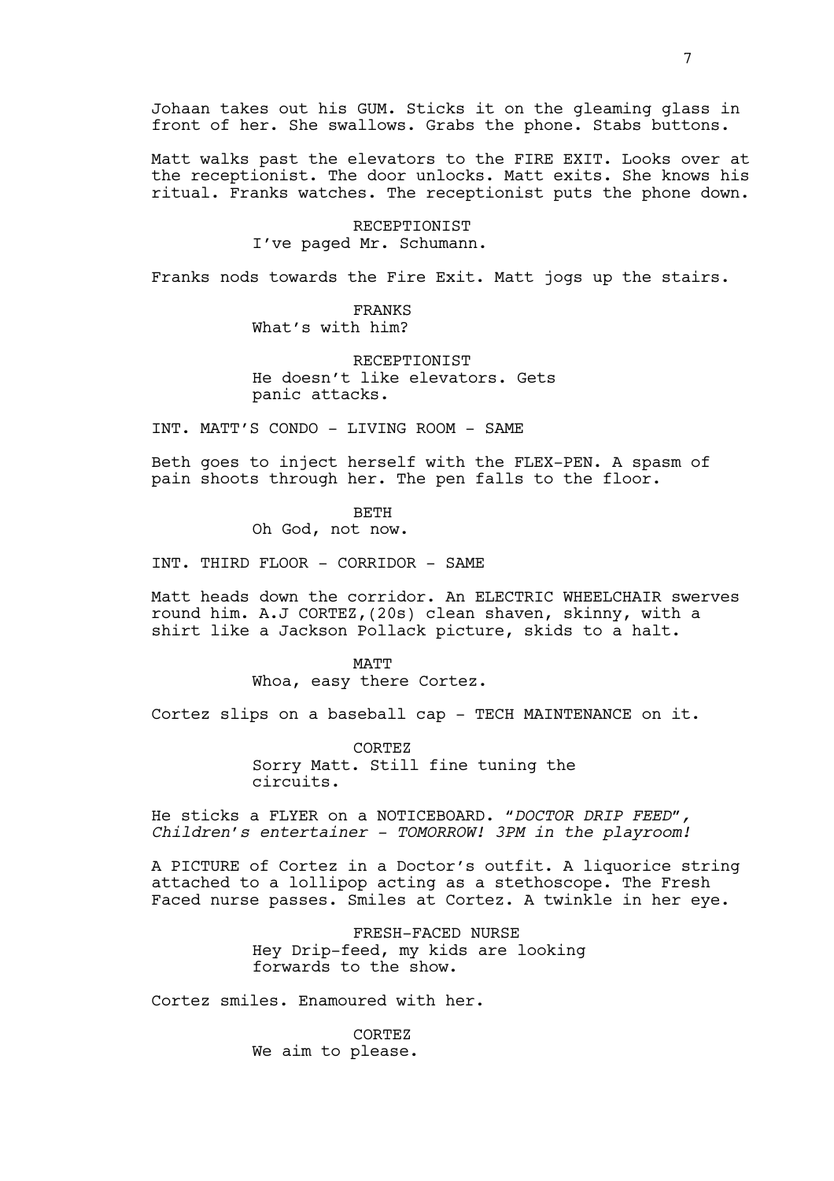Johaan takes out his GUM. Sticks it on the gleaming glass in front of her. She swallows. Grabs the phone. Stabs buttons.

Matt walks past the elevators to the FIRE EXIT. Looks over at the receptionist. The door unlocks. Matt exits. She knows his ritual. Franks watches. The receptionist puts the phone down.

RECEPTIONIST
I've paged Mr. Schumann.

Franks nods towards the Fire Exit. Matt jogs up the stairs.

FRANKS
What's with him?

RECEPTIONIST
He doesn't like elevators. Gets panic attacks.

INT. MATT'S CONDO - LIVING ROOM - SAME

Beth goes to inject herself with the FLEX-PEN. A spasm of pain shoots through her. The pen falls to the floor.

BETH
Oh God, not now.

INT. THIRD FLOOR - CORRIDOR - SAME

Matt heads down the corridor. An ELECTRIC WHEELCHAIR swerves round him. A.J CORTEZ,(20s) clean shaven, skinny, with a shirt like a Jackson Pollack picture, skids to a halt.

MATT
Whoa, easy there Cortez.

Cortez slips on a baseball cap - TECH MAINTENANCE on it.

CORTEZ
Sorry Matt. Still fine tuning the circuits.

He sticks a FLYER on a NOTICEBOARD. "*DOCTOR DRIP FEED*", *Children's entertainer - TOMORROW! 3PM in the playroom!*

A PICTURE of Cortez in a Doctor's outfit. A liquorice string attached to a lollipop acting as a stethoscope. The Fresh Faced nurse passes. Smiles at Cortez. A twinkle in her eye.

FRESH-FACED NURSE
Hey Drip-feed, my kids are looking forwards to the show.

Cortez smiles. Enamoured with her.

CORTEZ
We aim to please.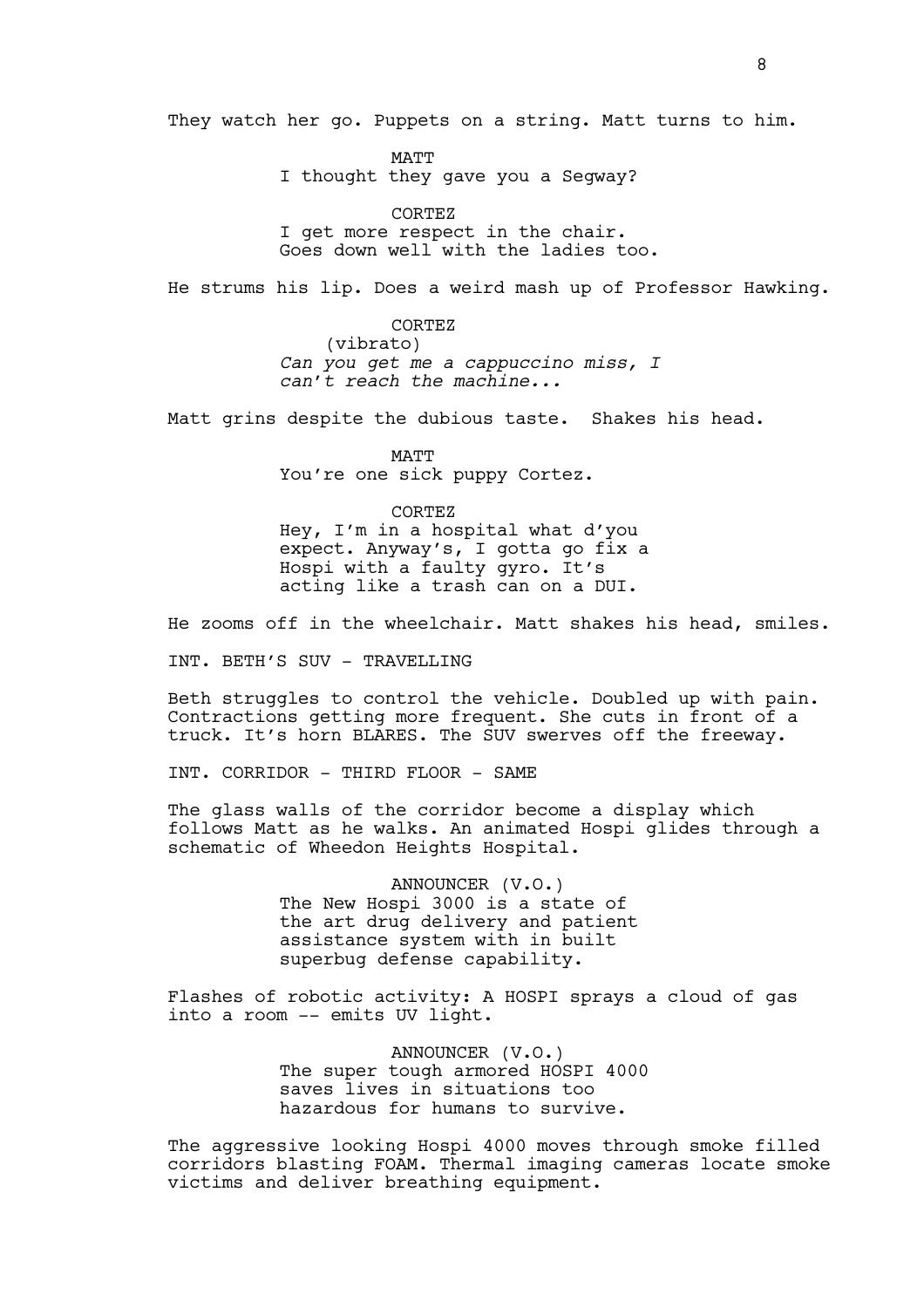They watch her go. Puppets on a string. Matt turns to him.

MATT
I thought they gave you a Segway?

CORTEZ
I get more respect in the chair. Goes down well with the ladies too.

He strums his lip. Does a weird mash up of Professor Hawking.

CORTEZ
(vibrato)
*Can you get me a cappuccino miss, I can't reach the machine...*

Matt grins despite the dubious taste. Shakes his head.

MATT
You're one sick puppy Cortez.

CORTEZ
Hey, I'm in a hospital what d'you expect. Anyway's, I gotta go fix a Hospi with a faulty gyro. It's acting like a trash can on a DUI.

He zooms off in the wheelchair. Matt shakes his head, smiles.

INT. BETH'S SUV - TRAVELLING

Beth struggles to control the vehicle. Doubled up with pain. Contractions getting more frequent. She cuts in front of a truck. It's horn BLARES. The SUV swerves off the freeway.

INT. CORRIDOR - THIRD FLOOR - SAME

The glass walls of the corridor become a display which follows Matt as he walks. An animated Hospi glides through a schematic of Wheedon Heights Hospital.

ANNOUNCER (V.O.)
The New Hospi 3000 is a state of the art drug delivery and patient assistance system with in built superbug defense capability.

Flashes of robotic activity: A HOSPI sprays a cloud of gas into a room -- emits UV light.

ANNOUNCER (V.O.)
The super tough armored HOSPI 4000 saves lives in situations too hazardous for humans to survive.

The aggressive looking Hospi 4000 moves through smoke filled corridors blasting FOAM. Thermal imaging cameras locate smoke victims and deliver breathing equipment.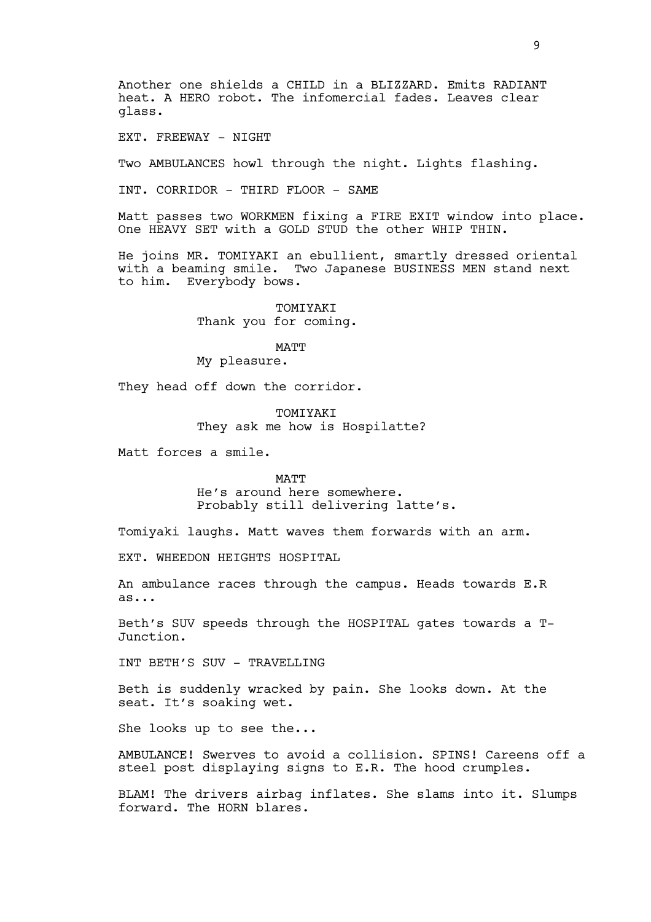Another one shields a CHILD in a BLIZZARD. Emits RADIANT heat. A HERO robot. The infomercial fades. Leaves clear glass.

EXT. FREEWAY - NIGHT

Two AMBULANCES howl through the night. Lights flashing.

INT. CORRIDOR - THIRD FLOOR - SAME

Matt passes two WORKMEN fixing a FIRE EXIT window into place. One HEAVY SET with a GOLD STUD the other WHIP THIN.

He joins MR. TOMIYAKI an ebullient, smartly dressed oriental with a beaming smile. Two Japanese BUSINESS MEN stand next to him. Everybody bows.

TOMIYAKI
Thank you for coming.

MATT
My pleasure.

They head off down the corridor.

TOMIYAKI
They ask me how is Hospilatte?

Matt forces a smile.

MATT
He's around here somewhere.
Probably still delivering latte's.

Tomiyaki laughs. Matt waves them forwards with an arm.

EXT. WHEEDON HEIGHTS HOSPITAL

An ambulance races through the campus. Heads towards E.R as...

Beth's SUV speeds through the HOSPITAL gates towards a T-Junction.

INT BETH'S SUV - TRAVELLING

Beth is suddenly wracked by pain. She looks down. At the seat. It's soaking wet.

She looks up to see the...

AMBULANCE! Swerves to avoid a collision. SPINS! Careens off a steel post displaying signs to E.R. The hood crumples.

BLAM! The drivers airbag inflates. She slams into it. Slumps forward. The HORN blares.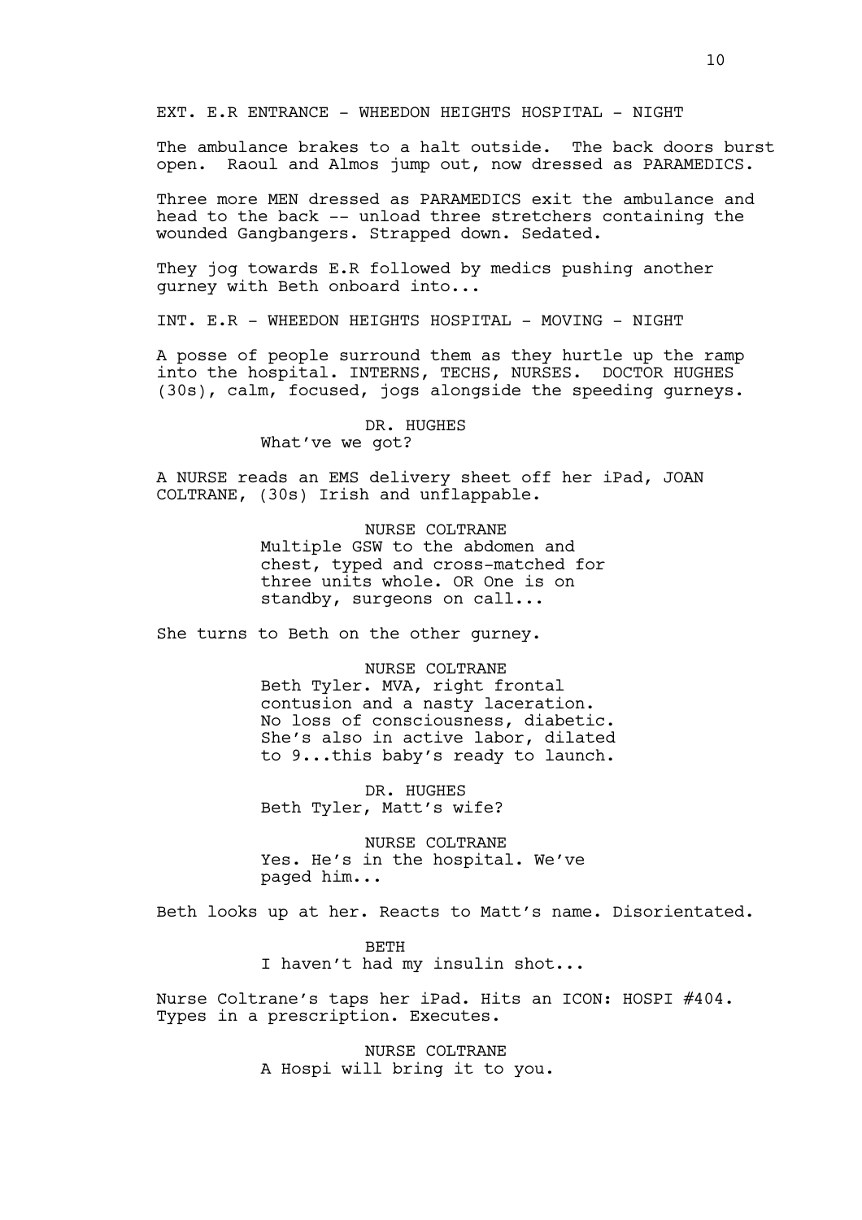EXT. E.R ENTRANCE - WHEEDON HEIGHTS HOSPITAL - NIGHT

The ambulance brakes to a halt outside. The back doors burst open. Raoul and Almos jump out, now dressed as PARAMEDICS.

Three more MEN dressed as PARAMEDICS exit the ambulance and head to the back -- unload three stretchers containing the wounded Gangbangers. Strapped down. Sedated.

They jog towards E.R followed by medics pushing another gurney with Beth onboard into...

INT. E.R - WHEEDON HEIGHTS HOSPITAL - MOVING - NIGHT

A posse of people surround them as they hurtle up the ramp into the hospital. INTERNS, TECHS, NURSES. DOCTOR HUGHES (30s), calm, focused, jogs alongside the speeding gurneys.

DR. HUGHES
What've we got?

A NURSE reads an EMS delivery sheet off her iPad, JOAN COLTRANE, (30s) Irish and unflappable.

NURSE COLTRANE
Multiple GSW to the abdomen and chest, typed and cross-matched for three units whole. OR One is on standby, surgeons on call...

She turns to Beth on the other gurney.

NURSE COLTRANE
Beth Tyler. MVA, right frontal contusion and a nasty laceration. No loss of consciousness, diabetic. She's also in active labor, dilated to 9...this baby's ready to launch.

DR. HUGHES
Beth Tyler, Matt's wife?

NURSE COLTRANE
Yes. He's in the hospital. We've paged him...

Beth looks up at her. Reacts to Matt's name. Disorientated.

BETH
I haven't had my insulin shot...

Nurse Coltrane's taps her iPad. Hits an ICON: HOSPI #404. Types in a prescription. Executes.

NURSE COLTRANE
A Hospi will bring it to you.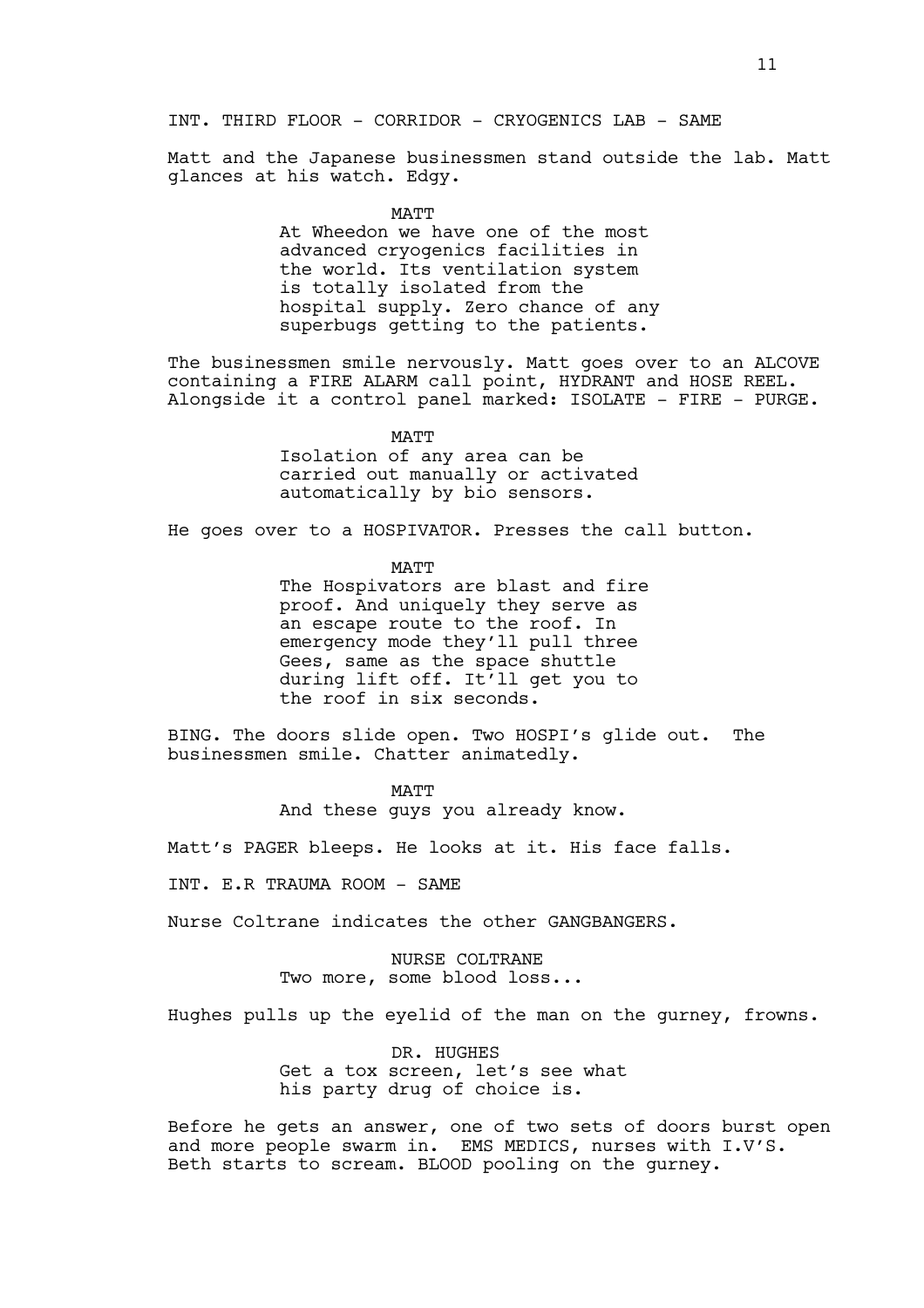INT. THIRD FLOOR - CORRIDOR - CRYOGENICS LAB - SAME

Matt and the Japanese businessmen stand outside the lab. Matt glances at his watch. Edgy.

MATT

At Wheedon we have one of the most advanced cryogenics facilities in the world. Its ventilation system is totally isolated from the hospital supply. Zero chance of any superbugs getting to the patients.

The businessmen smile nervously. Matt goes over to an ALCOVE containing a FIRE ALARM call point, HYDRANT and HOSE REEL. Alongside it a control panel marked: ISOLATE - FIRE - PURGE.

MATT

Isolation of any area can be carried out manually or activated automatically by bio sensors.

He goes over to a HOSPIVATOR. Presses the call button.

MATT

The Hospivators are blast and fire proof. And uniquely they serve as an escape route to the roof. In emergency mode they'll pull three Gees, same as the space shuttle during lift off. It'll get you to the roof in six seconds.

BING. The doors slide open. Two HOSPI's glide out. The businessmen smile. Chatter animatedly.

MATT

And these guys you already know.

Matt's PAGER bleeps. He looks at it. His face falls.

INT. E.R TRAUMA ROOM - SAME

Nurse Coltrane indicates the other GANGBANGERS.

NURSE COLTRANE

Two more, some blood loss...

Hughes pulls up the eyelid of the man on the gurney, frowns.

DR. HUGHES

Get a tox screen, let's see what his party drug of choice is.

Before he gets an answer, one of two sets of doors burst open and more people swarm in. EMS MEDICS, nurses with I.V'S. Beth starts to scream. BLOOD pooling on the gurney.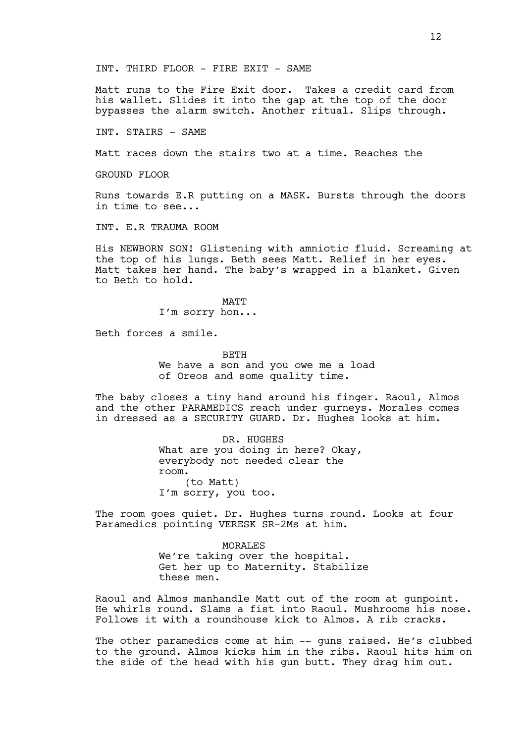INT. THIRD FLOOR - FIRE EXIT - SAME

Matt runs to the Fire Exit door. Takes a credit card from his wallet. Slides it into the gap at the top of the door bypasses the alarm switch. Another ritual. Slips through.

INT. STAIRS - SAME

Matt races down the stairs two at a time. Reaches the

GROUND FLOOR

Runs towards E.R putting on a MASK. Bursts through the doors in time to see...

INT. E.R TRAUMA ROOM

His NEWBORN SON! Glistening with amniotic fluid. Screaming at the top of his lungs. Beth sees Matt. Relief in her eyes. Matt takes her hand. The baby's wrapped in a blanket. Given to Beth to hold.

MATT

I'm sorry hon...

Beth forces a smile.

BETH

We have a son and you owe me a load of Oreos and some quality time.

The baby closes a tiny hand around his finger. Raoul, Almos and the other PARAMEDICS reach under gurneys. Morales comes in dressed as a SECURITY GUARD. Dr. Hughes looks at him.

DR. HUGHES

What are you doing in here? Okay, everybody not needed clear the room.

(to Matt)

I'm sorry, you too.

The room goes quiet. Dr. Hughes turns round. Looks at four Paramedics pointing VERESK SR-2Ms at him.

MORALES

We're taking over the hospital. Get her up to Maternity. Stabilize these men.

Raoul and Almos manhandle Matt out of the room at gunpoint. He whirls round. Slams a fist into Raoul. Mushrooms his nose. Follows it with a roundhouse kick to Almos. A rib cracks.

The other paramedics come at him -- guns raised. He's clubbed to the ground. Almos kicks him in the ribs. Raoul hits him on the side of the head with his gun butt. They drag him out.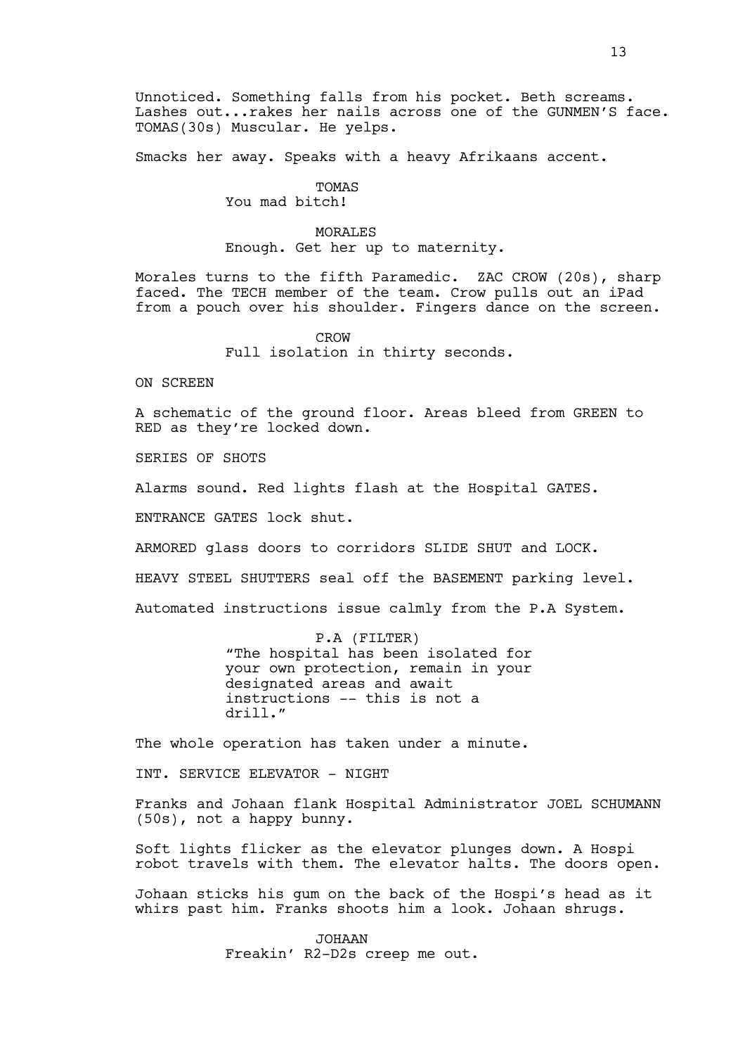Unnoticed. Something falls from his pocket. Beth screams. Lashes out...rakes her nails across one of the GUNMEN'S face. TOMAS(30s) Muscular. He yelps.

Smacks her away. Speaks with a heavy Afrikaans accent.

TOMAS
You mad bitch!

MORALES
Enough. Get her up to maternity.

Morales turns to the fifth Paramedic. ZAC CROW (20s), sharp faced. The TECH member of the team. Crow pulls out an iPad from a pouch over his shoulder. Fingers dance on the screen.

CROW
Full isolation in thirty seconds.

ON SCREEN

A schematic of the ground floor. Areas bleed from GREEN to RED as they're locked down.

SERIES OF SHOTS

Alarms sound. Red lights flash at the Hospital GATES.

ENTRANCE GATES lock shut.

ARMORED glass doors to corridors SLIDE SHUT and LOCK.

HEAVY STEEL SHUTTERS seal off the BASEMENT parking level.

Automated instructions issue calmly from the P.A System.

P.A (FILTER)
"The hospital has been isolated for your own protection, remain in your designated areas and await instructions -- this is not a drill."

The whole operation has taken under a minute.

INT. SERVICE ELEVATOR - NIGHT

Franks and Johaan flank Hospital Administrator JOEL SCHUMANN (50s), not a happy bunny.

Soft lights flicker as the elevator plunges down. A Hospi robot travels with them. The elevator halts. The doors open.

Johaan sticks his gum on the back of the Hospi's head as it whirs past him. Franks shoots him a look. Johaan shrugs.

JOHAAN
Freakin' R2-D2s creep me out.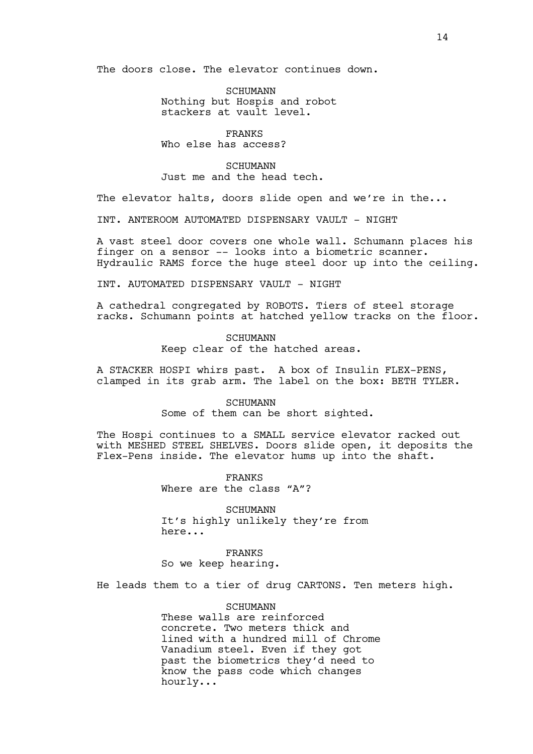The doors close. The elevator continues down.

SCHUMANN
Nothing but Hospis and robot stackers at vault level.

FRANKS
Who else has access?

SCHUMANN
Just me and the head tech.

The elevator halts, doors slide open and we're in the...

INT. ANTEROOM AUTOMATED DISPENSARY VAULT - NIGHT

A vast steel door covers one whole wall. Schumann places his finger on a sensor -- looks into a biometric scanner. Hydraulic RAMS force the huge steel door up into the ceiling.

INT. AUTOMATED DISPENSARY VAULT - NIGHT

A cathedral congregated by ROBOTS. Tiers of steel storage racks. Schumann points at hatched yellow tracks on the floor.

SCHUMANN
Keep clear of the hatched areas.

A STACKER HOSPI whirs past. A box of Insulin FLEX-PENS, clamped in its grab arm. The label on the box: BETH TYLER.

SCHUMANN
Some of them can be short sighted.

The Hospi continues to a SMALL service elevator racked out with MESHED STEEL SHELVES. Doors slide open, it deposits the Flex-Pens inside. The elevator hums up into the shaft.

FRANKS
Where are the class "A"?

SCHUMANN
It's highly unlikely they're from here...

FRANKS
So we keep hearing.

He leads them to a tier of drug CARTONS. Ten meters high.

SCHUMANN
These walls are reinforced concrete. Two meters thick and lined with a hundred mill of Chrome Vanadium steel. Even if they got past the biometrics they'd need to know the pass code which changes hourly...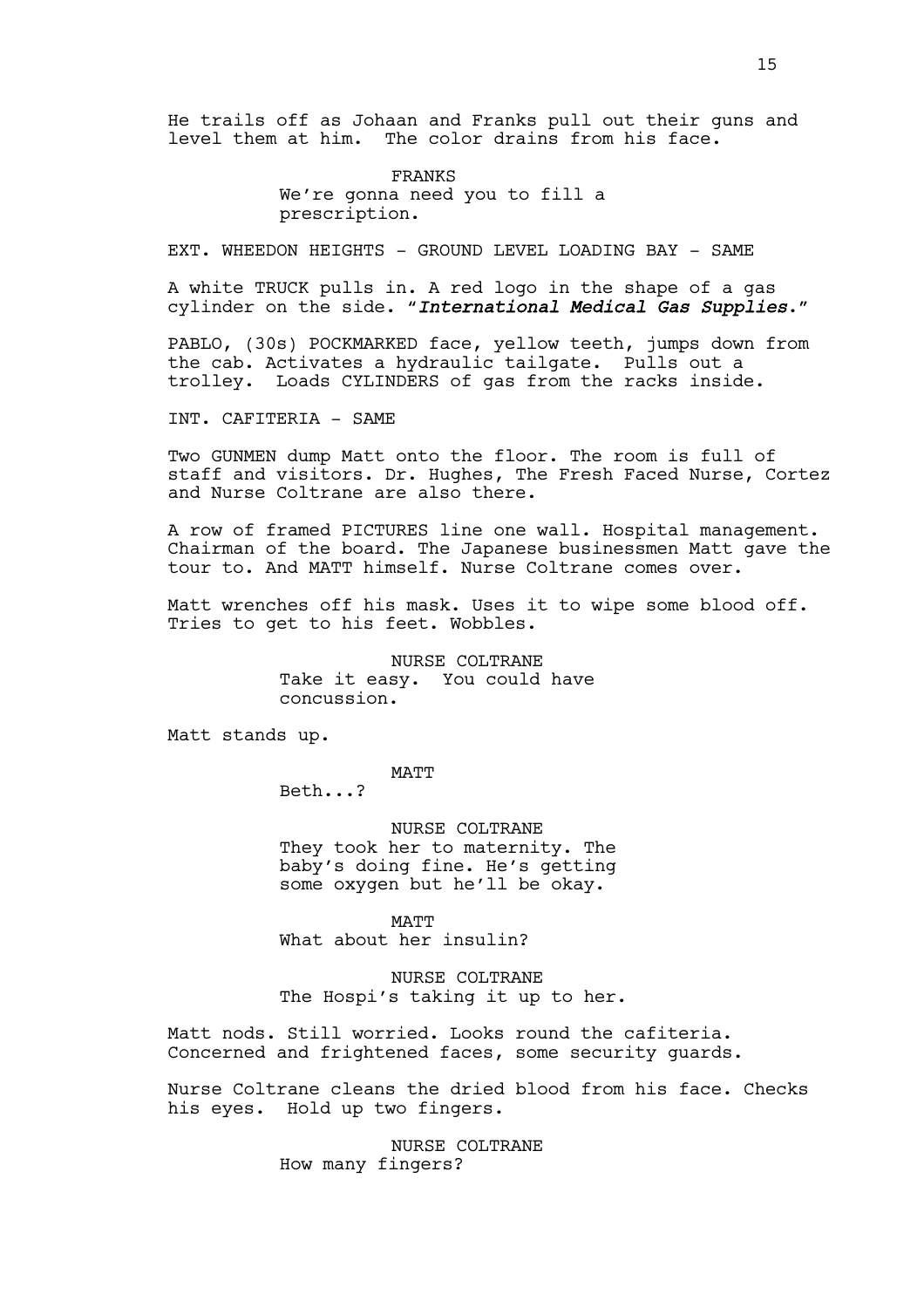He trails off as Johaan and Franks pull out their guns and level them at him. The color drains from his face.

FRANKS
We're gonna need you to fill a prescription.

EXT. WHEEDON HEIGHTS - GROUND LEVEL LOADING BAY - SAME

A white TRUCK pulls in. A red logo in the shape of a gas cylinder on the side. "*International Medical Gas Supplies.*"

PABLO, (30s) POCKMARKED face, yellow teeth, jumps down from the cab. Activates a hydraulic tailgate. Pulls out a trolley. Loads CYLINDERS of gas from the racks inside.

INT. CAFITERIA - SAME

Two GUNMEN dump Matt onto the floor. The room is full of staff and visitors. Dr. Hughes, The Fresh Faced Nurse, Cortez and Nurse Coltrane are also there.

A row of framed PICTURES line one wall. Hospital management. Chairman of the board. The Japanese businessmen Matt gave the tour to. And MATT himself. Nurse Coltrane comes over.

Matt wrenches off his mask. Uses it to wipe some blood off. Tries to get to his feet. Wobbles.

NURSE COLTRANE
Take it easy. You could have concussion.

Matt stands up.

MATT
Beth...?

NURSE COLTRANE
They took her to maternity. The baby's doing fine. He's getting some oxygen but he'll be okay.

MATT
What about her insulin?

NURSE COLTRANE
The Hospi's taking it up to her.

Matt nods. Still worried. Looks round the cafiteria. Concerned and frightened faces, some security guards.

Nurse Coltrane cleans the dried blood from his face. Checks his eyes. Hold up two fingers.

NURSE COLTRANE
How many fingers?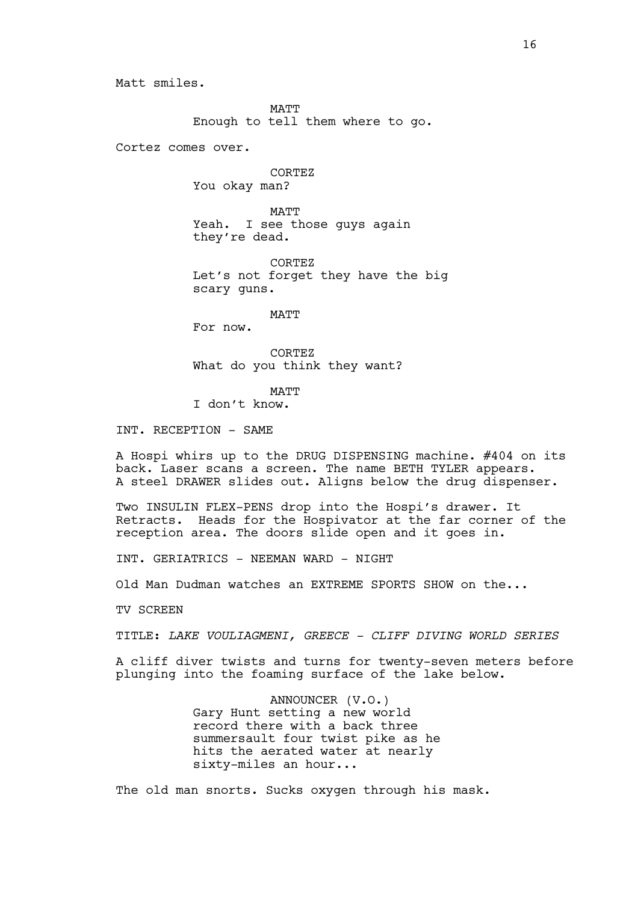Matt smiles.

MATT
Enough to tell them where to go.

Cortez comes over.

CORTEZ
You okay man?

MATT
Yeah. I see those guys again they're dead.

CORTEZ
Let's not forget they have the big scary guns.

MATT
For now.

CORTEZ
What do you think they want?

MATT
I don't know.

INT. RECEPTION - SAME

A Hospi whirs up to the DRUG DISPENSING machine. #404 on its back. Laser scans a screen. The name BETH TYLER appears. A steel DRAWER slides out. Aligns below the drug dispenser.

Two INSULIN FLEX-PENS drop into the Hospi's drawer. It Retracts. Heads for the Hospivator at the far corner of the reception area. The doors slide open and it goes in.

INT. GERIATRICS - NEEMAN WARD - NIGHT

Old Man Dudman watches an EXTREME SPORTS SHOW on the...

TV SCREEN

TITLE: *LAKE VOULIAGMENI, GREECE - CLIFF DIVING WORLD SERIES*

A cliff diver twists and turns for twenty-seven meters before plunging into the foaming surface of the lake below.

ANNOUNCER (V.O.)
Gary Hunt setting a new world record there with a back three summersault four twist pike as he hits the aerated water at nearly sixty-miles an hour...

The old man snorts. Sucks oxygen through his mask.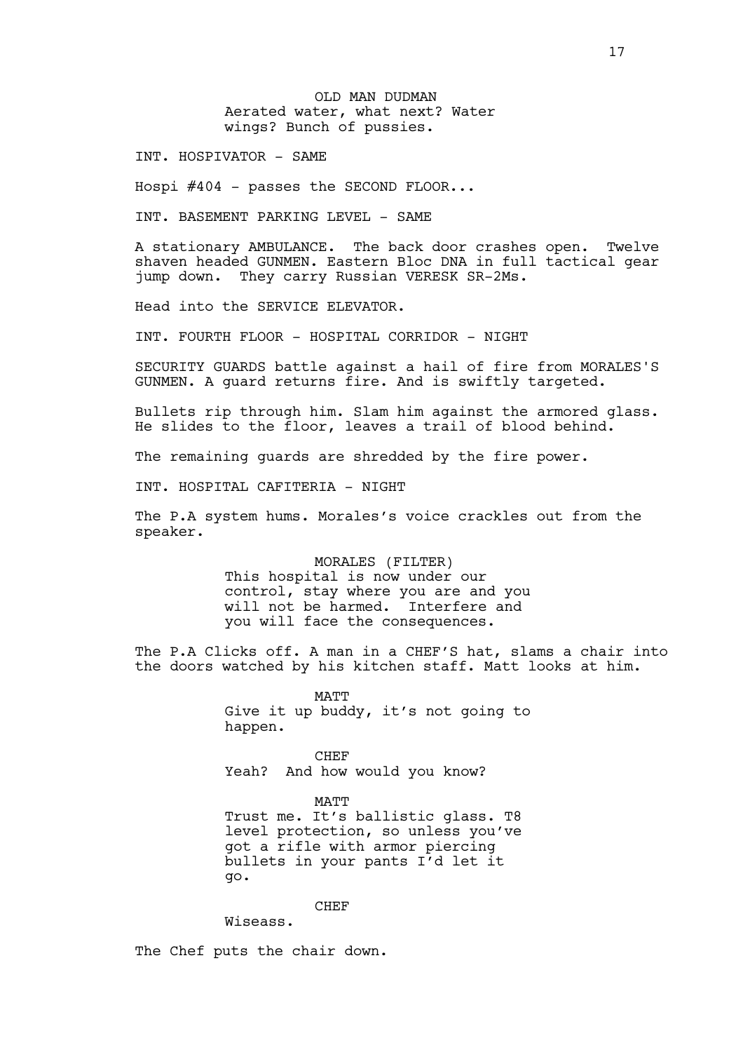OLD MAN DUDMAN
Aerated water, what next? Water wings? Bunch of pussies.

INT. HOSPIVATOR - SAME

Hospi #404 - passes the SECOND FLOOR...

INT. BASEMENT PARKING LEVEL - SAME

A stationary AMBULANCE. The back door crashes open. Twelve shaven headed GUNMEN. Eastern Bloc DNA in full tactical gear jump down. They carry Russian VERESK SR-2Ms.

Head into the SERVICE ELEVATOR.

INT. FOURTH FLOOR - HOSPITAL CORRIDOR - NIGHT

SECURITY GUARDS battle against a hail of fire from MORALES'S GUNMEN. A guard returns fire. And is swiftly targeted.

Bullets rip through him. Slam him against the armored glass. He slides to the floor, leaves a trail of blood behind.

The remaining guards are shredded by the fire power.

INT. HOSPITAL CAFITERIA - NIGHT

The P.A system hums. Morales's voice crackles out from the speaker.

MORALES (FILTER)
This hospital is now under our control, stay where you are and you will not be harmed. Interfere and you will face the consequences.

The P.A Clicks off. A man in a CHEF'S hat, slams a chair into the doors watched by his kitchen staff. Matt looks at him.

MATT
Give it up buddy, it's not going to happen.

CHEF
Yeah? And how would you know?

MATT
Trust me. It's ballistic glass. T8 level protection, so unless you've got a rifle with armor piercing bullets in your pants I'd let it go.

CHEF
Wiseass.

The Chef puts the chair down.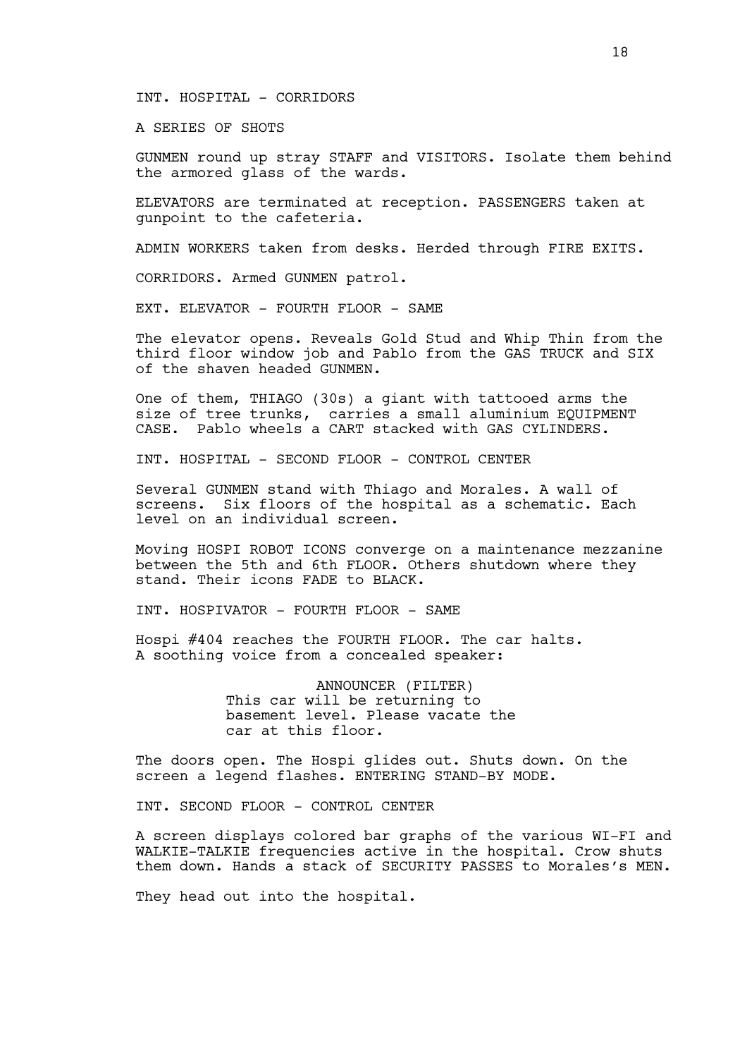INT. HOSPITAL - CORRIDORS

A SERIES OF SHOTS

GUNMEN round up stray STAFF and VISITORS. Isolate them behind the armored glass of the wards.

ELEVATORS are terminated at reception. PASSENGERS taken at gunpoint to the cafeteria.

ADMIN WORKERS taken from desks. Herded through FIRE EXITS.

CORRIDORS. Armed GUNMEN patrol.

EXT. ELEVATOR - FOURTH FLOOR - SAME

The elevator opens. Reveals Gold Stud and Whip Thin from the third floor window job and Pablo from the GAS TRUCK and SIX of the shaven headed GUNMEN.

One of them, THIAGO (30s) a giant with tattooed arms the size of tree trunks, carries a small aluminium EQUIPMENT CASE. Pablo wheels a CART stacked with GAS CYLINDERS.

INT. HOSPITAL - SECOND FLOOR - CONTROL CENTER

Several GUNMEN stand with Thiago and Morales. A wall of screens. Six floors of the hospital as a schematic. Each level on an individual screen.

Moving HOSPI ROBOT ICONS converge on a maintenance mezzanine between the 5th and 6th FLOOR. Others shutdown where they stand. Their icons FADE to BLACK.

INT. HOSPIVATOR - FOURTH FLOOR - SAME

Hospi #404 reaches the FOURTH FLOOR. The car halts.
A soothing voice from a concealed speaker:

ANNOUNCER (FILTER)
This car will be returning to basement level. Please vacate the car at this floor.

The doors open. The Hospi glides out. Shuts down. On the screen a legend flashes. ENTERING STAND-BY MODE.

INT. SECOND FLOOR - CONTROL CENTER

A screen displays colored bar graphs of the various WI-FI and WALKIE-TALKIE frequencies active in the hospital. Crow shuts them down. Hands a stack of SECURITY PASSES to Morales's MEN.

They head out into the hospital.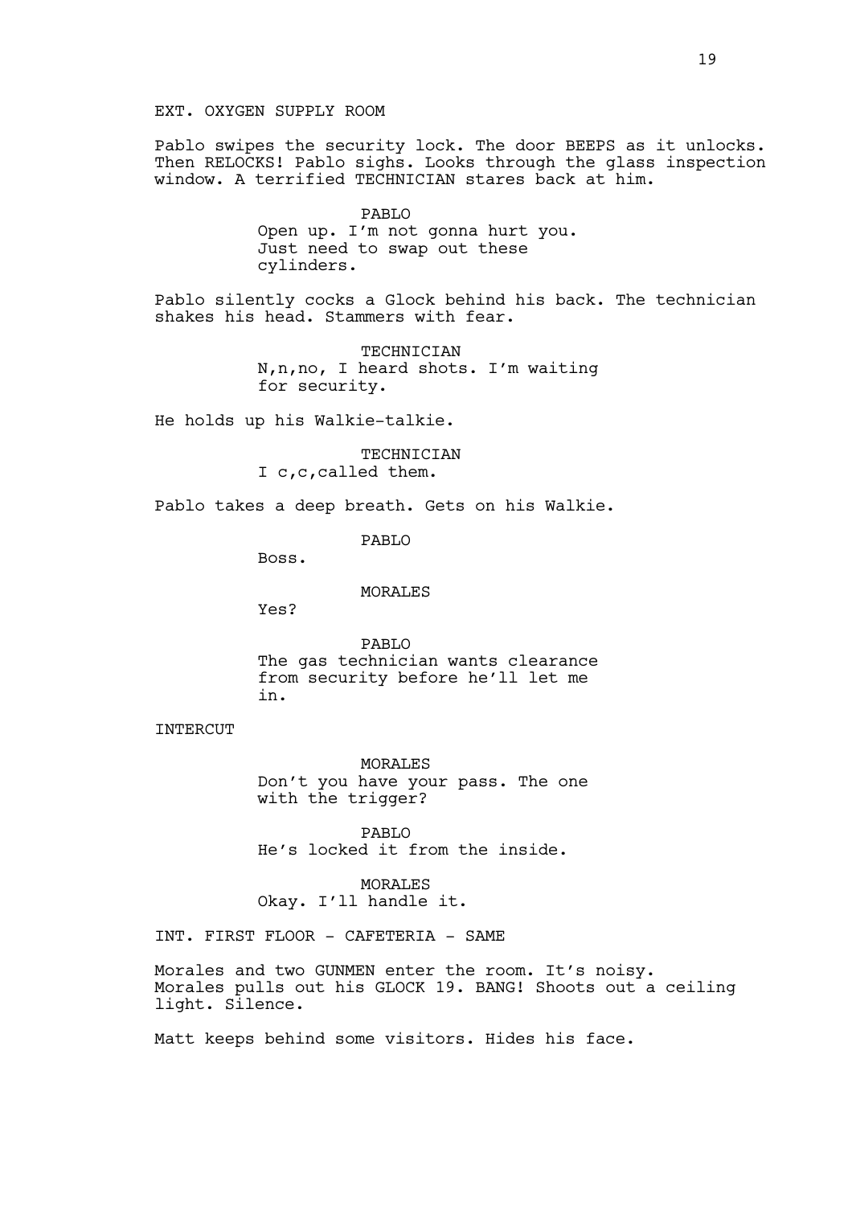EXT. OXYGEN SUPPLY ROOM

Pablo swipes the security lock. The door BEEPS as it unlocks. Then RELOCKS! Pablo sighs. Looks through the glass inspection window. A terrified TECHNICIAN stares back at him.

PABLO
Open up. I'm not gonna hurt you. Just need to swap out these cylinders.

Pablo silently cocks a Glock behind his back. The technician shakes his head. Stammers with fear.

TECHNICIAN
N,n,no, I heard shots. I'm waiting for security.

He holds up his Walkie-talkie.

TECHNICIAN
I c,c,called them.

Pablo takes a deep breath. Gets on his Walkie.

PABLO
Boss.

MORALES
Yes?

PABLO
The gas technician wants clearance from security before he'll let me in.

INTERCUT

MORALES
Don't you have your pass. The one with the trigger?

PABLO
He's locked it from the inside.

MORALES
Okay. I'll handle it.

INT. FIRST FLOOR - CAFETERIA - SAME

Morales and two GUNMEN enter the room. It's noisy. Morales pulls out his GLOCK 19. BANG! Shoots out a ceiling light. Silence.

Matt keeps behind some visitors. Hides his face.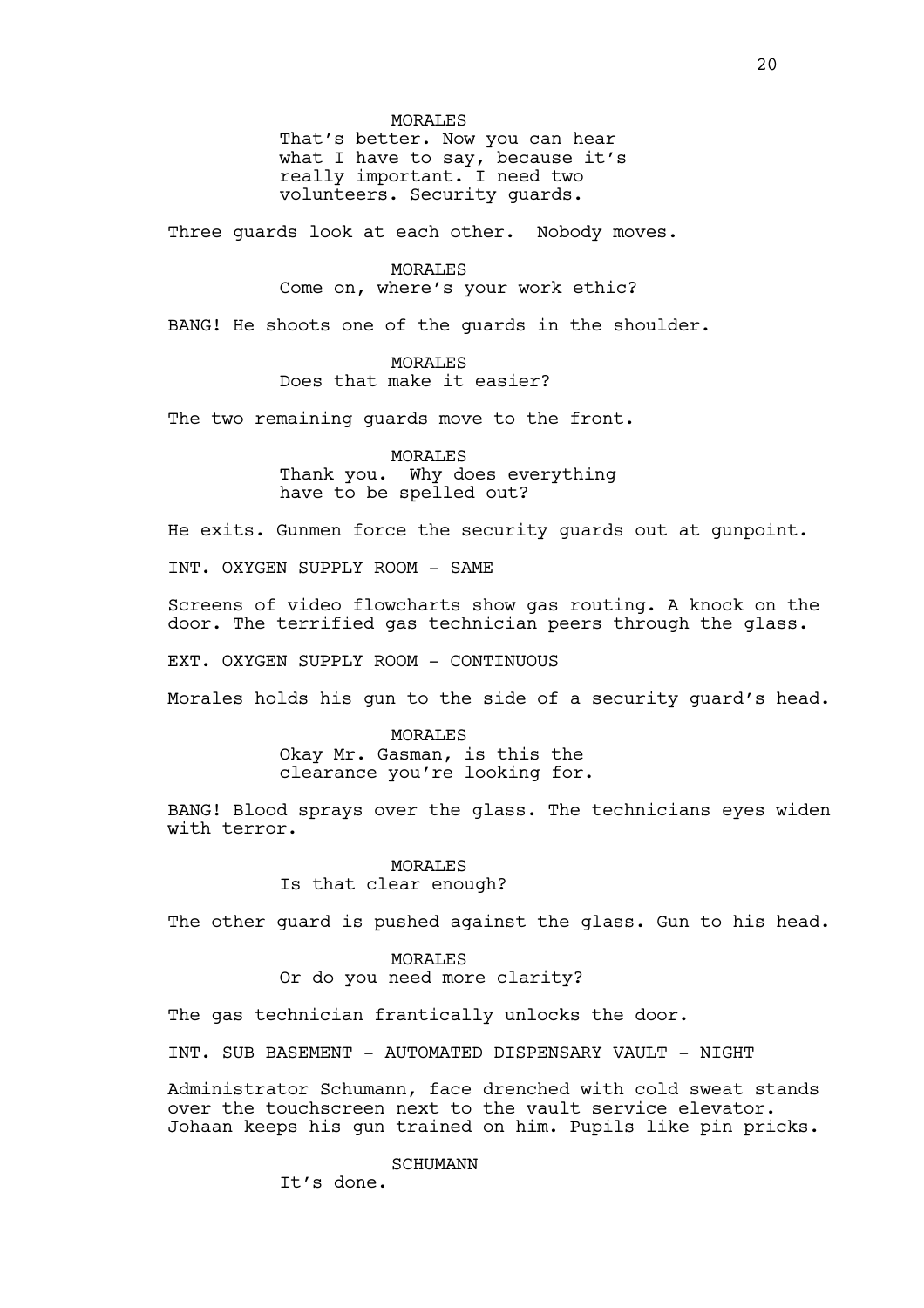MORALES
That's better. Now you can hear what I have to say, because it's really important. I need two volunteers. Security guards.

Three guards look at each other. Nobody moves.

MORALES
Come on, where's your work ethic?

BANG! He shoots one of the guards in the shoulder.

MORALES
Does that make it easier?

The two remaining guards move to the front.

MORALES
Thank you. Why does everything have to be spelled out?

He exits. Gunmen force the security guards out at gunpoint.

INT. OXYGEN SUPPLY ROOM - SAME

Screens of video flowcharts show gas routing. A knock on the door. The terrified gas technician peers through the glass.

EXT. OXYGEN SUPPLY ROOM - CONTINUOUS

Morales holds his gun to the side of a security guard's head.

MORALES
Okay Mr. Gasman, is this the clearance you're looking for.

BANG! Blood sprays over the glass. The technicians eyes widen with terror.

MORALES
Is that clear enough?

The other guard is pushed against the glass. Gun to his head.

MORALES
Or do you need more clarity?

The gas technician frantically unlocks the door.

INT. SUB BASEMENT - AUTOMATED DISPENSARY VAULT - NIGHT

Administrator Schumann, face drenched with cold sweat stands over the touchscreen next to the vault service elevator. Johaan keeps his gun trained on him. Pupils like pin pricks.

SCHUMANN
It's done.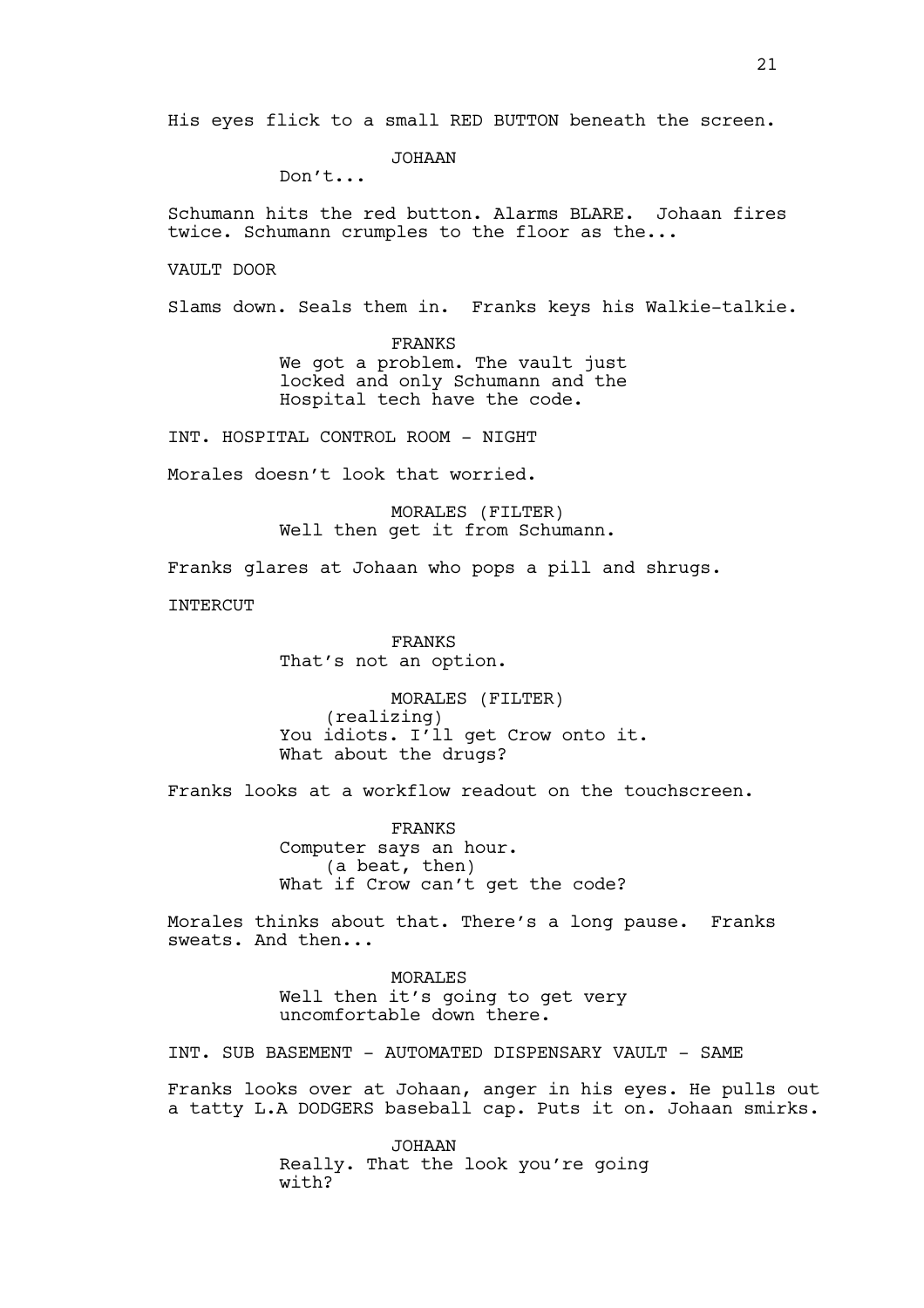His eyes flick to a small RED BUTTON beneath the screen.

JOHAAN
Don't...

Schumann hits the red button. Alarms BLARE. Johaan fires twice. Schumann crumples to the floor as the...

VAULT DOOR

Slams down. Seals them in. Franks keys his Walkie-talkie.

FRANKS
We got a problem. The vault just locked and only Schumann and the Hospital tech have the code.

INT. HOSPITAL CONTROL ROOM - NIGHT

Morales doesn't look that worried.

MORALES (FILTER)
Well then get it from Schumann.

Franks glares at Johaan who pops a pill and shrugs.

INTERCUT

FRANKS
That's not an option.

MORALES (FILTER)
(realizing)
You idiots. I'll get Crow onto it. What about the drugs?

Franks looks at a workflow readout on the touchscreen.

FRANKS
Computer says an hour.
(a beat, then)
What if Crow can't get the code?

Morales thinks about that. There's a long pause. Franks sweats. And then...

MORALES
Well then it's going to get very uncomfortable down there.

INT. SUB BASEMENT - AUTOMATED DISPENSARY VAULT - SAME

Franks looks over at Johaan, anger in his eyes. He pulls out a tatty L.A DODGERS baseball cap. Puts it on. Johaan smirks.

JOHAAN
Really. That the look you're going with?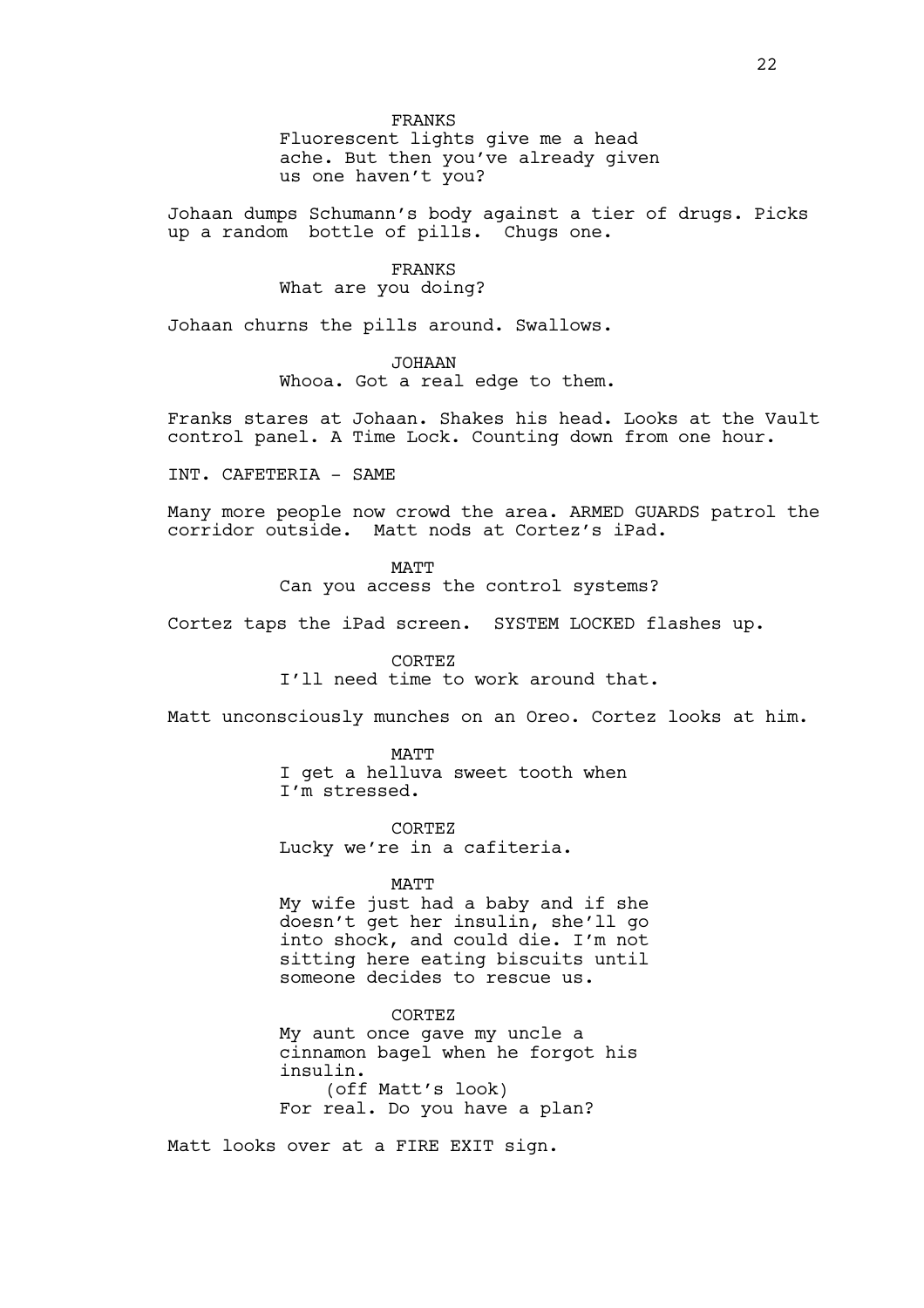FRANKS

Fluorescent lights give me a head ache. But then you've already given us one haven't you?

Johaan dumps Schumann's body against a tier of drugs. Picks up a random  bottle of pills.  Chugs one.

FRANKS

What are you doing?

Johaan churns the pills around. Swallows.

JOHAAN

Whooa. Got a real edge to them.

Franks stares at Johaan. Shakes his head. Looks at the Vault control panel. A Time Lock. Counting down from one hour.

INT. CAFETERIA - SAME

Many more people now crowd the area. ARMED GUARDS patrol the corridor outside.  Matt nods at Cortez's iPad.

MATT

Can you access the control systems?

Cortez taps the iPad screen.  SYSTEM LOCKED flashes up.

CORTEZ

I'll need time to work around that.

Matt unconsciously munches on an Oreo. Cortez looks at him.

MATT

I get a helluva sweet tooth when I'm stressed.

CORTEZ

Lucky we're in a cafiteria.

MATT

My wife just had a baby and if she doesn't get her insulin, she'll go into shock, and could die. I'm not sitting here eating biscuits until someone decides to rescue us.

CORTEZ

My aunt once gave my uncle a cinnamon bagel when he forgot his insulin.

(off Matt's look)

For real. Do you have a plan?

Matt looks over at a FIRE EXIT sign.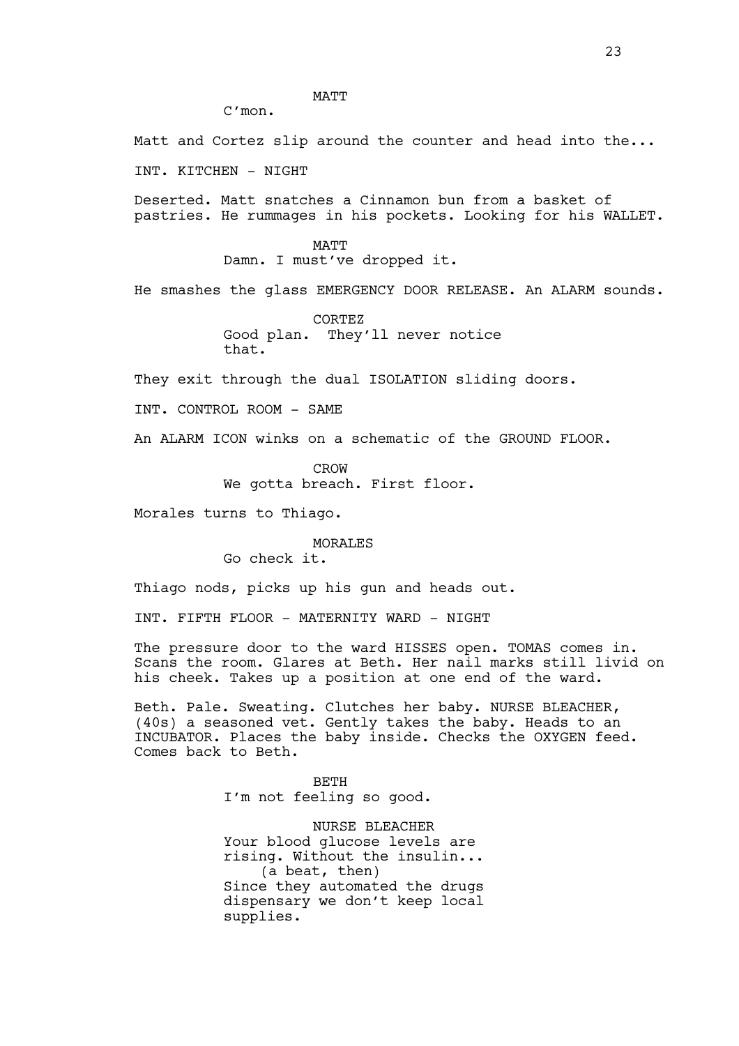MATT

C'mon.

Matt and Cortez slip around the counter and head into the...

INT. KITCHEN - NIGHT

Deserted. Matt snatches a Cinnamon bun from a basket of pastries. He rummages in his pockets. Looking for his WALLET.

MATT

Damn. I must've dropped it.

He smashes the glass EMERGENCY DOOR RELEASE. An ALARM sounds.

CORTEZ

Good plan. They'll never notice that.

They exit through the dual ISOLATION sliding doors.

INT. CONTROL ROOM - SAME

An ALARM ICON winks on a schematic of the GROUND FLOOR.

CROW

We gotta breach. First floor.

Morales turns to Thiago.

MORALES

Go check it.

Thiago nods, picks up his gun and heads out.

INT. FIFTH FLOOR - MATERNITY WARD - NIGHT

The pressure door to the ward HISSES open. TOMAS comes in. Scans the room. Glares at Beth. Her nail marks still livid on his cheek. Takes up a position at one end of the ward.

Beth. Pale. Sweating. Clutches her baby. NURSE BLEACHER, (40s) a seasoned vet. Gently takes the baby. Heads to an INCUBATOR. Places the baby inside. Checks the OXYGEN feed. Comes back to Beth.

BETH

I'm not feeling so good.

NURSE BLEACHER

Your blood glucose levels are rising. Without the insulin...

(a beat, then)

Since they automated the drugs dispensary we don't keep local supplies.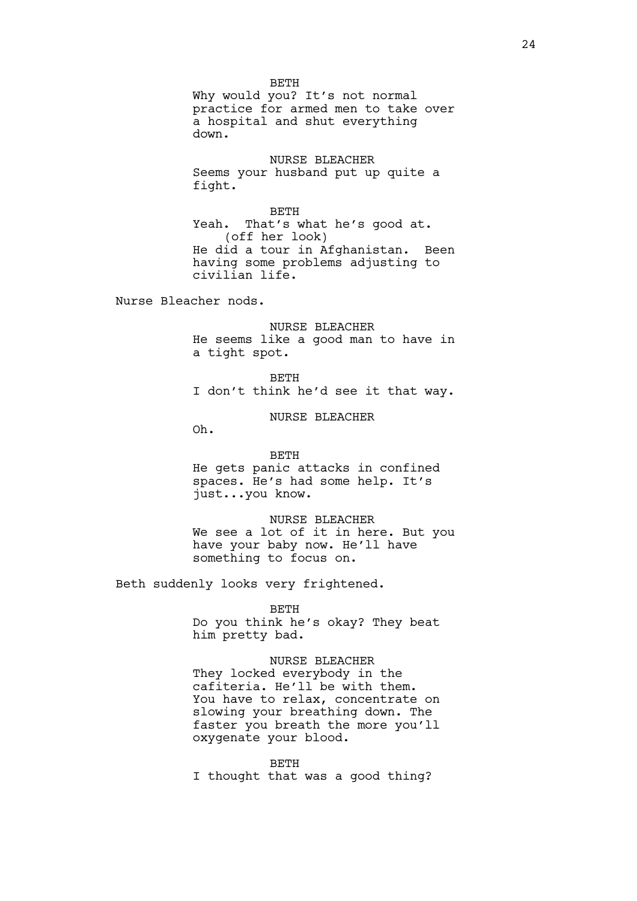BETH
Why would you? It's not normal practice for armed men to take over a hospital and shut everything down.

NURSE BLEACHER
Seems your husband put up quite a fight.

BETH
Yeah. That's what he's good at.
(off her look)
He did a tour in Afghanistan. Been having some problems adjusting to civilian life.

Nurse Bleacher nods.

NURSE BLEACHER
He seems like a good man to have in a tight spot.

BETH
I don't think he'd see it that way.

NURSE BLEACHER
Oh.

BETH
He gets panic attacks in confined spaces. He's had some help. It's just...you know.

NURSE BLEACHER
We see a lot of it in here. But you have your baby now. He'll have something to focus on.

Beth suddenly looks very frightened.

BETH
Do you think he's okay? They beat him pretty bad.

NURSE BLEACHER
They locked everybody in the cafiteria. He'll be with them. You have to relax, concentrate on slowing your breathing down. The faster you breath the more you'll oxygenate your blood.

BETH
I thought that was a good thing?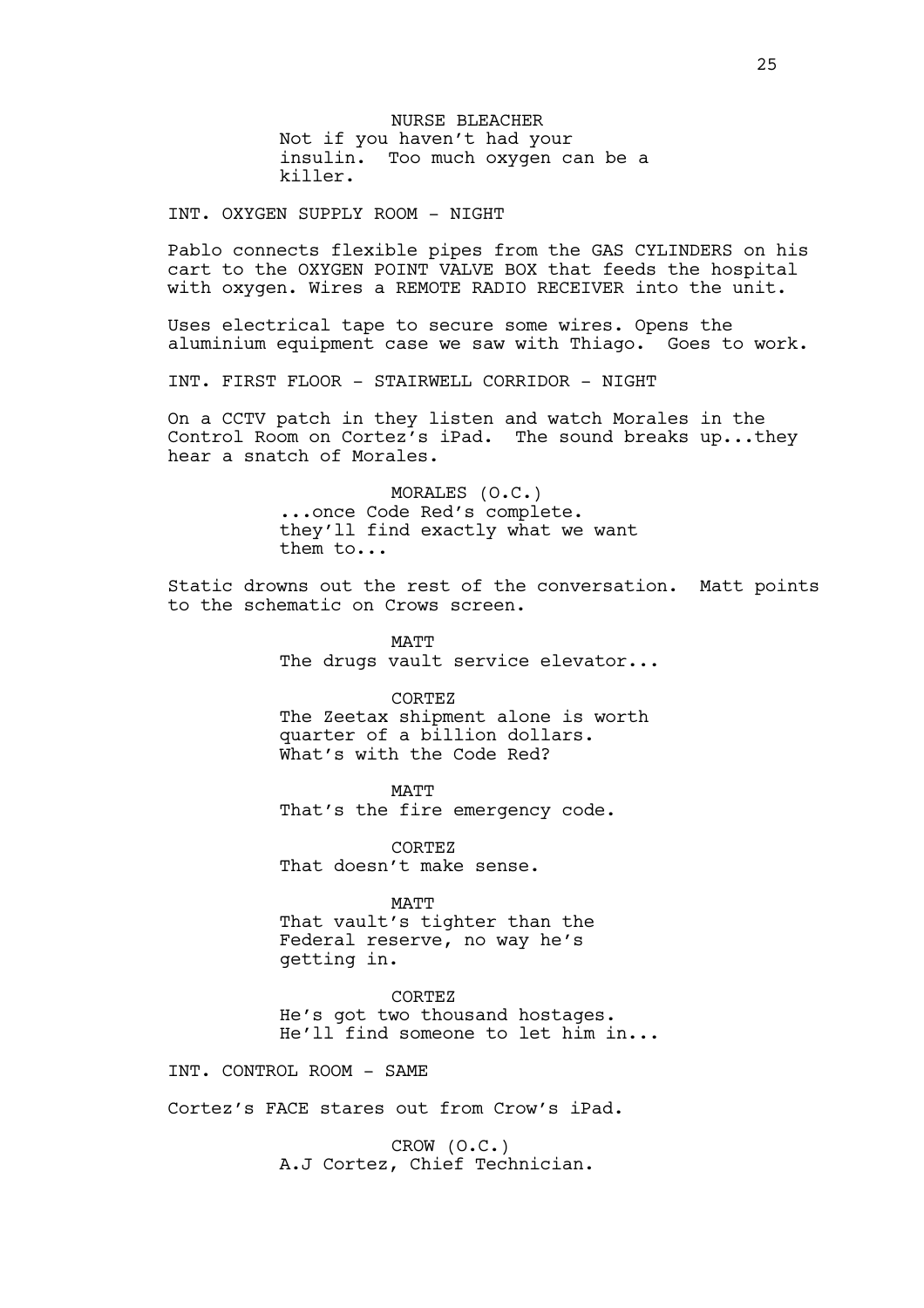NURSE BLEACHER
Not if you haven't had your insulin. Too much oxygen can be a killer.

INT. OXYGEN SUPPLY ROOM - NIGHT

Pablo connects flexible pipes from the GAS CYLINDERS on his cart to the OXYGEN POINT VALVE BOX that feeds the hospital with oxygen. Wires a REMOTE RADIO RECEIVER into the unit.

Uses electrical tape to secure some wires. Opens the aluminium equipment case we saw with Thiago. Goes to work.

INT. FIRST FLOOR - STAIRWELL CORRIDOR - NIGHT

On a CCTV patch in they listen and watch Morales in the Control Room on Cortez's iPad. The sound breaks up...they hear a snatch of Morales.

MORALES (O.C.)
...once Code Red's complete. they'll find exactly what we want them to...

Static drowns out the rest of the conversation. Matt points to the schematic on Crows screen.

MATT
The drugs vault service elevator...

CORTEZ
The Zeetax shipment alone is worth quarter of a billion dollars. What's with the Code Red?

MATT
That's the fire emergency code.

CORTEZ
That doesn't make sense.

MATT
That vault's tighter than the Federal reserve, no way he's getting in.

CORTEZ
He's got two thousand hostages. He'll find someone to let him in...

INT. CONTROL ROOM - SAME

Cortez's FACE stares out from Crow's iPad.

CROW (O.C.)
A.J Cortez, Chief Technician.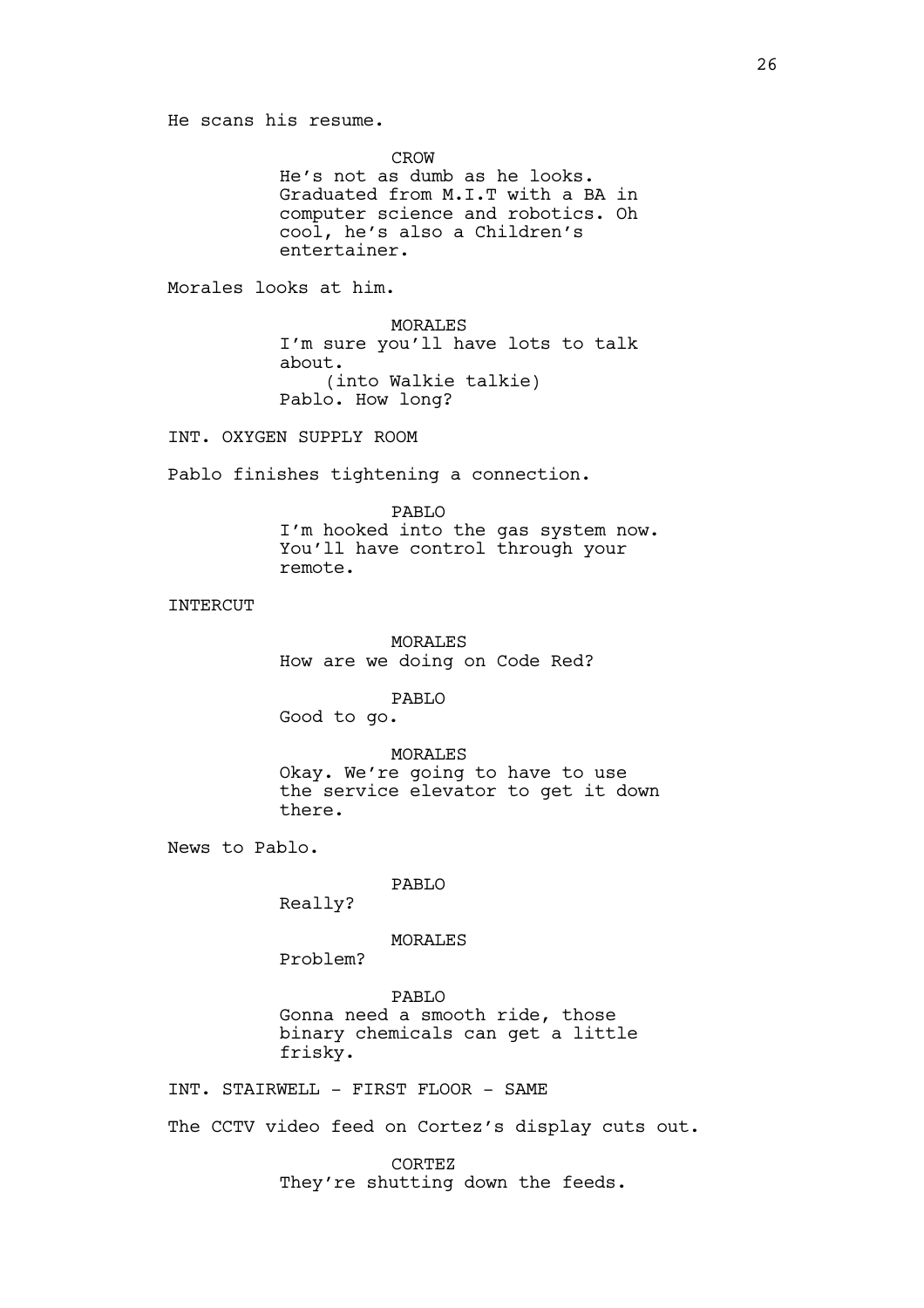He scans his resume.

CROW
He's not as dumb as he looks. Graduated from M.I.T with a BA in computer science and robotics. Oh cool, he's also a Children's entertainer.

Morales looks at him.

MORALES
I'm sure you'll have lots to talk about.
(into Walkie talkie)
Pablo. How long?

INT. OXYGEN SUPPLY ROOM

Pablo finishes tightening a connection.

PABLO
I'm hooked into the gas system now. You'll have control through your remote.

INTERCUT

MORALES
How are we doing on Code Red?

PABLO
Good to go.

MORALES
Okay. We're going to have to use the service elevator to get it down there.

News to Pablo.

PABLO
Really?

MORALES
Problem?

PABLO
Gonna need a smooth ride, those binary chemicals can get a little frisky.

INT. STAIRWELL - FIRST FLOOR - SAME

The CCTV video feed on Cortez's display cuts out.

CORTEZ
They're shutting down the feeds.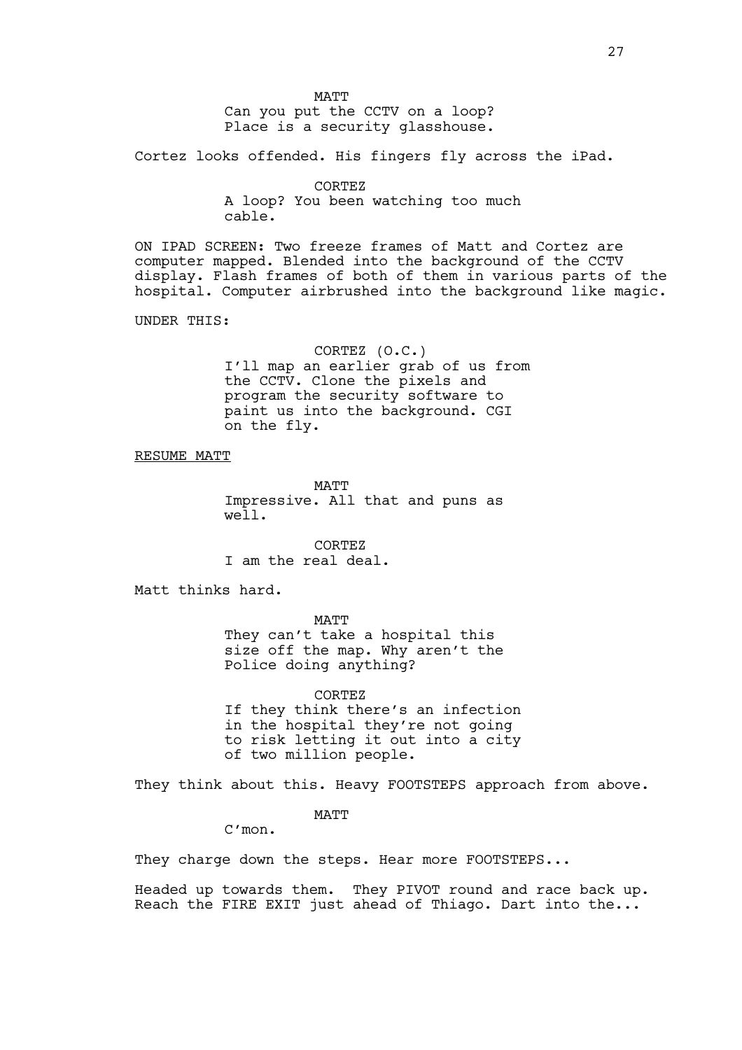MATT
Can you put the CCTV on a loop?
Place is a security glasshouse.

Cortez looks offended. His fingers fly across the iPad.

CORTEZ
A loop? You been watching too much
cable.

ON IPAD SCREEN: Two freeze frames of Matt and Cortez are computer mapped. Blended into the background of the CCTV display. Flash frames of both of them in various parts of the hospital. Computer airbrushed into the background like magic.

UNDER THIS:

CORTEZ (O.C.)
I'll map an earlier grab of us from
the CCTV. Clone the pixels and
program the security software to
paint us into the background. CGI
on the fly.

RESUME MATT

MATT
Impressive. All that and puns as
well.

CORTEZ
I am the real deal.

Matt thinks hard.

MATT
They can't take a hospital this
size off the map. Why aren't the
Police doing anything?

CORTEZ
If they think there's an infection
in the hospital they're not going
to risk letting it out into a city
of two million people.

They think about this. Heavy FOOTSTEPS approach from above.

MATT
C'mon.

They charge down the steps. Hear more FOOTSTEPS...

Headed up towards them. They PIVOT round and race back up. Reach the FIRE EXIT just ahead of Thiago. Dart into the...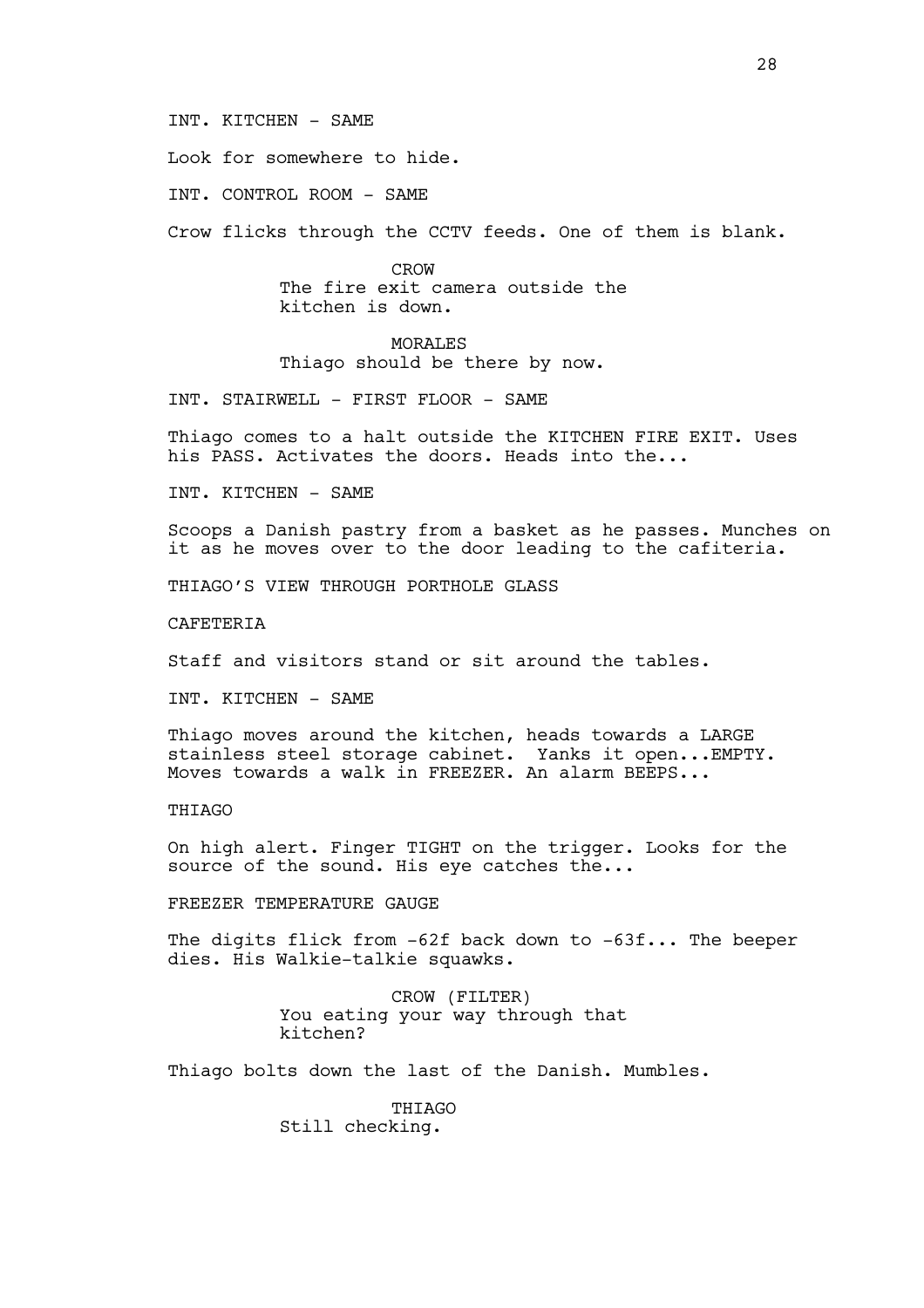INT. KITCHEN - SAME

Look for somewhere to hide.

INT. CONTROL ROOM - SAME

Crow flicks through the CCTV feeds. One of them is blank.

CROW
The fire exit camera outside the kitchen is down.

MORALES
Thiago should be there by now.

INT. STAIRWELL - FIRST FLOOR - SAME

Thiago comes to a halt outside the KITCHEN FIRE EXIT. Uses his PASS. Activates the doors. Heads into the...

INT. KITCHEN - SAME

Scoops a Danish pastry from a basket as he passes. Munches on it as he moves over to the door leading to the cafiteria.

THIAGO'S VIEW THROUGH PORTHOLE GLASS

CAFETERIA

Staff and visitors stand or sit around the tables.

INT. KITCHEN - SAME

Thiago moves around the kitchen, heads towards a LARGE stainless steel storage cabinet. Yanks it open...EMPTY. Moves towards a walk in FREEZER. An alarm BEEPS...

THIAGO

On high alert. Finger TIGHT on the trigger. Looks for the source of the sound. His eye catches the...

FREEZER TEMPERATURE GAUGE

The digits flick from -62f back down to -63f... The beeper dies. His Walkie-talkie squawks.

CROW (FILTER)
You eating your way through that kitchen?

Thiago bolts down the last of the Danish. Mumbles.

THIAGO
Still checking.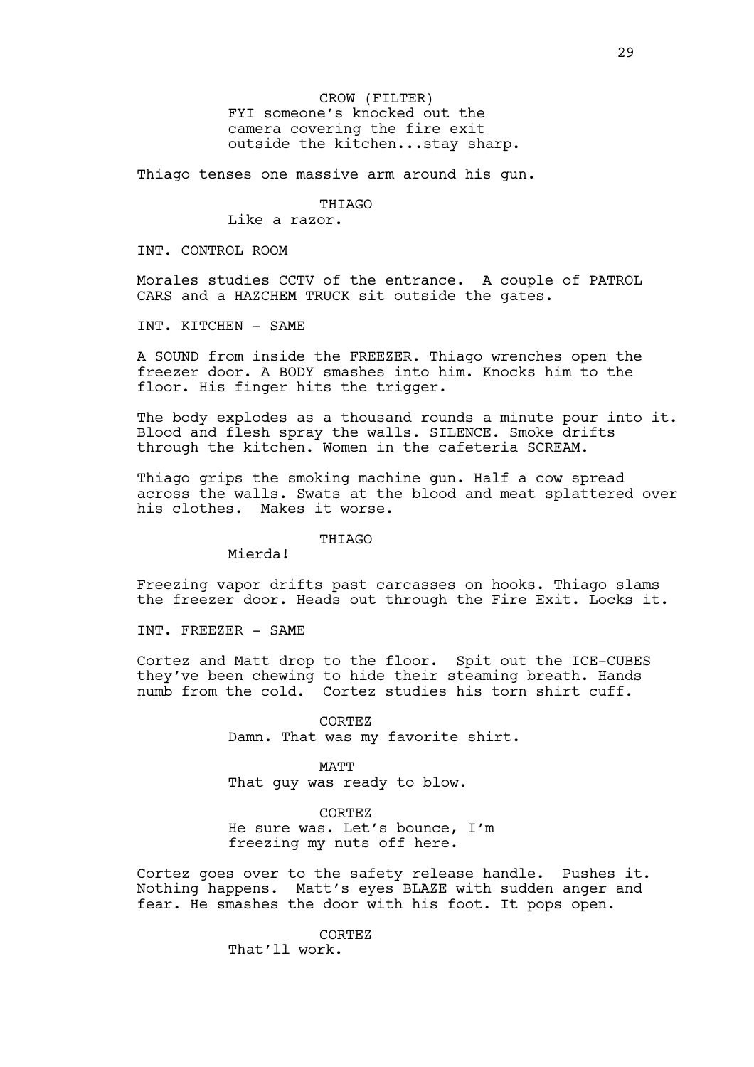CROW (FILTER)
FYI someone's knocked out the camera covering the fire exit outside the kitchen...stay sharp.

Thiago tenses one massive arm around his gun.

THIAGO
Like a razor.

INT. CONTROL ROOM

Morales studies CCTV of the entrance. A couple of PATROL CARS and a HAZCHEM TRUCK sit outside the gates.

INT. KITCHEN - SAME

A SOUND from inside the FREEZER. Thiago wrenches open the freezer door. A BODY smashes into him. Knocks him to the floor. His finger hits the trigger.

The body explodes as a thousand rounds a minute pour into it. Blood and flesh spray the walls. SILENCE. Smoke drifts through the kitchen. Women in the cafeteria SCREAM.

Thiago grips the smoking machine gun. Half a cow spread across the walls. Swats at the blood and meat splattered over his clothes. Makes it worse.

THIAGO
Mierda!

Freezing vapor drifts past carcasses on hooks. Thiago slams the freezer door. Heads out through the Fire Exit. Locks it.

INT. FREEZER - SAME

Cortez and Matt drop to the floor. Spit out the ICE-CUBES they've been chewing to hide their steaming breath. Hands numb from the cold. Cortez studies his torn shirt cuff.

CORTEZ
Damn. That was my favorite shirt.

MATT
That guy was ready to blow.

CORTEZ
He sure was. Let's bounce, I'm freezing my nuts off here.

Cortez goes over to the safety release handle. Pushes it. Nothing happens. Matt's eyes BLAZE with sudden anger and fear. He smashes the door with his foot. It pops open.

CORTEZ
That'll work.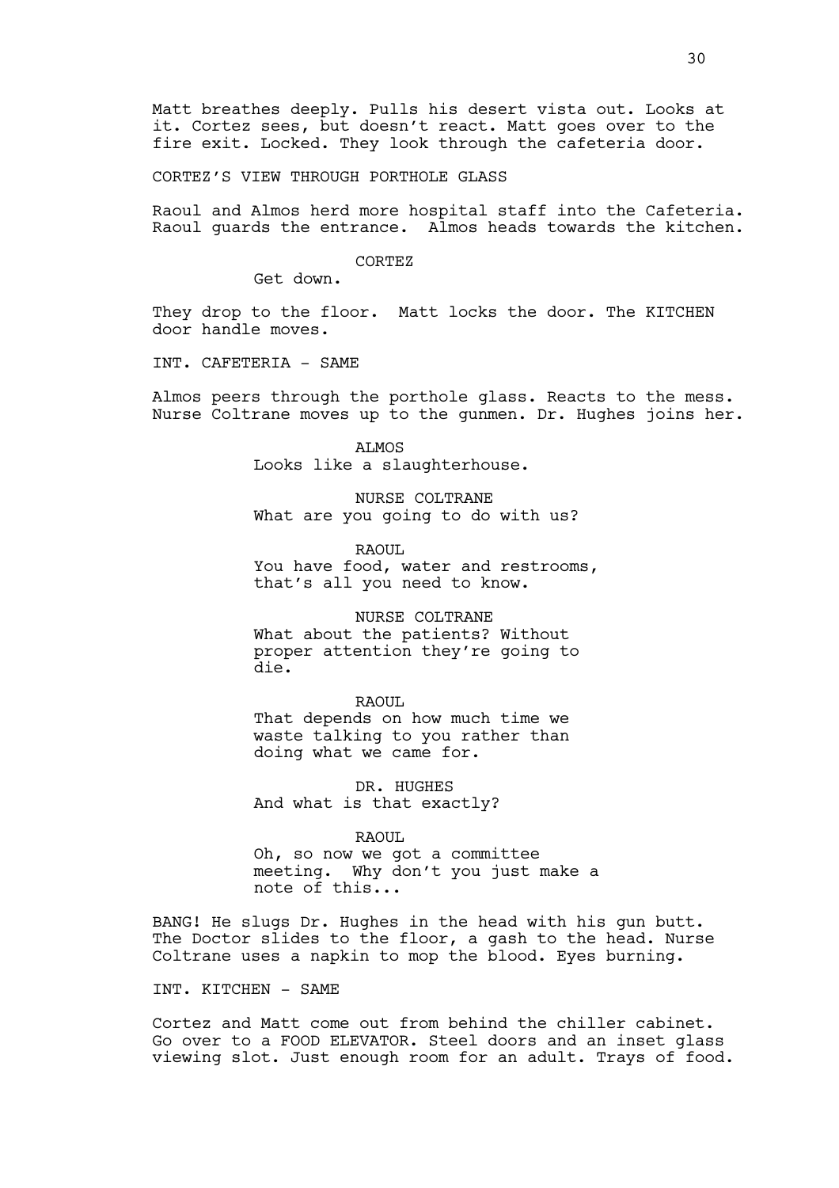Matt breathes deeply. Pulls his desert vista out. Looks at it. Cortez sees, but doesn't react. Matt goes over to the fire exit. Locked. They look through the cafeteria door.

CORTEZ'S VIEW THROUGH PORTHOLE GLASS

Raoul and Almos herd more hospital staff into the Cafeteria. Raoul guards the entrance. Almos heads towards the kitchen.

CORTEZ

Get down.

They drop to the floor. Matt locks the door. The KITCHEN door handle moves.

INT. CAFETERIA - SAME

Almos peers through the porthole glass. Reacts to the mess. Nurse Coltrane moves up to the gunmen. Dr. Hughes joins her.

ALMOS

Looks like a slaughterhouse.

NURSE COLTRANE

What are you going to do with us?

RAOUL

You have food, water and restrooms, that's all you need to know.

NURSE COLTRANE

What about the patients? Without proper attention they're going to die.

RAOUL

That depends on how much time we waste talking to you rather than doing what we came for.

DR. HUGHES

And what is that exactly?

RAOUL

Oh, so now we got a committee meeting. Why don't you just make a note of this...

BANG! He slugs Dr. Hughes in the head with his gun butt. The Doctor slides to the floor, a gash to the head. Nurse Coltrane uses a napkin to mop the blood. Eyes burning.

INT. KITCHEN - SAME

Cortez and Matt come out from behind the chiller cabinet. Go over to a FOOD ELEVATOR. Steel doors and an inset glass viewing slot. Just enough room for an adult. Trays of food.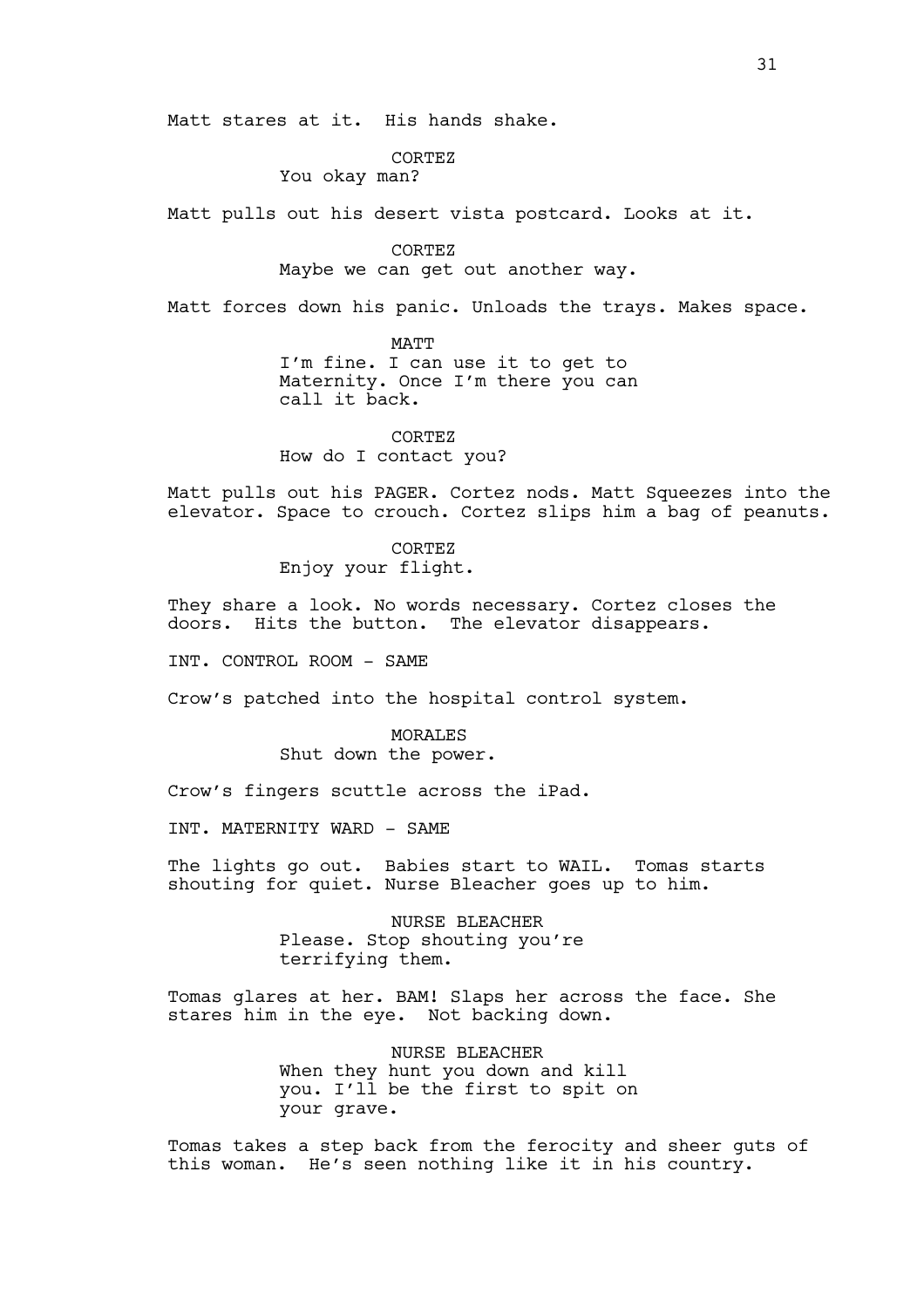Matt stares at it. His hands shake.

CORTEZ
You okay man?

Matt pulls out his desert vista postcard. Looks at it.

CORTEZ
Maybe we can get out another way.

Matt forces down his panic. Unloads the trays. Makes space.

MATT
I'm fine. I can use it to get to Maternity. Once I'm there you can call it back.

CORTEZ
How do I contact you?

Matt pulls out his PAGER. Cortez nods. Matt Squeezes into the elevator. Space to crouch. Cortez slips him a bag of peanuts.

CORTEZ
Enjoy your flight.

They share a look. No words necessary. Cortez closes the doors. Hits the button. The elevator disappears.

INT. CONTROL ROOM - SAME

Crow's patched into the hospital control system.

MORALES
Shut down the power.

Crow's fingers scuttle across the iPad.

INT. MATERNITY WARD - SAME

The lights go out. Babies start to WAIL. Tomas starts shouting for quiet. Nurse Bleacher goes up to him.

NURSE BLEACHER
Please. Stop shouting you're terrifying them.

Tomas glares at her. BAM! Slaps her across the face. She stares him in the eye. Not backing down.

NURSE BLEACHER
When they hunt you down and kill you. I'll be the first to spit on your grave.

Tomas takes a step back from the ferocity and sheer guts of this woman. He's seen nothing like it in his country.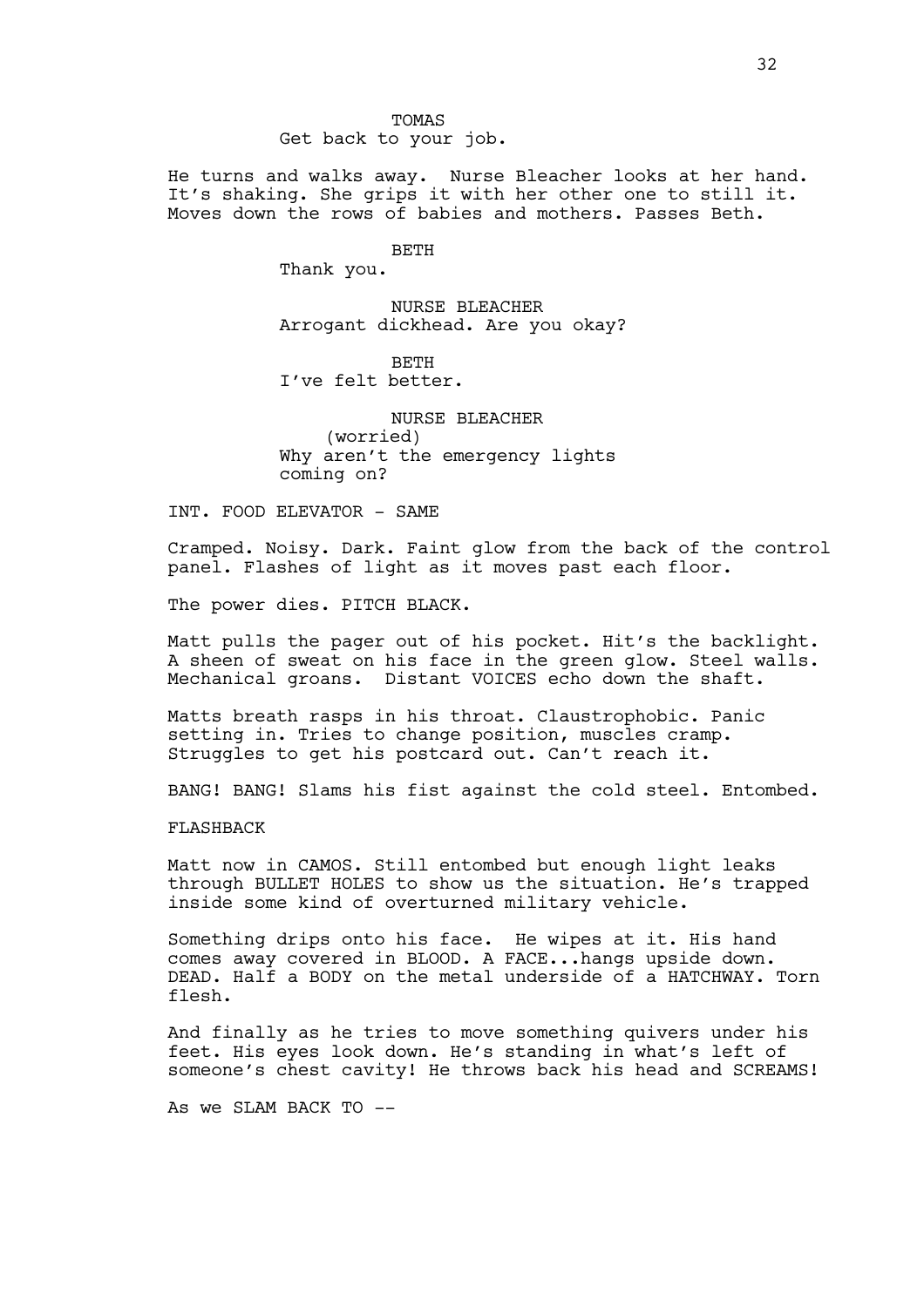TOMAS
Get back to your job.

He turns and walks away. Nurse Bleacher looks at her hand. It's shaking. She grips it with her other one to still it. Moves down the rows of babies and mothers. Passes Beth.

BETH
Thank you.

NURSE BLEACHER
Arrogant dickhead. Are you okay?

BETH
I've felt better.

NURSE BLEACHER
(worried)
Why aren't the emergency lights coming on?

INT. FOOD ELEVATOR - SAME

Cramped. Noisy. Dark. Faint glow from the back of the control panel. Flashes of light as it moves past each floor.

The power dies. PITCH BLACK.

Matt pulls the pager out of his pocket. Hit's the backlight. A sheen of sweat on his face in the green glow. Steel walls. Mechanical groans. Distant VOICES echo down the shaft.

Matts breath rasps in his throat. Claustrophobic. Panic setting in. Tries to change position, muscles cramp. Struggles to get his postcard out. Can't reach it.

BANG! BANG! Slams his fist against the cold steel. Entombed.

FLASHBACK

Matt now in CAMOS. Still entombed but enough light leaks through BULLET HOLES to show us the situation. He's trapped inside some kind of overturned military vehicle.

Something drips onto his face. He wipes at it. His hand comes away covered in BLOOD. A FACE...hangs upside down. DEAD. Half a BODY on the metal underside of a HATCHWAY. Torn flesh.

And finally as he tries to move something quivers under his feet. His eyes look down. He's standing in what's left of someone's chest cavity! He throws back his head and SCREAMS!

As we SLAM BACK TO --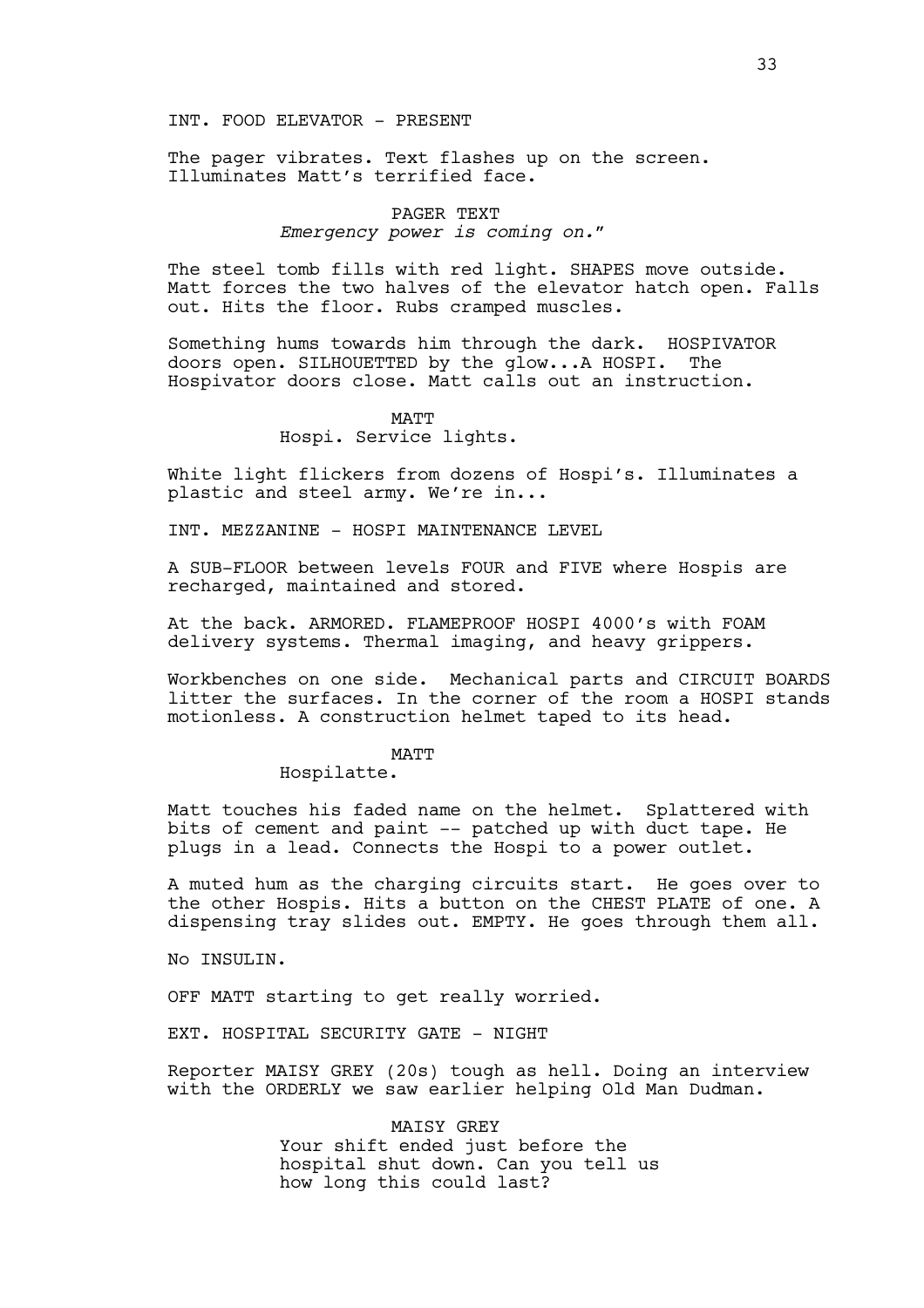INT. FOOD ELEVATOR - PRESENT

The pager vibrates. Text flashes up on the screen. Illuminates Matt's terrified face.

PAGER TEXT
*Emergency power is coming on."*

The steel tomb fills with red light. SHAPES move outside. Matt forces the two halves of the elevator hatch open. Falls out. Hits the floor. Rubs cramped muscles.

Something hums towards him through the dark. HOSPIVATOR doors open. SILHOUETTED by the glow...A HOSPI. The Hospivator doors close. Matt calls out an instruction.

MATT
Hospi. Service lights.

White light flickers from dozens of Hospi's. Illuminates a plastic and steel army. We're in...

INT. MEZZANINE - HOSPI MAINTENANCE LEVEL

A SUB-FLOOR between levels FOUR and FIVE where Hospis are recharged, maintained and stored.

At the back. ARMORED. FLAMEPROOF HOSPI 4000's with FOAM delivery systems. Thermal imaging, and heavy grippers.

Workbenches on one side. Mechanical parts and CIRCUIT BOARDS litter the surfaces. In the corner of the room a HOSPI stands motionless. A construction helmet taped to its head.

MATT
Hospilatte.

Matt touches his faded name on the helmet. Splattered with bits of cement and paint -- patched up with duct tape. He plugs in a lead. Connects the Hospi to a power outlet.

A muted hum as the charging circuits start. He goes over to the other Hospis. Hits a button on the CHEST PLATE of one. A dispensing tray slides out. EMPTY. He goes through them all.

No INSULIN.

OFF MATT starting to get really worried.

EXT. HOSPITAL SECURITY GATE - NIGHT

Reporter MAISY GREY (20s) tough as hell. Doing an interview with the ORDERLY we saw earlier helping Old Man Dudman.

MAISY GREY
Your shift ended just before the hospital shut down. Can you tell us how long this could last?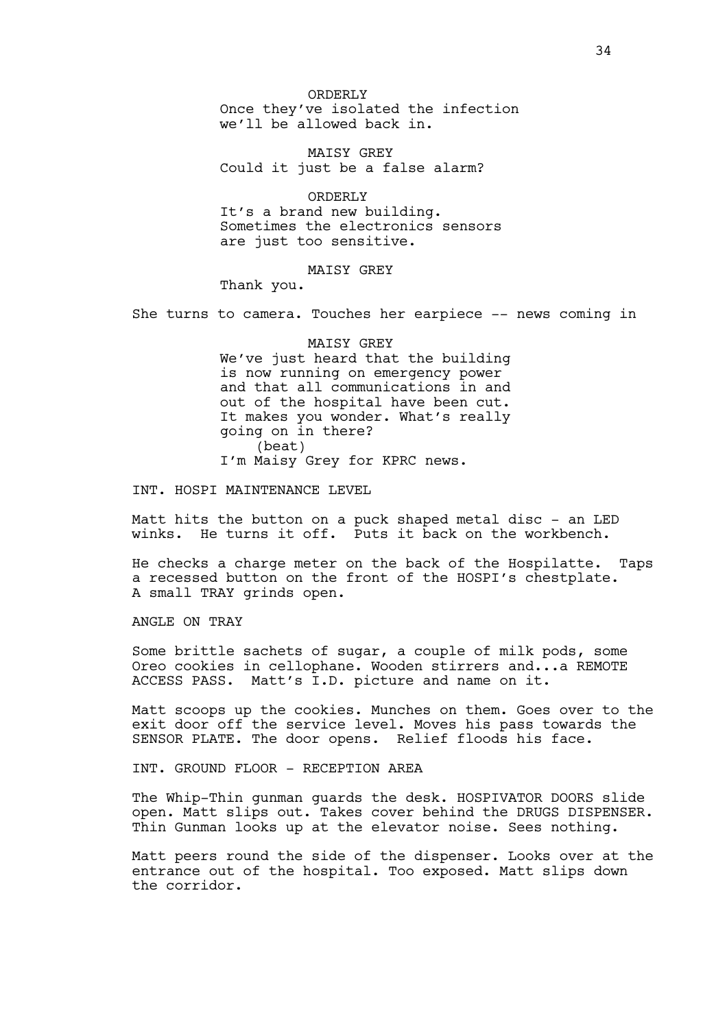ORDERLY
Once they've isolated the infection we'll be allowed back in.

MAISY GREY
Could it just be a false alarm?

ORDERLY
It's a brand new building. Sometimes the electronics sensors are just too sensitive.

MAISY GREY
Thank you.

She turns to camera. Touches her earpiece -- news coming in

MAISY GREY
We've just heard that the building is now running on emergency power and that all communications in and out of the hospital have been cut. It makes you wonder. What's really going on in there?
(beat)
I'm Maisy Grey for KPRC news.

INT. HOSPI MAINTENANCE LEVEL

Matt hits the button on a puck shaped metal disc - an LED winks. He turns it off. Puts it back on the workbench.

He checks a charge meter on the back of the Hospilatte. Taps a recessed button on the front of the HOSPI's chestplate. A small TRAY grinds open.

ANGLE ON TRAY

Some brittle sachets of sugar, a couple of milk pods, some Oreo cookies in cellophane. Wooden stirrers and...a REMOTE ACCESS PASS. Matt's I.D. picture and name on it.

Matt scoops up the cookies. Munches on them. Goes over to the exit door off the service level. Moves his pass towards the SENSOR PLATE. The door opens. Relief floods his face.

INT. GROUND FLOOR - RECEPTION AREA

The Whip-Thin gunman guards the desk. HOSPIVATOR DOORS slide open. Matt slips out. Takes cover behind the DRUGS DISPENSER. Thin Gunman looks up at the elevator noise. Sees nothing.

Matt peers round the side of the dispenser. Looks over at the entrance out of the hospital. Too exposed. Matt slips down the corridor.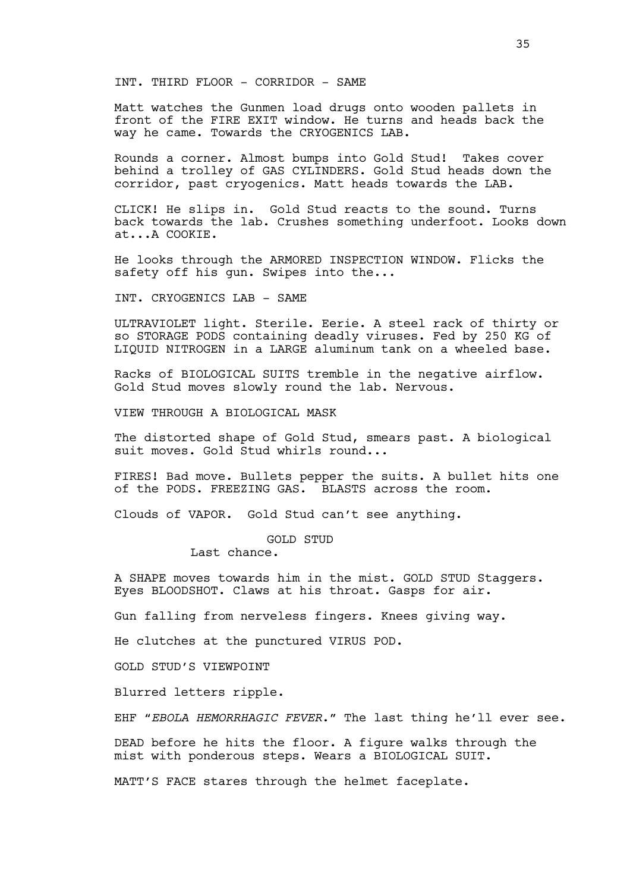INT. THIRD FLOOR - CORRIDOR - SAME

Matt watches the Gunmen load drugs onto wooden pallets in front of the FIRE EXIT window. He turns and heads back the way he came. Towards the CRYOGENICS LAB.

Rounds a corner. Almost bumps into Gold Stud! Takes cover behind a trolley of GAS CYLINDERS. Gold Stud heads down the corridor, past cryogenics. Matt heads towards the LAB.

CLICK! He slips in. Gold Stud reacts to the sound. Turns back towards the lab. Crushes something underfoot. Looks down at...A COOKIE.

He looks through the ARMORED INSPECTION WINDOW. Flicks the safety off his gun. Swipes into the...

INT. CRYOGENICS LAB - SAME

ULTRAVIOLET light. Sterile. Eerie. A steel rack of thirty or so STORAGE PODS containing deadly viruses. Fed by 250 KG of LIQUID NITROGEN in a LARGE aluminum tank on a wheeled base.

Racks of BIOLOGICAL SUITS tremble in the negative airflow. Gold Stud moves slowly round the lab. Nervous.

VIEW THROUGH A BIOLOGICAL MASK

The distorted shape of Gold Stud, smears past. A biological suit moves. Gold Stud whirls round...

FIRES! Bad move. Bullets pepper the suits. A bullet hits one of the PODS. FREEZING GAS. BLASTS across the room.

Clouds of VAPOR. Gold Stud can't see anything.

GOLD STUD
Last chance.

A SHAPE moves towards him in the mist. GOLD STUD Staggers. Eyes BLOODSHOT. Claws at his throat. Gasps for air.

Gun falling from nerveless fingers. Knees giving way.

He clutches at the punctured VIRUS POD.

GOLD STUD'S VIEWPOINT

Blurred letters ripple.

EHF "*EBOLA HEMORRHAGIC FEVER*." The last thing he'll ever see.

DEAD before he hits the floor. A figure walks through the mist with ponderous steps. Wears a BIOLOGICAL SUIT.

MATT'S FACE stares through the helmet faceplate.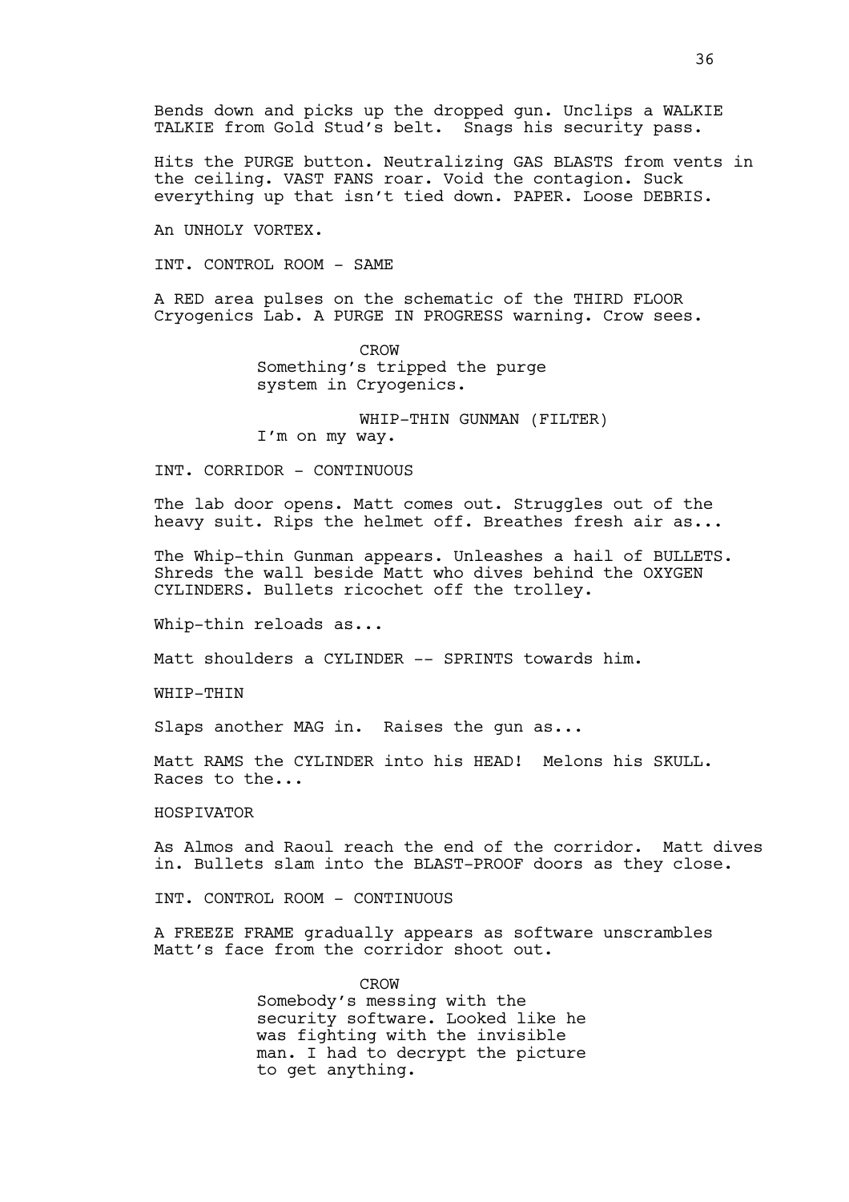Bends down and picks up the dropped gun. Unclips a WALKIE TALKIE from Gold Stud's belt. Snags his security pass.

Hits the PURGE button. Neutralizing GAS BLASTS from vents in the ceiling. VAST FANS roar. Void the contagion. Suck everything up that isn't tied down. PAPER. Loose DEBRIS.

An UNHOLY VORTEX.

INT. CONTROL ROOM - SAME

A RED area pulses on the schematic of the THIRD FLOOR Cryogenics Lab. A PURGE IN PROGRESS warning. Crow sees.

CROW
Something's tripped the purge system in Cryogenics.

WHIP-THIN GUNMAN (FILTER)
I'm on my way.

INT. CORRIDOR - CONTINUOUS

The lab door opens. Matt comes out. Struggles out of the heavy suit. Rips the helmet off. Breathes fresh air as...

The Whip-thin Gunman appears. Unleashes a hail of BULLETS. Shreds the wall beside Matt who dives behind the OXYGEN CYLINDERS. Bullets ricochet off the trolley.

Whip-thin reloads as...

Matt shoulders a CYLINDER -- SPRINTS towards him.

WHIP-THIN

Slaps another MAG in. Raises the gun as...

Matt RAMS the CYLINDER into his HEAD! Melons his SKULL. Races to the...

HOSPIVATOR

As Almos and Raoul reach the end of the corridor. Matt dives in. Bullets slam into the BLAST-PROOF doors as they close.

INT. CONTROL ROOM - CONTINUOUS

A FREEZE FRAME gradually appears as software unscrambles Matt's face from the corridor shoot out.

CROW
Somebody's messing with the security software. Looked like he was fighting with the invisible man. I had to decrypt the picture to get anything.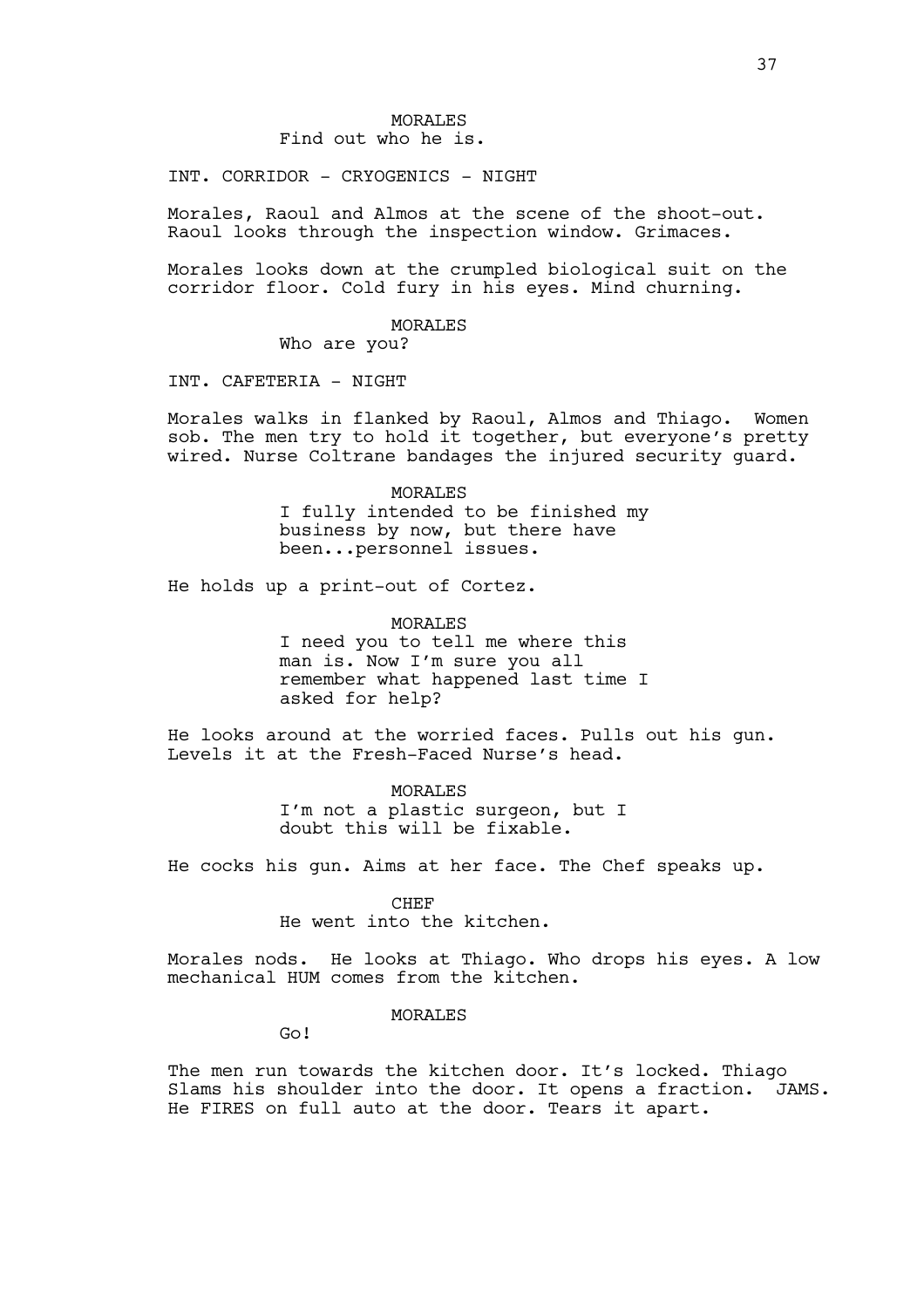MORALES

Find out who he is.

INT. CORRIDOR - CRYOGENICS - NIGHT

Morales, Raoul and Almos at the scene of the shoot-out. Raoul looks through the inspection window. Grimaces.

Morales looks down at the crumpled biological suit on the corridor floor. Cold fury in his eyes. Mind churning.

MORALES

Who are you?

INT. CAFETERIA - NIGHT

Morales walks in flanked by Raoul, Almos and Thiago. Women sob. The men try to hold it together, but everyone's pretty wired. Nurse Coltrane bandages the injured security guard.

MORALES

I fully intended to be finished my business by now, but there have been...personnel issues.

He holds up a print-out of Cortez.

MORALES

I need you to tell me where this man is. Now I'm sure you all remember what happened last time I asked for help?

He looks around at the worried faces. Pulls out his gun. Levels it at the Fresh-Faced Nurse's head.

MORALES

I'm not a plastic surgeon, but I doubt this will be fixable.

He cocks his gun. Aims at her face. The Chef speaks up.

CHEF

He went into the kitchen.

Morales nods. He looks at Thiago. Who drops his eyes. A low mechanical HUM comes from the kitchen.

MORALES

Go!

The men run towards the kitchen door. It's locked. Thiago Slams his shoulder into the door. It opens a fraction. JAMS. He FIRES on full auto at the door. Tears it apart.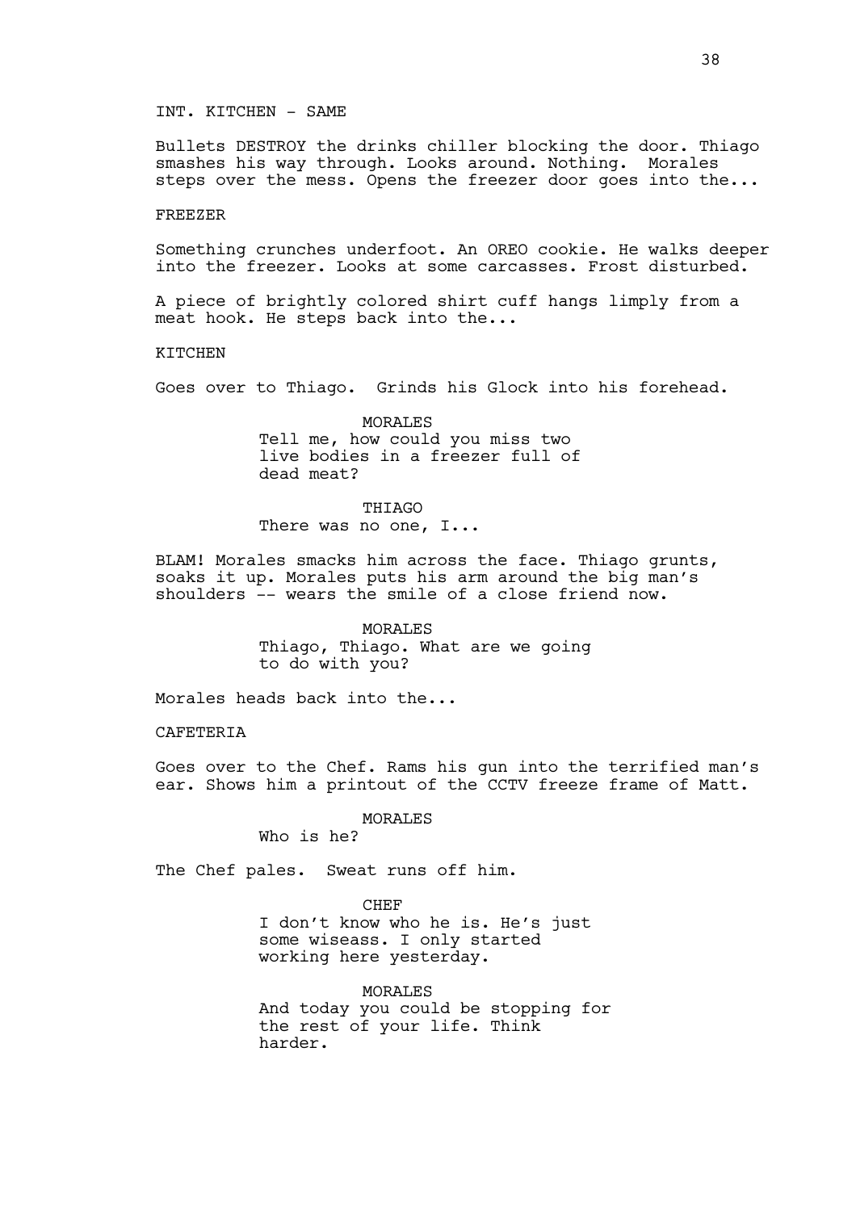INT. KITCHEN - SAME

Bullets DESTROY the drinks chiller blocking the door. Thiago smashes his way through. Looks around. Nothing. Morales steps over the mess. Opens the freezer door goes into the...

FREEZER

Something crunches underfoot. An OREO cookie. He walks deeper into the freezer. Looks at some carcasses. Frost disturbed.

A piece of brightly colored shirt cuff hangs limply from a meat hook. He steps back into the...

KITCHEN

Goes over to Thiago. Grinds his Glock into his forehead.

MORALES
Tell me, how could you miss two live bodies in a freezer full of dead meat?

THIAGO
There was no one, I...

BLAM! Morales smacks him across the face. Thiago grunts, soaks it up. Morales puts his arm around the big man's shoulders -- wears the smile of a close friend now.

MORALES
Thiago, Thiago. What are we going to do with you?

Morales heads back into the...

CAFETERIA

Goes over to the Chef. Rams his gun into the terrified man's ear. Shows him a printout of the CCTV freeze frame of Matt.

MORALES
Who is he?

The Chef pales. Sweat runs off him.

CHEF
I don't know who he is. He's just some wiseass. I only started working here yesterday.

MORALES
And today you could be stopping for the rest of your life. Think harder.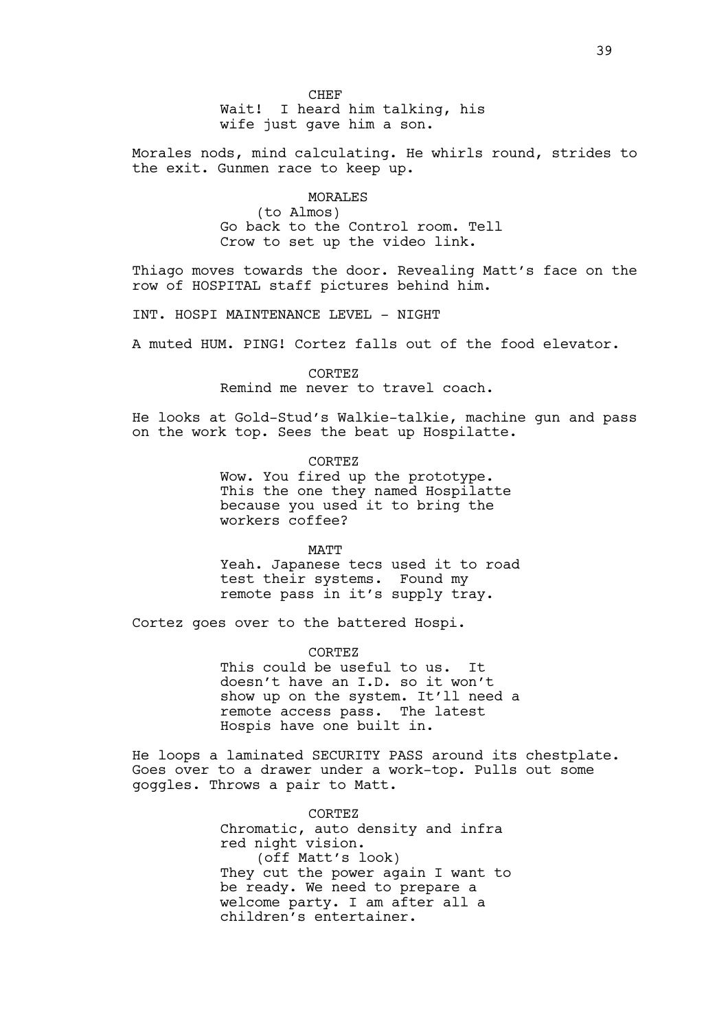CHEF
Wait! I heard him talking, his wife just gave him a son.

Morales nods, mind calculating. He whirls round, strides to the exit. Gunmen race to keep up.

MORALES
(to Almos)
Go back to the Control room. Tell Crow to set up the video link.

Thiago moves towards the door. Revealing Matt's face on the row of HOSPITAL staff pictures behind him.

INT. HOSPI MAINTENANCE LEVEL - NIGHT

A muted HUM. PING! Cortez falls out of the food elevator.

CORTEZ
Remind me never to travel coach.

He looks at Gold-Stud's Walkie-talkie, machine gun and pass on the work top. Sees the beat up Hospilatte.

CORTEZ
Wow. You fired up the prototype. This the one they named Hospilatte because you used it to bring the workers coffee?

MATT
Yeah. Japanese tecs used it to road test their systems. Found my remote pass in it's supply tray.

Cortez goes over to the battered Hospi.

CORTEZ
This could be useful to us. It doesn't have an I.D. so it won't show up on the system. It'll need a remote access pass. The latest Hospis have one built in.

He loops a laminated SECURITY PASS around its chestplate. Goes over to a drawer under a work-top. Pulls out some goggles. Throws a pair to Matt.

CORTEZ
Chromatic, auto density and infra red night vision.
(off Matt's look)
They cut the power again I want to be ready. We need to prepare a welcome party. I am after all a children's entertainer.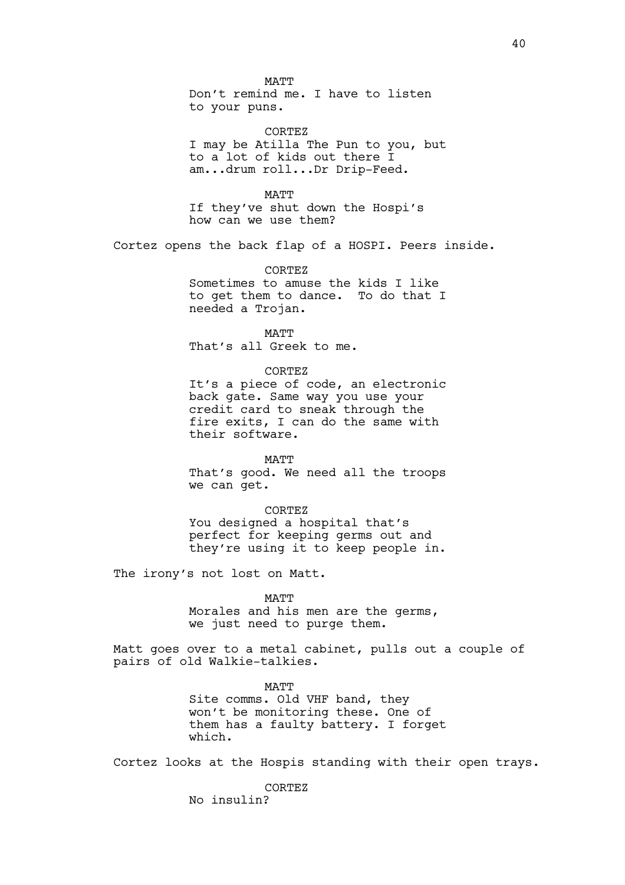MATT
Don't remind me. I have to listen to your puns.

CORTEZ
I may be Atilla The Pun to you, but to a lot of kids out there I am...drum roll...Dr Drip-Feed.

MATT
If they've shut down the Hospi's how can we use them?

Cortez opens the back flap of a HOSPI. Peers inside.

CORTEZ
Sometimes to amuse the kids I like to get them to dance. To do that I needed a Trojan.

MATT
That's all Greek to me.

CORTEZ
It's a piece of code, an electronic back gate. Same way you use your credit card to sneak through the fire exits, I can do the same with their software.

MATT
That's good. We need all the troops we can get.

CORTEZ
You designed a hospital that's perfect for keeping germs out and they're using it to keep people in.

The irony's not lost on Matt.

MATT
Morales and his men are the germs, we just need to purge them.

Matt goes over to a metal cabinet, pulls out a couple of pairs of old Walkie-talkies.

MATT
Site comms. Old VHF band, they won't be monitoring these. One of them has a faulty battery. I forget which.

Cortez looks at the Hospis standing with their open trays.

CORTEZ
No insulin?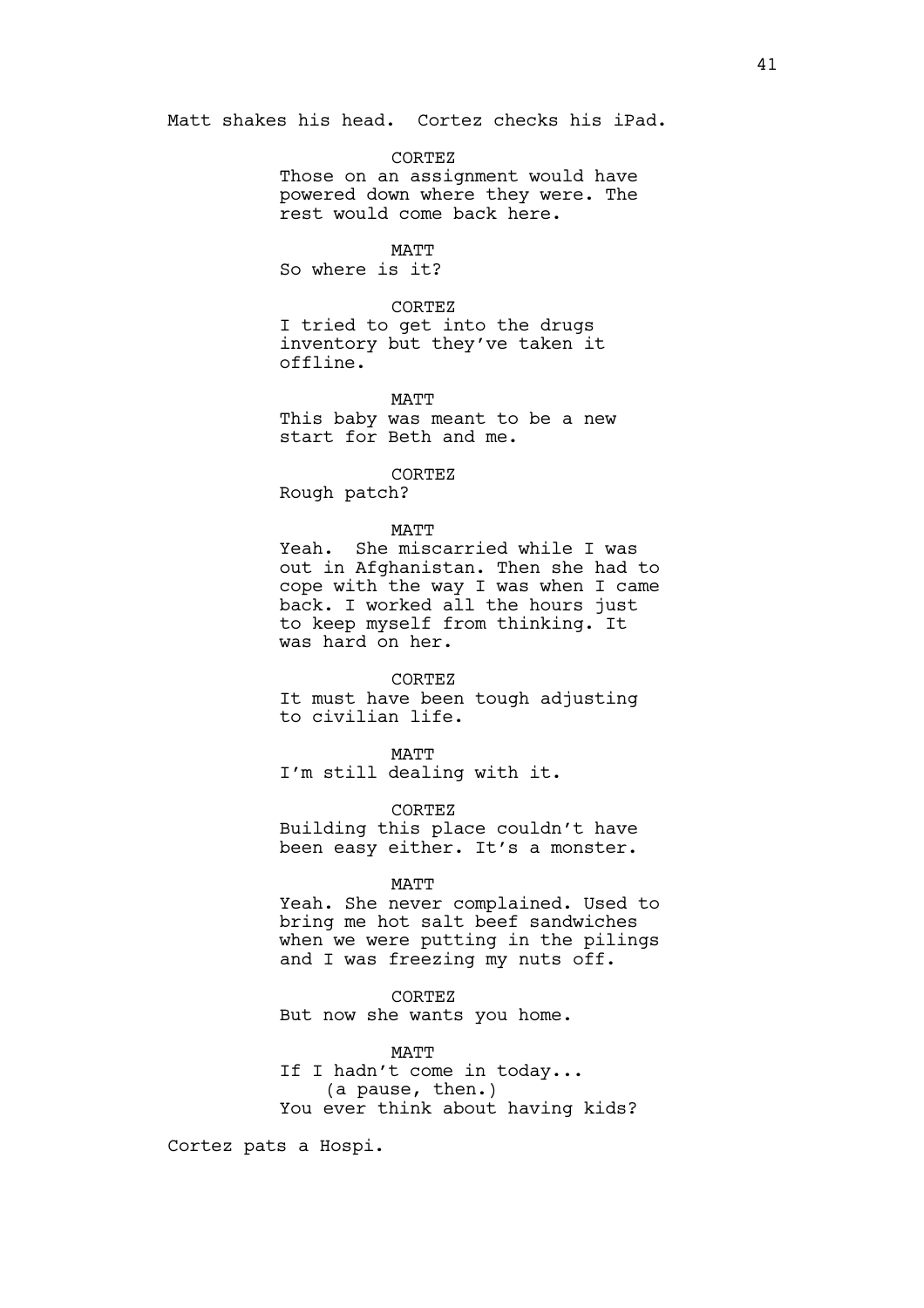Matt shakes his head. Cortez checks his iPad.

CORTEZ
Those on an assignment would have powered down where they were. The rest would come back here.

MATT
So where is it?

CORTEZ
I tried to get into the drugs inventory but they've taken it offline.

MATT
This baby was meant to be a new start for Beth and me.

CORTEZ
Rough patch?

MATT
Yeah. She miscarried while I was out in Afghanistan. Then she had to cope with the way I was when I came back. I worked all the hours just to keep myself from thinking. It was hard on her.

CORTEZ
It must have been tough adjusting to civilian life.

MATT
I'm still dealing with it.

CORTEZ
Building this place couldn't have been easy either. It's a monster.

MATT
Yeah. She never complained. Used to bring me hot salt beef sandwiches when we were putting in the pilings and I was freezing my nuts off.

CORTEZ
But now she wants you home.

MATT
If I hadn't come in today...
(a pause, then.)
You ever think about having kids?

Cortez pats a Hospi.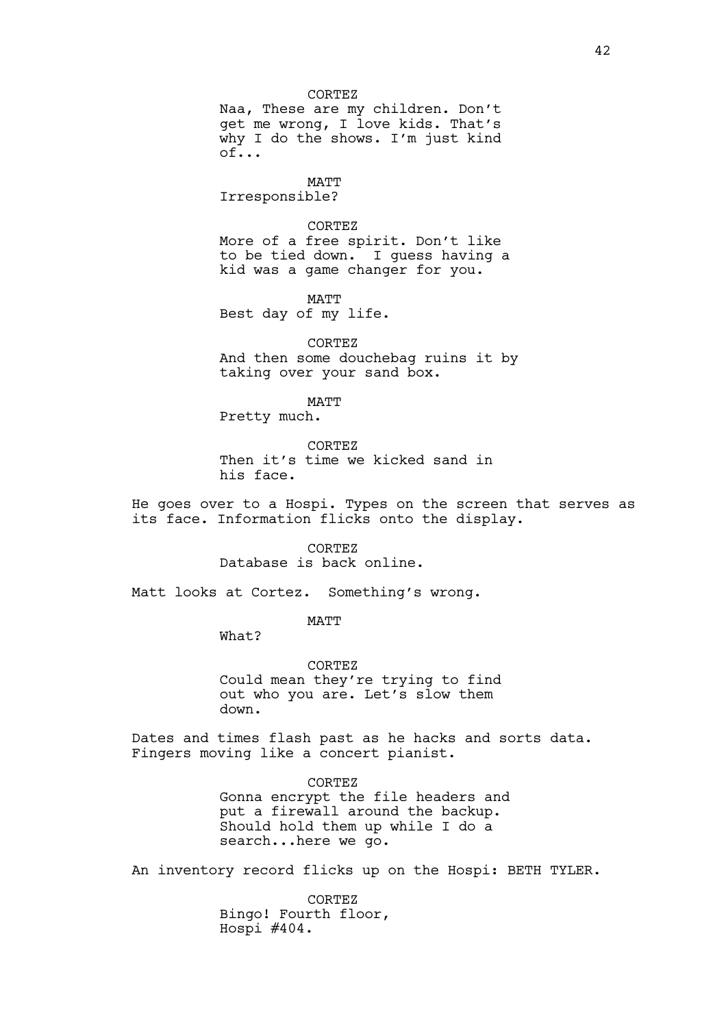CORTEZ
Naa, These are my children. Don't get me wrong, I love kids. That's why I do the shows. I'm just kind of...

MATT
Irresponsible?

CORTEZ
More of a free spirit. Don't like to be tied down.  I guess having a kid was a game changer for you.

MATT
Best day of my life.

CORTEZ
And then some douchebag ruins it by taking over your sand box.

MATT
Pretty much.

CORTEZ
Then it's time we kicked sand in his face.

He goes over to a Hospi. Types on the screen that serves as its face. Information flicks onto the display.

CORTEZ
Database is back online.

Matt looks at Cortez.  Something's wrong.

MATT
What?

CORTEZ
Could mean they're trying to find out who you are. Let's slow them down.

Dates and times flash past as he hacks and sorts data. Fingers moving like a concert pianist.

CORTEZ
Gonna encrypt the file headers and put a firewall around the backup. Should hold them up while I do a search...here we go.

An inventory record flicks up on the Hospi: BETH TYLER.

CORTEZ
Bingo! Fourth floor, Hospi #404.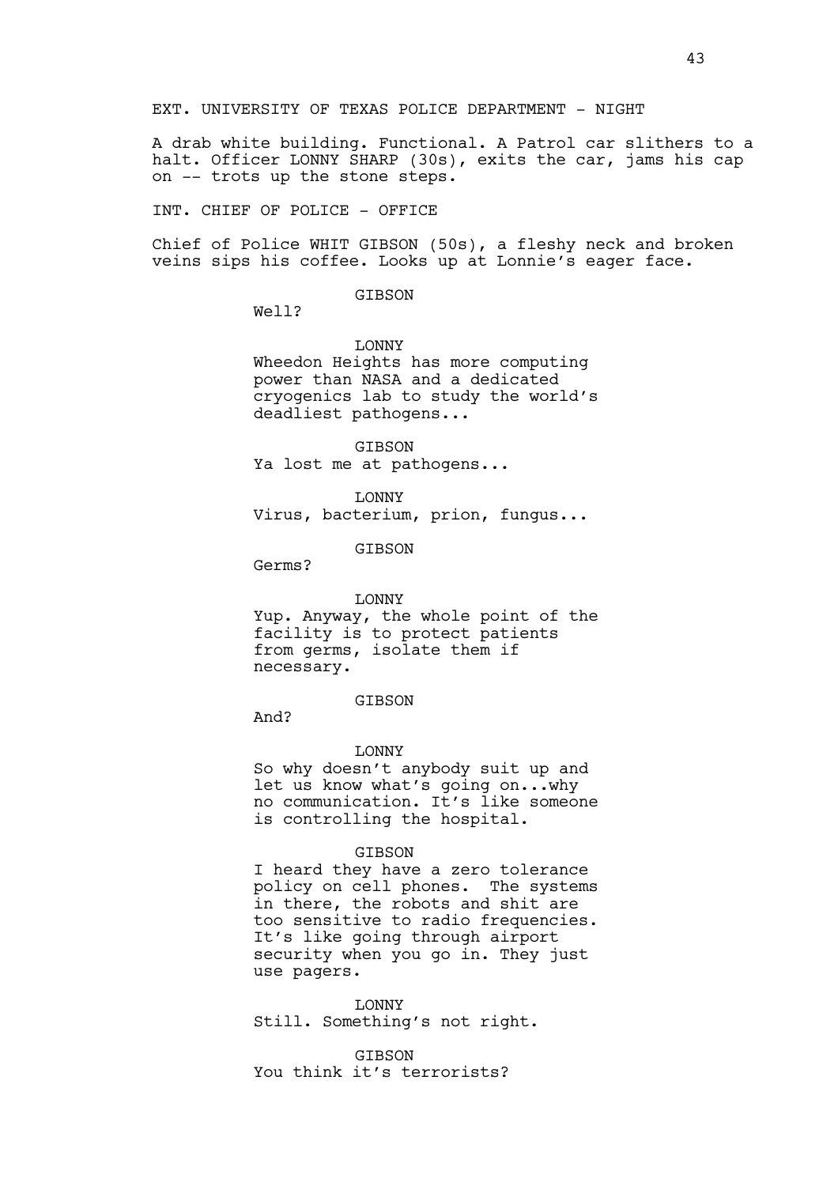EXT. UNIVERSITY OF TEXAS POLICE DEPARTMENT - NIGHT

A drab white building. Functional. A Patrol car slithers to a halt. Officer LONNY SHARP (30s), exits the car, jams his cap on -- trots up the stone steps.

INT. CHIEF OF POLICE - OFFICE

Chief of Police WHIT GIBSON (50s), a fleshy neck and broken veins sips his coffee. Looks up at Lonnie's eager face.

GIBSON
Well?

LONNY
Wheedon Heights has more computing power than NASA and a dedicated cryogenics lab to study the world's deadliest pathogens...

GIBSON
Ya lost me at pathogens...

LONNY
Virus, bacterium, prion, fungus...

GIBSON
Germs?

LONNY
Yup. Anyway, the whole point of the facility is to protect patients from germs, isolate them if necessary.

GIBSON
And?

LONNY
So why doesn't anybody suit up and let us know what's going on...why no communication. It's like someone is controlling the hospital.

GIBSON
I heard they have a zero tolerance policy on cell phones. The systems in there, the robots and shit are too sensitive to radio frequencies. It's like going through airport security when you go in. They just use pagers.

LONNY
Still. Something's not right.

GIBSON
You think it's terrorists?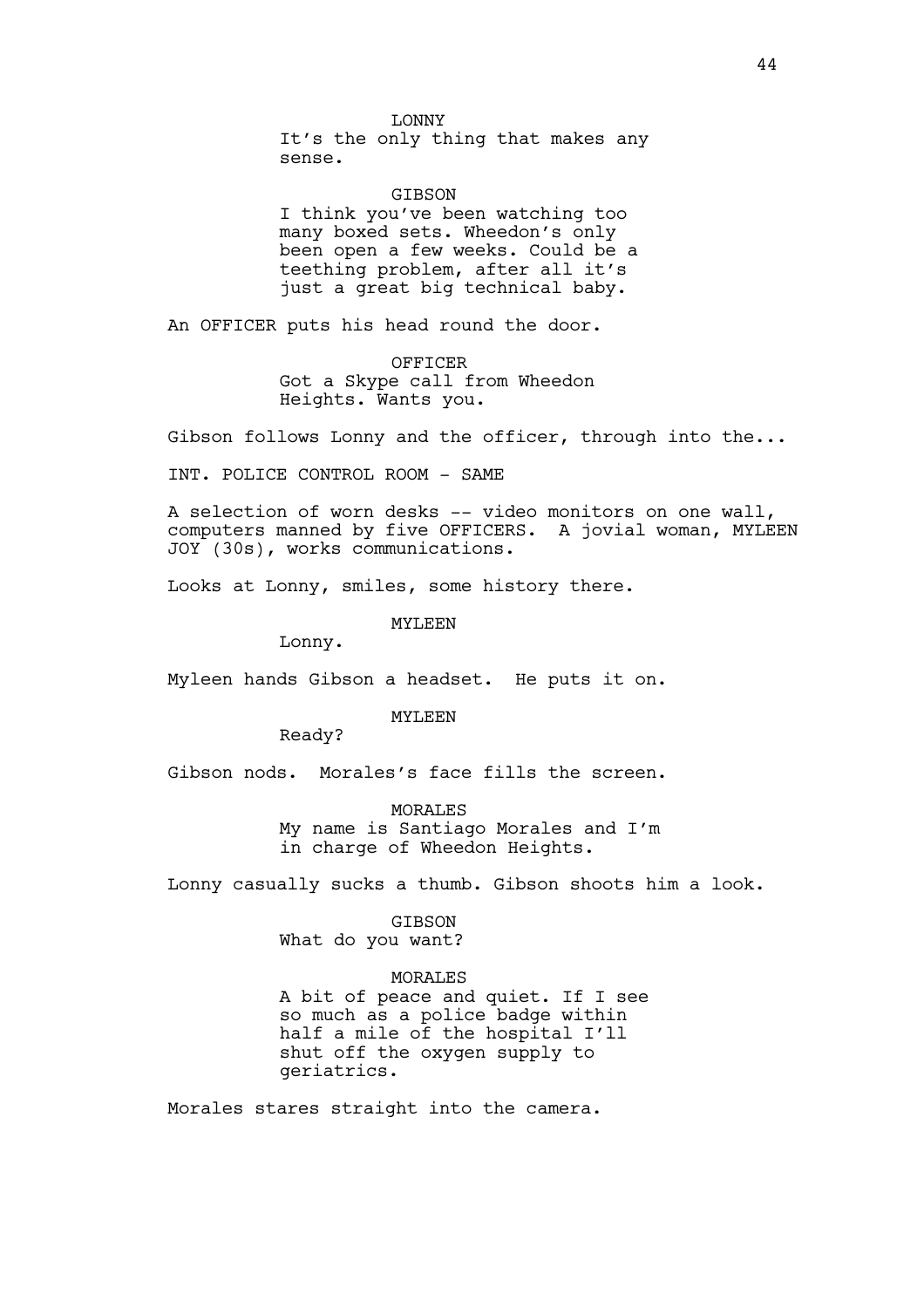LONNY

It's the only thing that makes any sense.

GIBSON

I think you've been watching too many boxed sets. Wheedon's only been open a few weeks. Could be a teething problem, after all it's just a great big technical baby.

An OFFICER puts his head round the door.

OFFICER

Got a Skype call from Wheedon Heights. Wants you.

Gibson follows Lonny and the officer, through into the...

INT. POLICE CONTROL ROOM - SAME

A selection of worn desks -- video monitors on one wall, computers manned by five OFFICERS. A jovial woman, MYLEEN JOY (30s), works communications.

Looks at Lonny, smiles, some history there.

MYLEEN

Lonny.

Myleen hands Gibson a headset. He puts it on.

MYLEEN

Ready?

Gibson nods. Morales's face fills the screen.

MORALES

My name is Santiago Morales and I'm in charge of Wheedon Heights.

Lonny casually sucks a thumb. Gibson shoots him a look.

GIBSON

What do you want?

MORALES

A bit of peace and quiet. If I see so much as a police badge within half a mile of the hospital I'll shut off the oxygen supply to geriatrics.

Morales stares straight into the camera.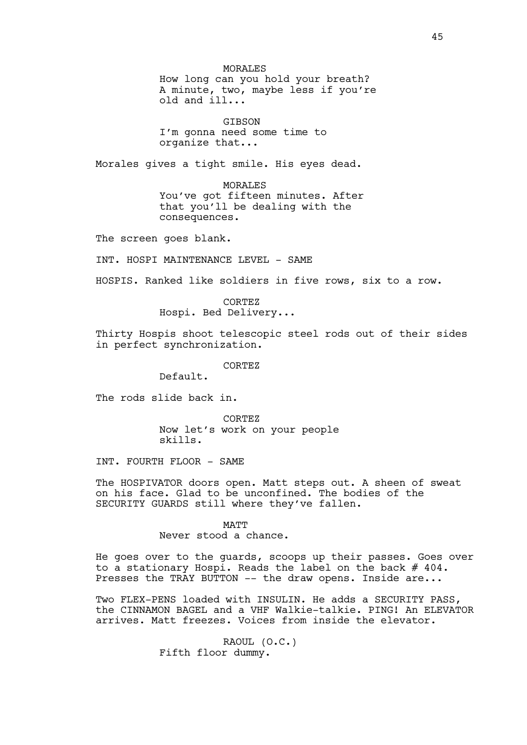MORALES

How long can you hold your breath? A minute, two, maybe less if you're old and ill...

GIBSON

I'm gonna need some time to organize that...

Morales gives a tight smile. His eyes dead.

MORALES

You've got fifteen minutes. After that you'll be dealing with the consequences.

The screen goes blank.

INT. HOSPI MAINTENANCE LEVEL - SAME

HOSPIS. Ranked like soldiers in five rows, six to a row.

CORTEZ

Hospi. Bed Delivery...

Thirty Hospis shoot telescopic steel rods out of their sides in perfect synchronization.

CORTEZ

Default.

The rods slide back in.

CORTEZ

Now let's work on your people skills.

INT. FOURTH FLOOR - SAME

The HOSPIVATOR doors open. Matt steps out. A sheen of sweat on his face. Glad to be unconfined. The bodies of the SECURITY GUARDS still where they've fallen.

MATT

Never stood a chance.

He goes over to the guards, scoops up their passes. Goes over to a stationary Hospi. Reads the label on the back # 404. Presses the TRAY BUTTON -- the draw opens. Inside are...

Two FLEX-PENS loaded with INSULIN. He adds a SECURITY PASS, the CINNAMON BAGEL and a VHF Walkie-talkie. PING! An ELEVATOR arrives. Matt freezes. Voices from inside the elevator.

RAOUL (O.C.)

Fifth floor dummy.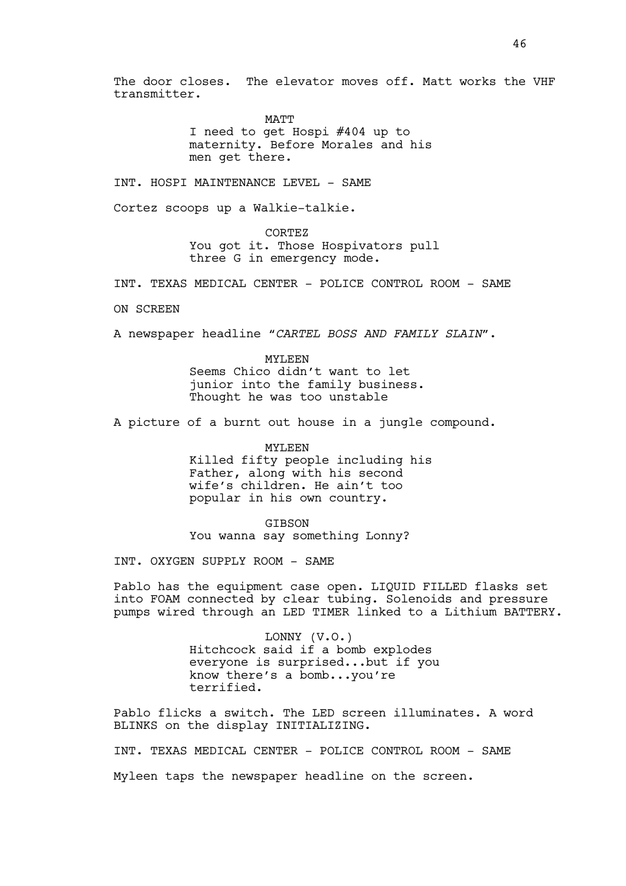The door closes. The elevator moves off. Matt works the VHF transmitter.

MATT
I need to get Hospi #404 up to maternity. Before Morales and his men get there.

INT. HOSPI MAINTENANCE LEVEL - SAME

Cortez scoops up a Walkie-talkie.

CORTEZ
You got it. Those Hospivators pull three G in emergency mode.

INT. TEXAS MEDICAL CENTER - POLICE CONTROL ROOM - SAME

ON SCREEN

A newspaper headline "*CARTEL BOSS AND FAMILY SLAIN*".

MYLEEN
Seems Chico didn't want to let junior into the family business. Thought he was too unstable

A picture of a burnt out house in a jungle compound.

MYLEEN
Killed fifty people including his Father, along with his second wife's children. He ain't too popular in his own country.

GIBSON
You wanna say something Lonny?

INT. OXYGEN SUPPLY ROOM - SAME

Pablo has the equipment case open. LIQUID FILLED flasks set into FOAM connected by clear tubing. Solenoids and pressure pumps wired through an LED TIMER linked to a Lithium BATTERY.

LONNY (V.O.)
Hitchcock said if a bomb explodes everyone is surprised...but if you know there's a bomb...you're terrified.

Pablo flicks a switch. The LED screen illuminates. A word BLINKS on the display INITIALIZING.

INT. TEXAS MEDICAL CENTER - POLICE CONTROL ROOM - SAME

Myleen taps the newspaper headline on the screen.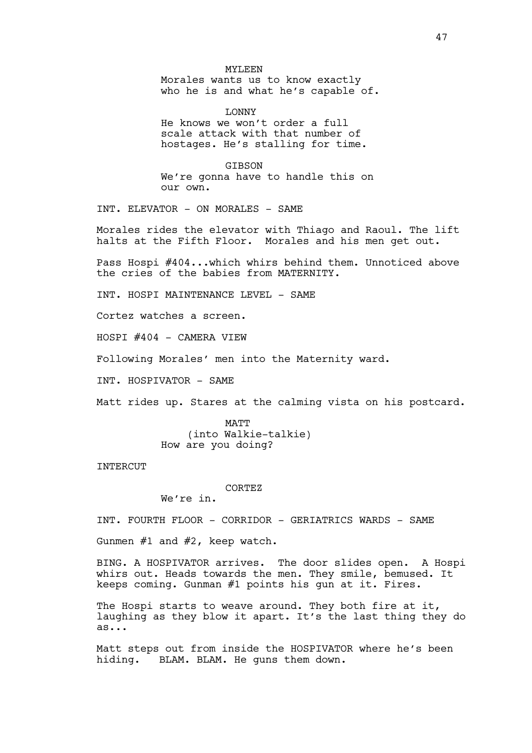MYLEEN
Morales wants us to know exactly who he is and what he's capable of.

LONNY
He knows we won't order a full scale attack with that number of hostages. He's stalling for time.

GIBSON
We're gonna have to handle this on our own.

INT. ELEVATOR - ON MORALES - SAME

Morales rides the elevator with Thiago and Raoul. The lift halts at the Fifth Floor. Morales and his men get out.

Pass Hospi #404...which whirs behind them. Unnoticed above the cries of the babies from MATERNITY.

INT. HOSPI MAINTENANCE LEVEL - SAME

Cortez watches a screen.

HOSPI #404 - CAMERA VIEW

Following Morales' men into the Maternity ward.

INT. HOSPIVATOR - SAME

Matt rides up. Stares at the calming vista on his postcard.

MATT
(into Walkie-talkie)
How are you doing?

INTERCUT

CORTEZ
We're in.

INT. FOURTH FLOOR - CORRIDOR - GERIATRICS WARDS - SAME

Gunmen #1 and #2, keep watch.

BING. A HOSPIVATOR arrives. The door slides open. A Hospi whirs out. Heads towards the men. They smile, bemused. It keeps coming. Gunman #1 points his gun at it. Fires.

The Hospi starts to weave around. They both fire at it, laughing as they blow it apart. It's the last thing they do as...

Matt steps out from inside the HOSPIVATOR where he's been hiding. BLAM. BLAM. He guns them down.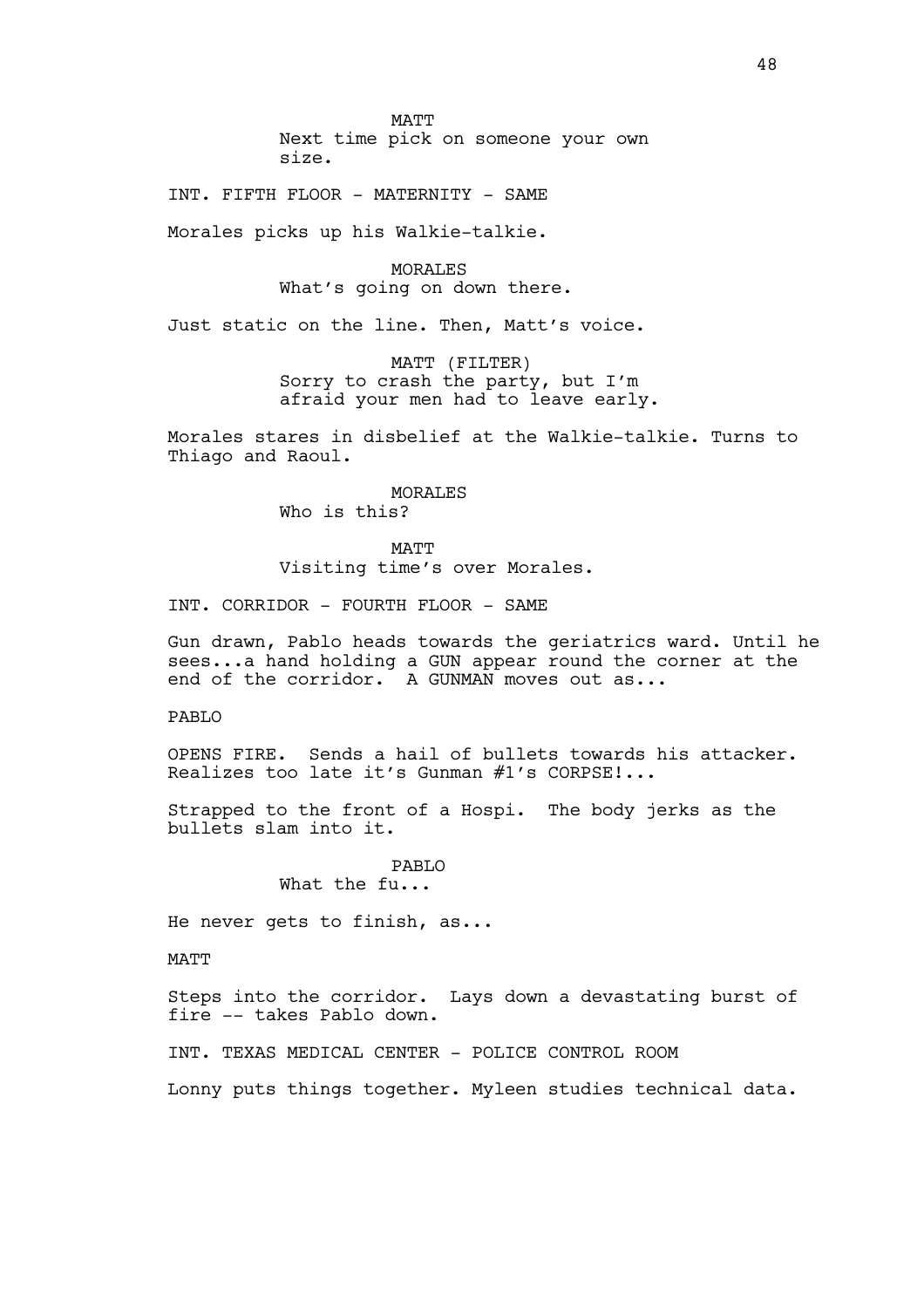MATT
Next time pick on someone your own size.

INT. FIFTH FLOOR - MATERNITY - SAME

Morales picks up his Walkie-talkie.

MORALES
What's going on down there.

Just static on the line. Then, Matt's voice.

MATT (FILTER)
Sorry to crash the party, but I'm afraid your men had to leave early.

Morales stares in disbelief at the Walkie-talkie. Turns to Thiago and Raoul.

MORALES
Who is this?

MATT
Visiting time's over Morales.

INT. CORRIDOR - FOURTH FLOOR - SAME

Gun drawn, Pablo heads towards the geriatrics ward. Until he sees...a hand holding a GUN appear round the corner at the end of the corridor. A GUNMAN moves out as...

PABLO

OPENS FIRE. Sends a hail of bullets towards his attacker. Realizes too late it's Gunman #1's CORPSE!...

Strapped to the front of a Hospi. The body jerks as the bullets slam into it.

PABLO
What the fu...

He never gets to finish, as...

MATT

Steps into the corridor. Lays down a devastating burst of fire -- takes Pablo down.

INT. TEXAS MEDICAL CENTER - POLICE CONTROL ROOM

Lonny puts things together. Myleen studies technical data.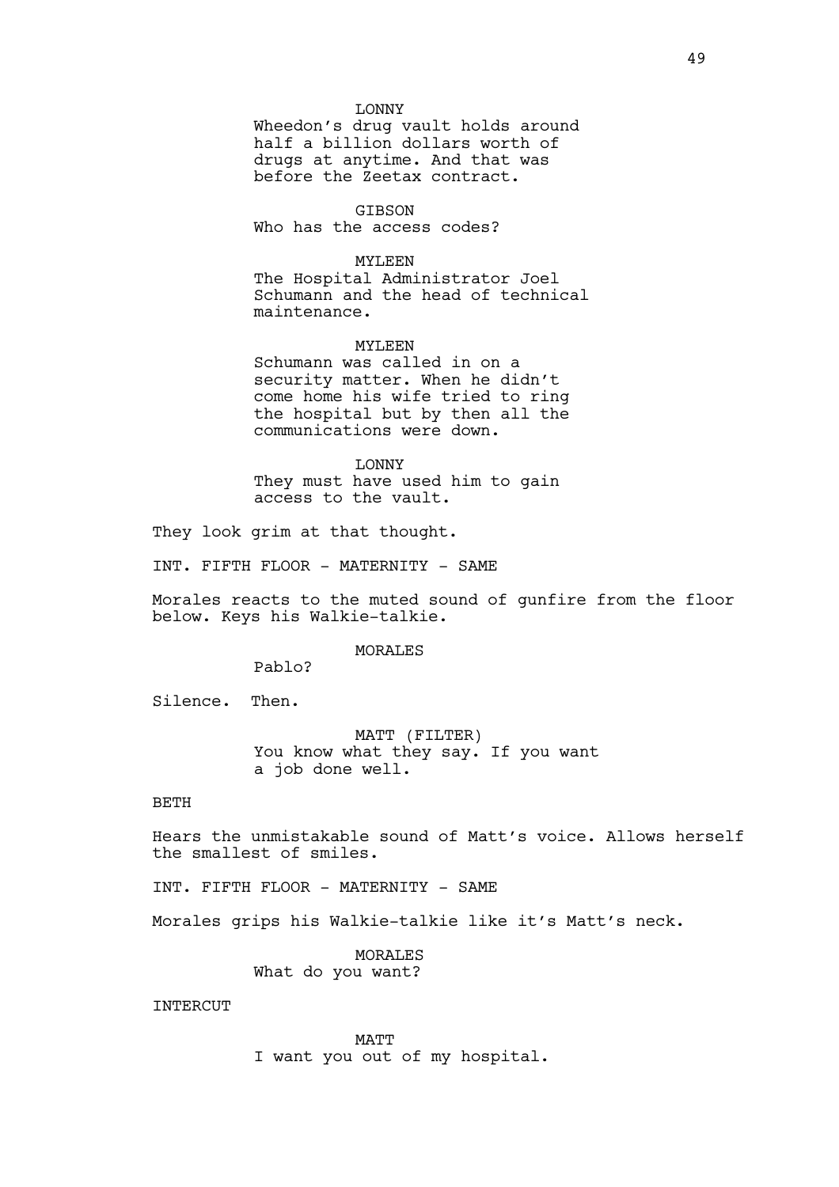LONNY
Wheedon's drug vault holds around half a billion dollars worth of drugs at anytime. And that was before the Zeetax contract.

GIBSON
Who has the access codes?

MYLEEN
The Hospital Administrator Joel Schumann and the head of technical maintenance.

MYLEEN
Schumann was called in on a security matter. When he didn't come home his wife tried to ring the hospital but by then all the communications were down.

LONNY
They must have used him to gain access to the vault.

They look grim at that thought.

INT. FIFTH FLOOR - MATERNITY - SAME

Morales reacts to the muted sound of gunfire from the floor below. Keys his Walkie-talkie.

MORALES
Pablo?

Silence. Then.

MATT (FILTER)
You know what they say. If you want a job done well.

BETH

Hears the unmistakable sound of Matt's voice. Allows herself the smallest of smiles.

INT. FIFTH FLOOR - MATERNITY - SAME

Morales grips his Walkie-talkie like it's Matt's neck.

MORALES
What do you want?

INTERCUT

MATT
I want you out of my hospital.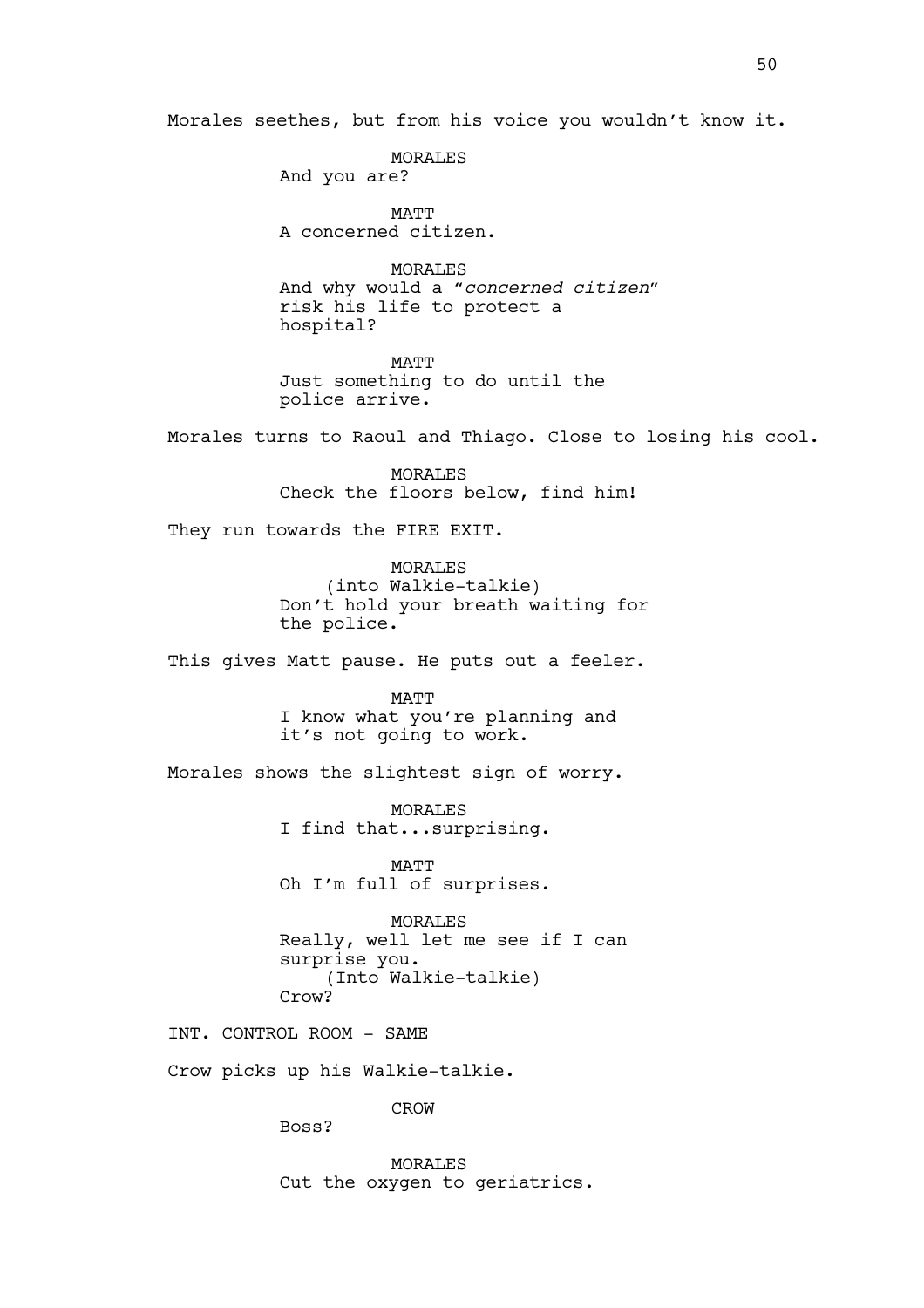Morales seethes, but from his voice you wouldn't know it.

MORALES
And you are?

MATT
A concerned citizen.

MORALES
And why would a "*concerned citizen*" risk his life to protect a hospital?

MATT
Just something to do until the police arrive.

Morales turns to Raoul and Thiago. Close to losing his cool.

MORALES
Check the floors below, find him!

They run towards the FIRE EXIT.

MORALES
(into Walkie-talkie)
Don't hold your breath waiting for the police.

This gives Matt pause. He puts out a feeler.

MATT
I know what you're planning and it's not going to work.

Morales shows the slightest sign of worry.

MORALES
I find that...surprising.

MATT
Oh I'm full of surprises.

MORALES
Really, well let me see if I can surprise you.
(Into Walkie-talkie)
Crow?

INT. CONTROL ROOM - SAME

Crow picks up his Walkie-talkie.

CROW
Boss?

MORALES
Cut the oxygen to geriatrics.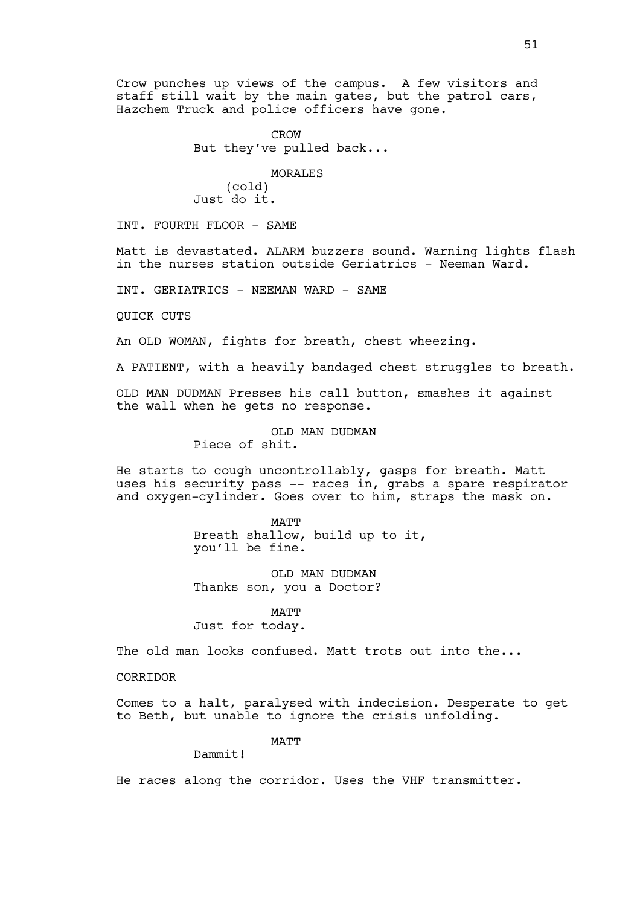Crow punches up views of the campus. A few visitors and staff still wait by the main gates, but the patrol cars, Hazchem Truck and police officers have gone.

CROW
But they've pulled back...

MORALES
(cold)
Just do it.

INT. FOURTH FLOOR - SAME

Matt is devastated. ALARM buzzers sound. Warning lights flash in the nurses station outside Geriatrics - Neeman Ward.

INT. GERIATRICS - NEEMAN WARD - SAME

QUICK CUTS

An OLD WOMAN, fights for breath, chest wheezing.

A PATIENT, with a heavily bandaged chest struggles to breath.

OLD MAN DUDMAN Presses his call button, smashes it against the wall when he gets no response.

OLD MAN DUDMAN
Piece of shit.

He starts to cough uncontrollably, gasps for breath. Matt uses his security pass -- races in, grabs a spare respirator and oxygen-cylinder. Goes over to him, straps the mask on.

MATT
Breath shallow, build up to it, you'll be fine.

OLD MAN DUDMAN
Thanks son, you a Doctor?

MATT
Just for today.

The old man looks confused. Matt trots out into the...

CORRIDOR

Comes to a halt, paralysed with indecision. Desperate to get to Beth, but unable to ignore the crisis unfolding.

MATT
Dammit!

He races along the corridor. Uses the VHF transmitter.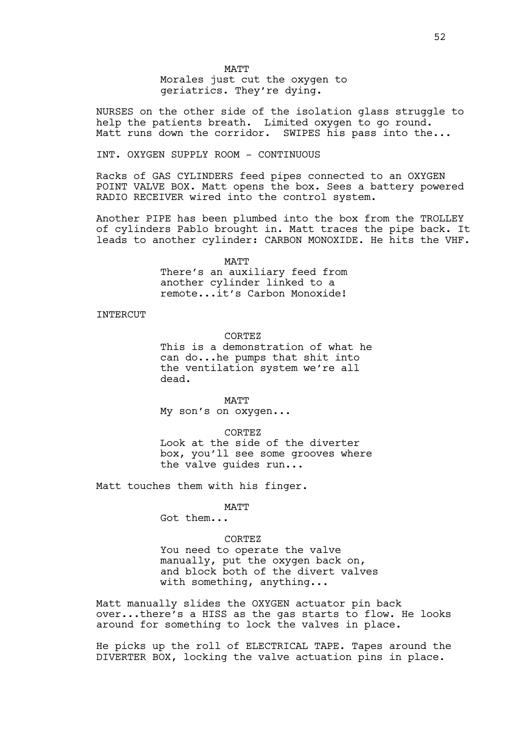MATT

Morales just cut the oxygen to geriatrics. They're dying.

NURSES on the other side of the isolation glass struggle to help the patients breath. Limited oxygen to go round. Matt runs down the corridor. SWIPES his pass into the...

INT. OXYGEN SUPPLY ROOM - CONTINUOUS

Racks of GAS CYLINDERS feed pipes connected to an OXYGEN POINT VALVE BOX. Matt opens the box. Sees a battery powered RADIO RECEIVER wired into the control system.

Another PIPE has been plumbed into the box from the TROLLEY of cylinders Pablo brought in. Matt traces the pipe back. It leads to another cylinder: CARBON MONOXIDE. He hits the VHF.

MATT

There's an auxiliary feed from another cylinder linked to a remote...it's Carbon Monoxide!

INTERCUT

CORTEZ

This is a demonstration of what he can do...he pumps that shit into the ventilation system we're all dead.

MATT

My son's on oxygen...

CORTEZ

Look at the side of the diverter box, you'll see some grooves where the valve guides run...

Matt touches them with his finger.

MATT

Got them...

CORTEZ

You need to operate the valve manually, put the oxygen back on, and block both of the divert valves with something, anything...

Matt manually slides the OXYGEN actuator pin back over...there's a HISS as the gas starts to flow. He looks around for something to lock the valves in place.

He picks up the roll of ELECTRICAL TAPE. Tapes around the DIVERTER BOX, locking the valve actuation pins in place.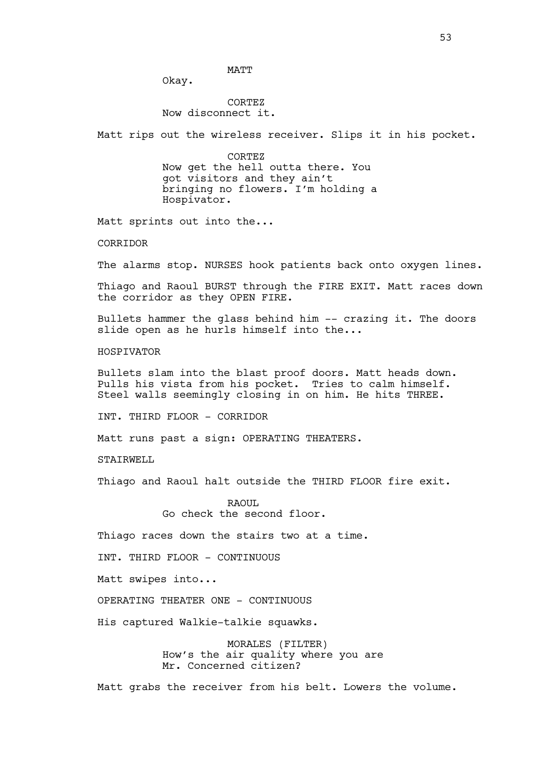MATT

Okay.

CORTEZ

Now disconnect it.

Matt rips out the wireless receiver. Slips it in his pocket.

CORTEZ

Now get the hell outta there. You got visitors and they ain't bringing no flowers. I'm holding a Hospivator.

Matt sprints out into the...

CORRIDOR

The alarms stop. NURSES hook patients back onto oxygen lines.

Thiago and Raoul BURST through the FIRE EXIT. Matt races down the corridor as they OPEN FIRE.

Bullets hammer the glass behind him -- crazing it. The doors slide open as he hurls himself into the...

HOSPIVATOR

Bullets slam into the blast proof doors. Matt heads down. Pulls his vista from his pocket. Tries to calm himself. Steel walls seemingly closing in on him. He hits THREE.

INT. THIRD FLOOR - CORRIDOR

Matt runs past a sign: OPERATING THEATERS.

STAIRWELL

Thiago and Raoul halt outside the THIRD FLOOR fire exit.

RAOUL

Go check the second floor.

Thiago races down the stairs two at a time.

INT. THIRD FLOOR - CONTINUOUS

Matt swipes into...

OPERATING THEATER ONE - CONTINUOUS

His captured Walkie-talkie squawks.

MORALES (FILTER)

How's the air quality where you are Mr. Concerned citizen?

Matt grabs the receiver from his belt. Lowers the volume.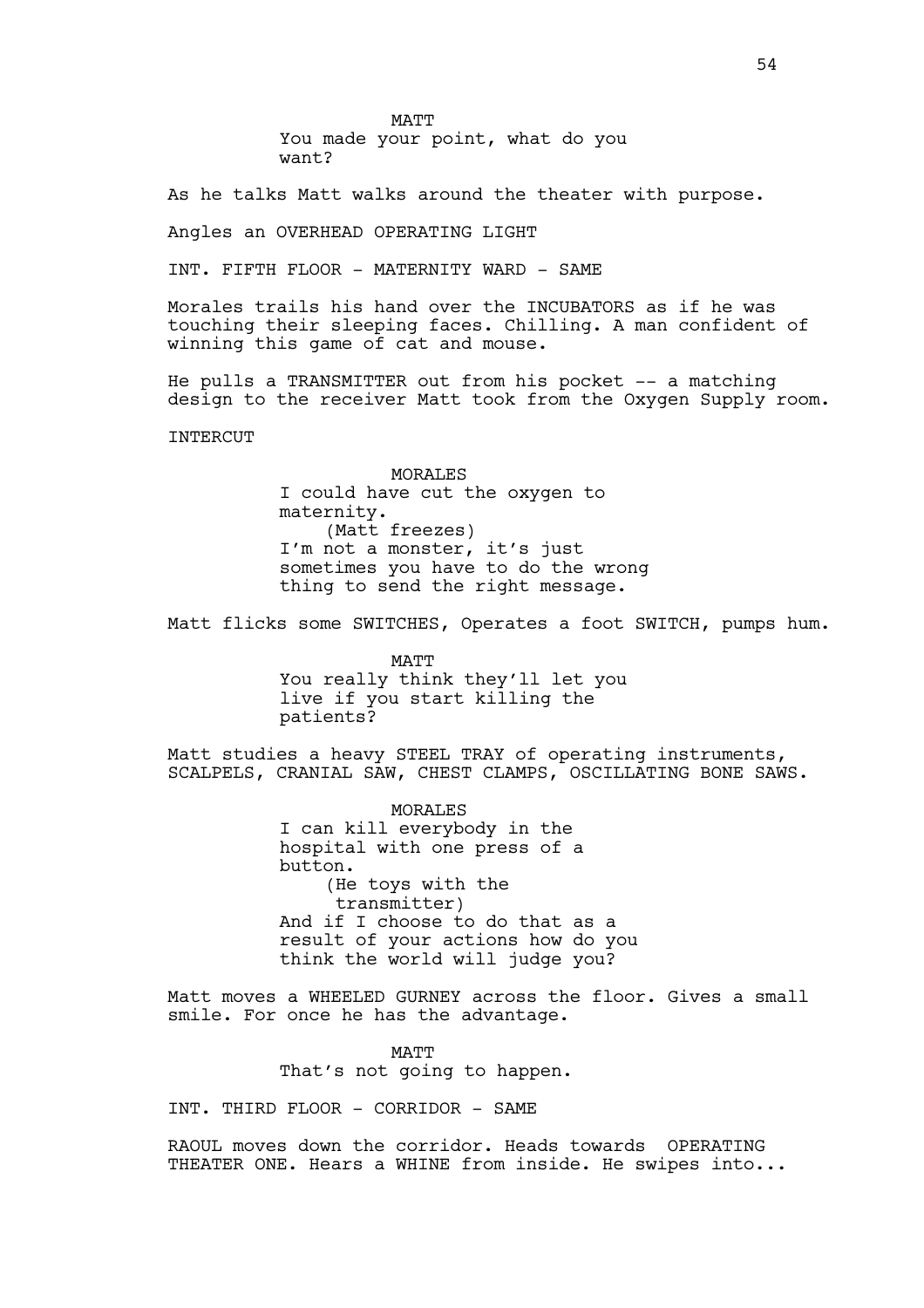MATT

You made your point, what do you want?

As he talks Matt walks around the theater with purpose.

Angles an OVERHEAD OPERATING LIGHT

INT. FIFTH FLOOR - MATERNITY WARD - SAME

Morales trails his hand over the INCUBATORS as if he was touching their sleeping faces. Chilling. A man confident of winning this game of cat and mouse.

He pulls a TRANSMITTER out from his pocket -- a matching design to the receiver Matt took from the Oxygen Supply room.

INTERCUT

MORALES

I could have cut the oxygen to maternity.

(Matt freezes)

I'm not a monster, it's just sometimes you have to do the wrong thing to send the right message.

Matt flicks some SWITCHES, Operates a foot SWITCH, pumps hum.

MATT

You really think they'll let you live if you start killing the patients?

Matt studies a heavy STEEL TRAY of operating instruments, SCALPELS, CRANIAL SAW, CHEST CLAMPS, OSCILLATING BONE SAWS.

MORALES

I can kill everybody in the hospital with one press of a button.

(He toys with the transmitter)

And if I choose to do that as a result of your actions how do you think the world will judge you?

Matt moves a WHEELED GURNEY across the floor. Gives a small smile. For once he has the advantage.

MATT

That's not going to happen.

INT. THIRD FLOOR - CORRIDOR - SAME

RAOUL moves down the corridor. Heads towards OPERATING THEATER ONE. Hears a WHINE from inside. He swipes into...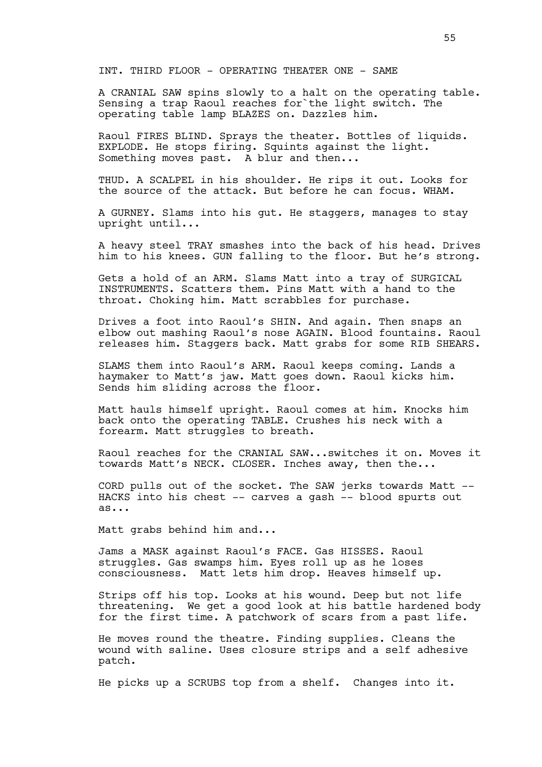INT. THIRD FLOOR - OPERATING THEATER ONE - SAME

A CRANIAL SAW spins slowly to a halt on the operating table. Sensing a trap Raoul reaches for`the light switch. The operating table lamp BLAZES on. Dazzles him.

Raoul FIRES BLIND. Sprays the theater. Bottles of liquids. EXPLODE. He stops firing. Squints against the light. Something moves past. A blur and then...

THUD. A SCALPEL in his shoulder. He rips it out. Looks for the source of the attack. But before he can focus. WHAM.

A GURNEY. Slams into his gut. He staggers, manages to stay upright until...

A heavy steel TRAY smashes into the back of his head. Drives him to his knees. GUN falling to the floor. But he's strong.

Gets a hold of an ARM. Slams Matt into a tray of SURGICAL INSTRUMENTS. Scatters them. Pins Matt with a hand to the throat. Choking him. Matt scrabbles for purchase.

Drives a foot into Raoul's SHIN. And again. Then snaps an elbow out mashing Raoul's nose AGAIN. Blood fountains. Raoul releases him. Staggers back. Matt grabs for some RIB SHEARS.

SLAMS them into Raoul's ARM. Raoul keeps coming. Lands a haymaker to Matt's jaw. Matt goes down. Raoul kicks him. Sends him sliding across the floor.

Matt hauls himself upright. Raoul comes at him. Knocks him back onto the operating TABLE. Crushes his neck with a forearm. Matt struggles to breath.

Raoul reaches for the CRANIAL SAW...switches it on. Moves it towards Matt's NECK. CLOSER. Inches away, then the...

CORD pulls out of the socket. The SAW jerks towards Matt -- HACKS into his chest -- carves a gash -- blood spurts out as...

Matt grabs behind him and...

Jams a MASK against Raoul's FACE. Gas HISSES. Raoul struggles. Gas swamps him. Eyes roll up as he loses consciousness. Matt lets him drop. Heaves himself up.

Strips off his top. Looks at his wound. Deep but not life threatening. We get a good look at his battle hardened body for the first time. A patchwork of scars from a past life.

He moves round the theatre. Finding supplies. Cleans the wound with saline. Uses closure strips and a self adhesive patch.

He picks up a SCRUBS top from a shelf. Changes into it.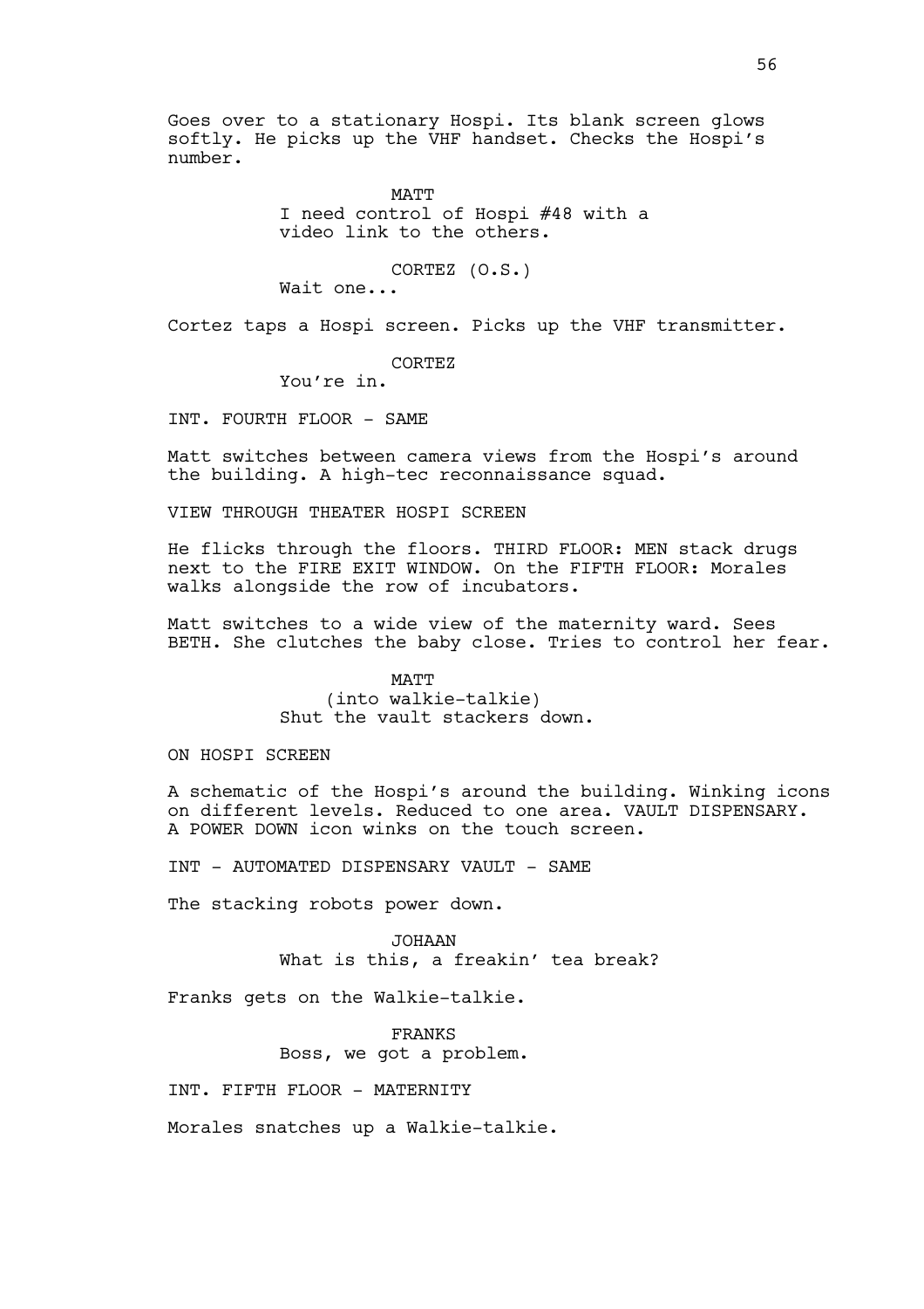Goes over to a stationary Hospi. Its blank screen glows softly. He picks up the VHF handset. Checks the Hospi's number.

MATT
I need control of Hospi #48 with a video link to the others.

CORTEZ (O.S.)
Wait one...

Cortez taps a Hospi screen. Picks up the VHF transmitter.

CORTEZ
You're in.

INT. FOURTH FLOOR - SAME

Matt switches between camera views from the Hospi's around the building. A high-tec reconnaissance squad.

VIEW THROUGH THEATER HOSPI SCREEN

He flicks through the floors. THIRD FLOOR: MEN stack drugs next to the FIRE EXIT WINDOW. On the FIFTH FLOOR: Morales walks alongside the row of incubators.

Matt switches to a wide view of the maternity ward. Sees BETH. She clutches the baby close. Tries to control her fear.

MATT
(into walkie-talkie)
Shut the vault stackers down.

ON HOSPI SCREEN

A schematic of the Hospi's around the building. Winking icons on different levels. Reduced to one area. VAULT DISPENSARY. A POWER DOWN icon winks on the touch screen.

INT - AUTOMATED DISPENSARY VAULT - SAME

The stacking robots power down.

JOHAAN
What is this, a freakin' tea break?

Franks gets on the Walkie-talkie.

FRANKS
Boss, we got a problem.

INT. FIFTH FLOOR - MATERNITY

Morales snatches up a Walkie-talkie.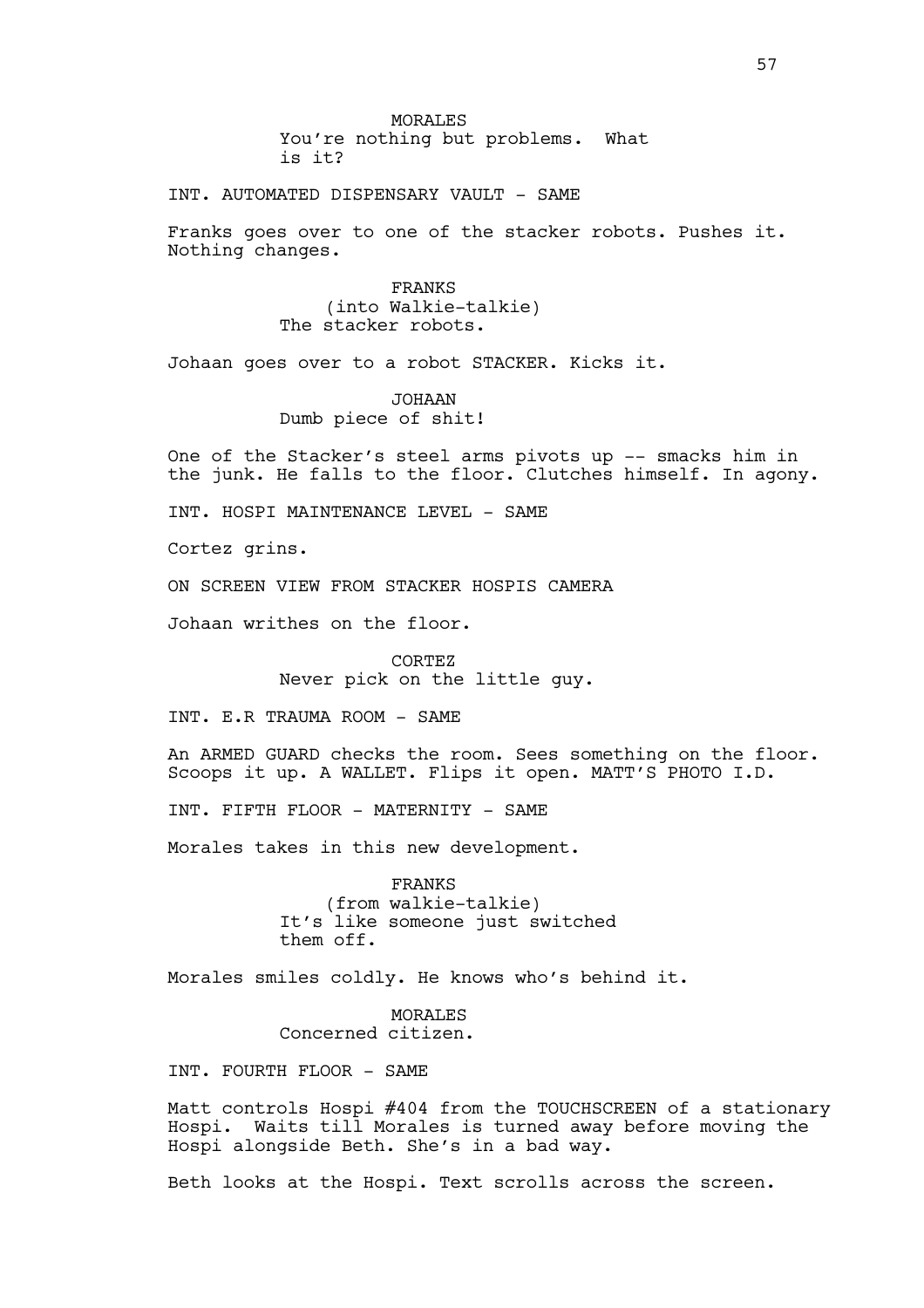MORALES
You're nothing but problems. What is it?

INT. AUTOMATED DISPENSARY VAULT - SAME

Franks goes over to one of the stacker robots. Pushes it. Nothing changes.

FRANKS
(into Walkie-talkie)
The stacker robots.

Johaan goes over to a robot STACKER. Kicks it.

JOHAAN
Dumb piece of shit!

One of the Stacker's steel arms pivots up -- smacks him in the junk. He falls to the floor. Clutches himself. In agony.

INT. HOSPI MAINTENANCE LEVEL - SAME

Cortez grins.

ON SCREEN VIEW FROM STACKER HOSPIS CAMERA

Johaan writhes on the floor.

CORTEZ
Never pick on the little guy.

INT. E.R TRAUMA ROOM - SAME

An ARMED GUARD checks the room. Sees something on the floor. Scoops it up. A WALLET. Flips it open. MATT'S PHOTO I.D.

INT. FIFTH FLOOR - MATERNITY - SAME

Morales takes in this new development.

FRANKS
(from walkie-talkie)
It's like someone just switched them off.

Morales smiles coldly. He knows who's behind it.

MORALES
Concerned citizen.

INT. FOURTH FLOOR - SAME

Matt controls Hospi #404 from the TOUCHSCREEN of a stationary Hospi. Waits till Morales is turned away before moving the Hospi alongside Beth. She's in a bad way.

Beth looks at the Hospi. Text scrolls across the screen.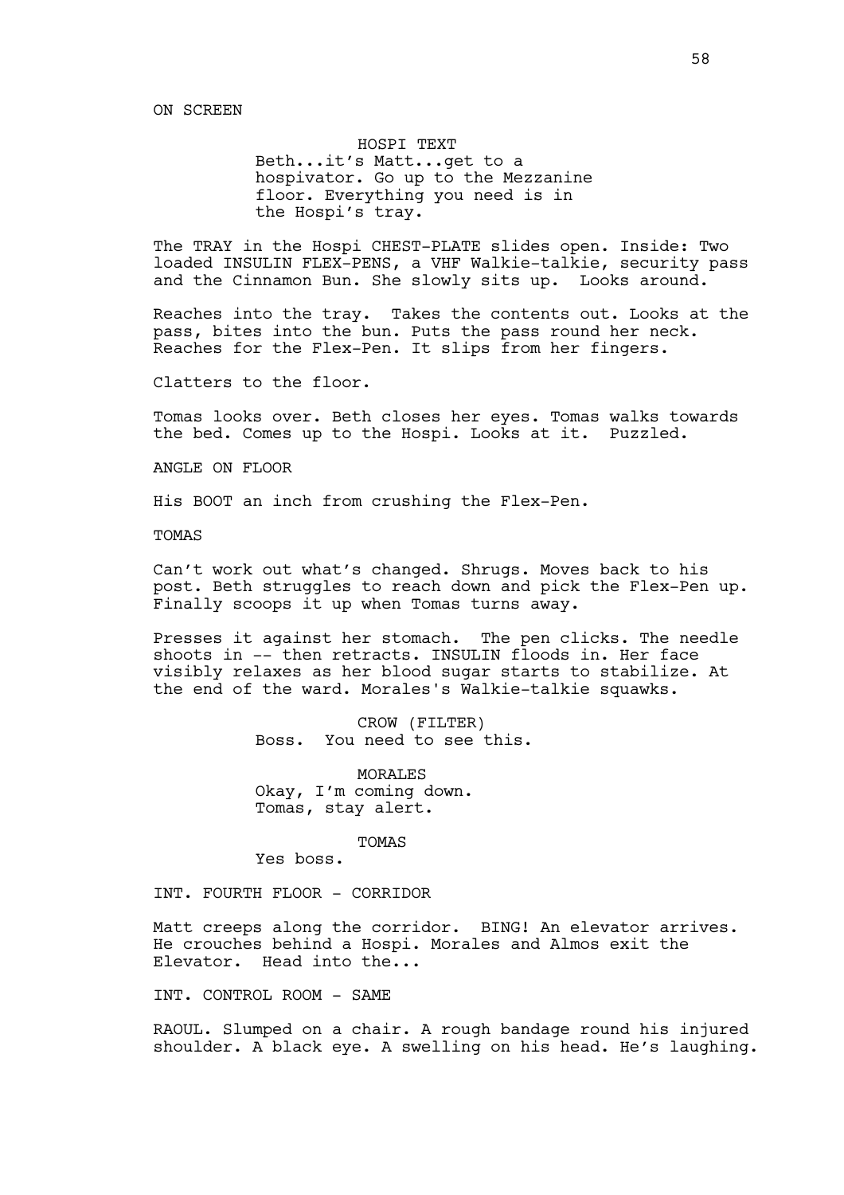ON SCREEN

HOSPI TEXT
Beth...it's Matt...get to a hospivator. Go up to the Mezzanine floor. Everything you need is in the Hospi's tray.

The TRAY in the Hospi CHEST-PLATE slides open. Inside: Two loaded INSULIN FLEX-PENS, a VHF Walkie-talkie, security pass and the Cinnamon Bun. She slowly sits up. Looks around.

Reaches into the tray. Takes the contents out. Looks at the pass, bites into the bun. Puts the pass round her neck. Reaches for the Flex-Pen. It slips from her fingers.

Clatters to the floor.

Tomas looks over. Beth closes her eyes. Tomas walks towards the bed. Comes up to the Hospi. Looks at it. Puzzled.

ANGLE ON FLOOR

His BOOT an inch from crushing the Flex-Pen.

TOMAS

Can't work out what's changed. Shrugs. Moves back to his post. Beth struggles to reach down and pick the Flex-Pen up. Finally scoops it up when Tomas turns away.

Presses it against her stomach. The pen clicks. The needle shoots in -- then retracts. INSULIN floods in. Her face visibly relaxes as her blood sugar starts to stabilize. At the end of the ward. Morales's Walkie-talkie squawks.

CROW (FILTER)
Boss. You need to see this.

MORALES
Okay, I'm coming down.
Tomas, stay alert.

TOMAS
Yes boss.

INT. FOURTH FLOOR - CORRIDOR

Matt creeps along the corridor. BING! An elevator arrives. He crouches behind a Hospi. Morales and Almos exit the Elevator. Head into the...

INT. CONTROL ROOM - SAME

RAOUL. Slumped on a chair. A rough bandage round his injured shoulder. A black eye. A swelling on his head. He's laughing.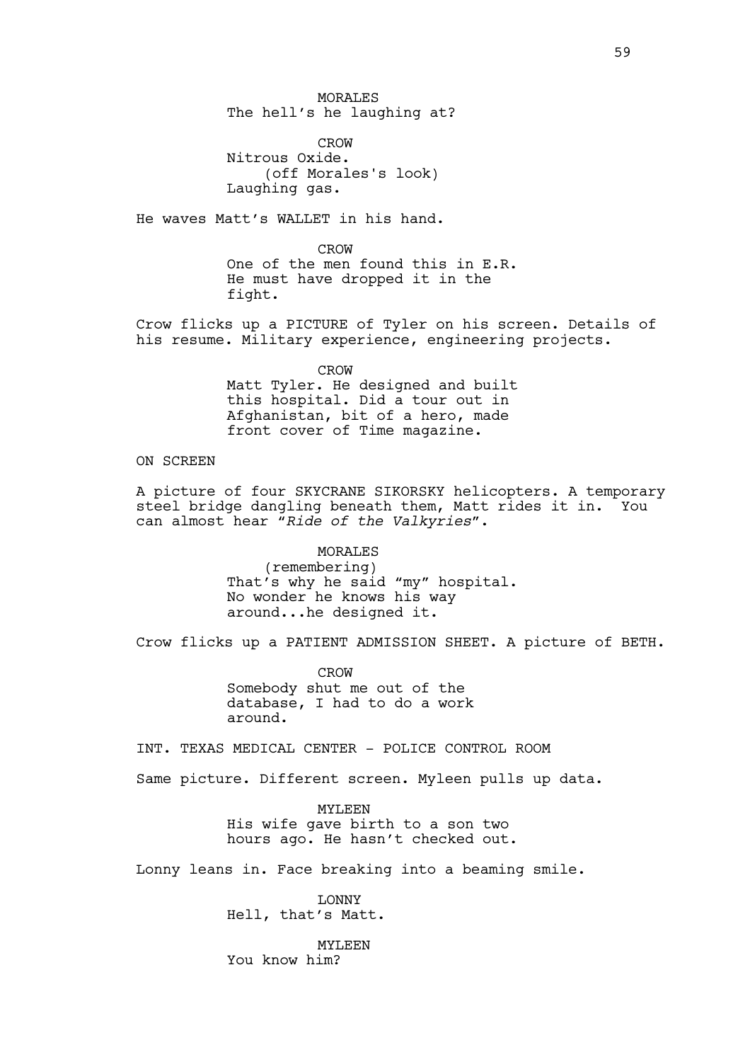MORALES
The hell's he laughing at?

CROW
Nitrous Oxide.
(off Morales's look)
Laughing gas.

He waves Matt's WALLET in his hand.

CROW
One of the men found this in E.R.
He must have dropped it in the
fight.

Crow flicks up a PICTURE of Tyler on his screen. Details of his resume. Military experience, engineering projects.

CROW
Matt Tyler. He designed and built
this hospital. Did a tour out in
Afghanistan, bit of a hero, made
front cover of Time magazine.

ON SCREEN

A picture of four SKYCRANE SIKORSKY helicopters. A temporary steel bridge dangling beneath them, Matt rides it in. You can almost hear "*Ride of the Valkyries*".

MORALES
(remembering)
That's why he said "my" hospital.
No wonder he knows his way
around...he designed it.

Crow flicks up a PATIENT ADMISSION SHEET. A picture of BETH.

CROW
Somebody shut me out of the
database, I had to do a work
around.

INT. TEXAS MEDICAL CENTER - POLICE CONTROL ROOM

Same picture. Different screen. Myleen pulls up data.

MYLEEN
His wife gave birth to a son two
hours ago. He hasn't checked out.

Lonny leans in. Face breaking into a beaming smile.

LONNY
Hell, that's Matt.

MYLEEN
You know him?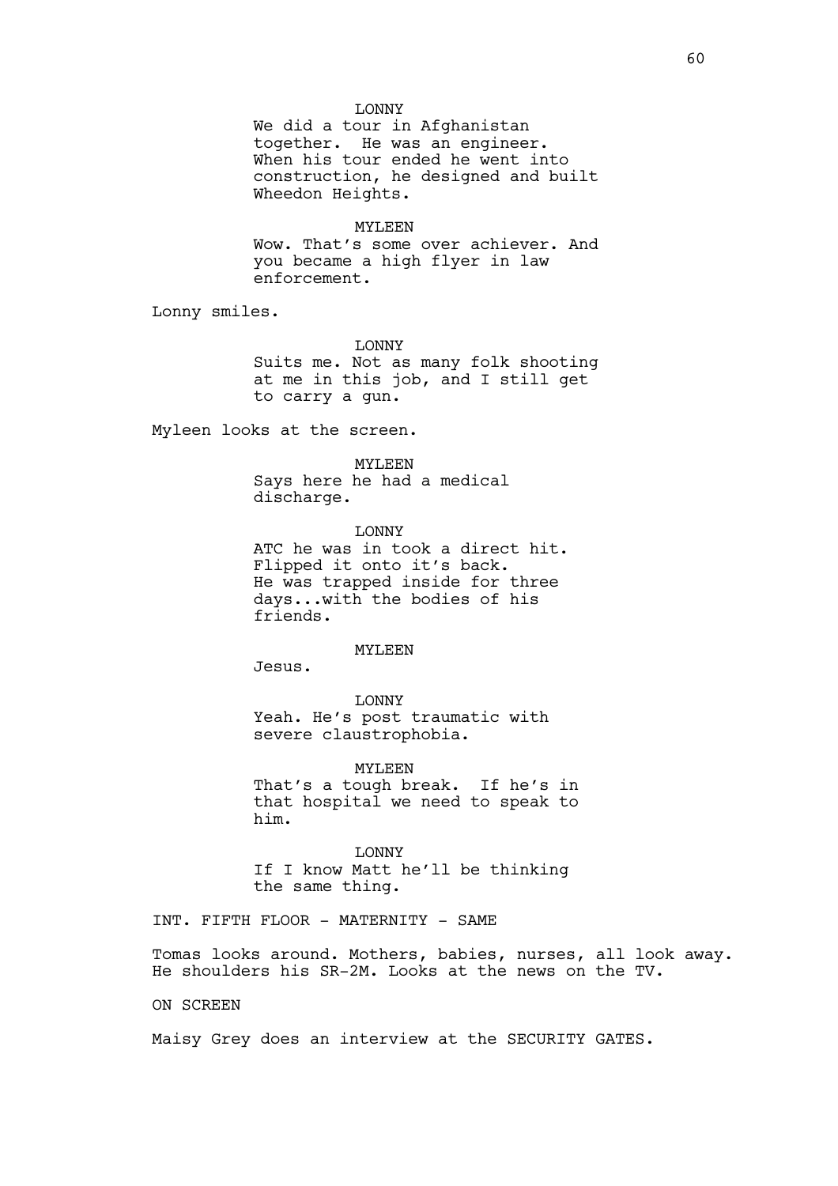LONNY

We did a tour in Afghanistan together. He was an engineer. When his tour ended he went into construction, he designed and built Wheedon Heights.

MYLEEN

Wow. That's some over achiever. And you became a high flyer in law enforcement.

Lonny smiles.

LONNY

Suits me. Not as many folk shooting at me in this job, and I still get to carry a gun.

Myleen looks at the screen.

MYLEEN

Says here he had a medical discharge.

LONNY

ATC he was in took a direct hit. Flipped it onto it's back. He was trapped inside for three days...with the bodies of his friends.

MYLEEN

Jesus.

LONNY

Yeah. He's post traumatic with severe claustrophobia.

MYLEEN

That's a tough break. If he's in that hospital we need to speak to him.

LONNY

If I know Matt he'll be thinking the same thing.

INT. FIFTH FLOOR - MATERNITY - SAME

Tomas looks around. Mothers, babies, nurses, all look away. He shoulders his SR-2M. Looks at the news on the TV.

ON SCREEN

Maisy Grey does an interview at the SECURITY GATES.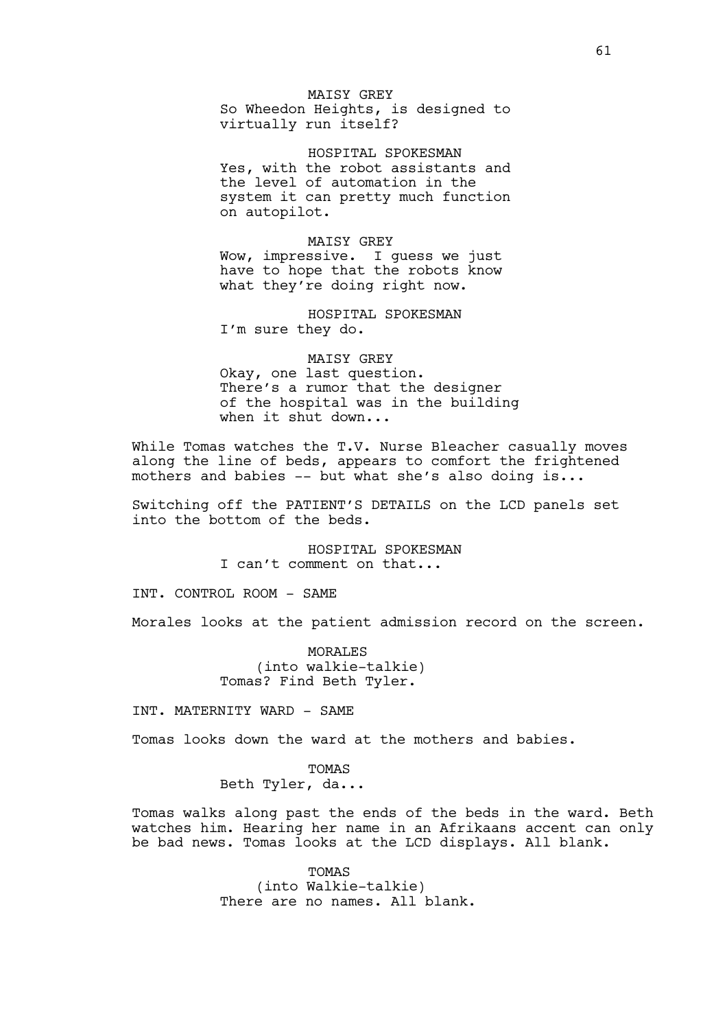MAISY GREY
So Wheedon Heights, is designed to virtually run itself?

HOSPITAL SPOKESMAN
Yes, with the robot assistants and the level of automation in the system it can pretty much function on autopilot.

MAISY GREY
Wow, impressive. I guess we just have to hope that the robots know what they're doing right now.

HOSPITAL SPOKESMAN
I'm sure they do.

MAISY GREY
Okay, one last question. There's a rumor that the designer of the hospital was in the building when it shut down...

While Tomas watches the T.V. Nurse Bleacher casually moves along the line of beds, appears to comfort the frightened mothers and babies -- but what she's also doing is...

Switching off the PATIENT'S DETAILS on the LCD panels set into the bottom of the beds.

HOSPITAL SPOKESMAN
I can't comment on that...

INT. CONTROL ROOM - SAME

Morales looks at the patient admission record on the screen.

MORALES
(into walkie-talkie)
Tomas? Find Beth Tyler.

INT. MATERNITY WARD - SAME

Tomas looks down the ward at the mothers and babies.

TOMAS
Beth Tyler, da...

Tomas walks along past the ends of the beds in the ward. Beth watches him. Hearing her name in an Afrikaans accent can only be bad news. Tomas looks at the LCD displays. All blank.

TOMAS
(into Walkie-talkie)
There are no names. All blank.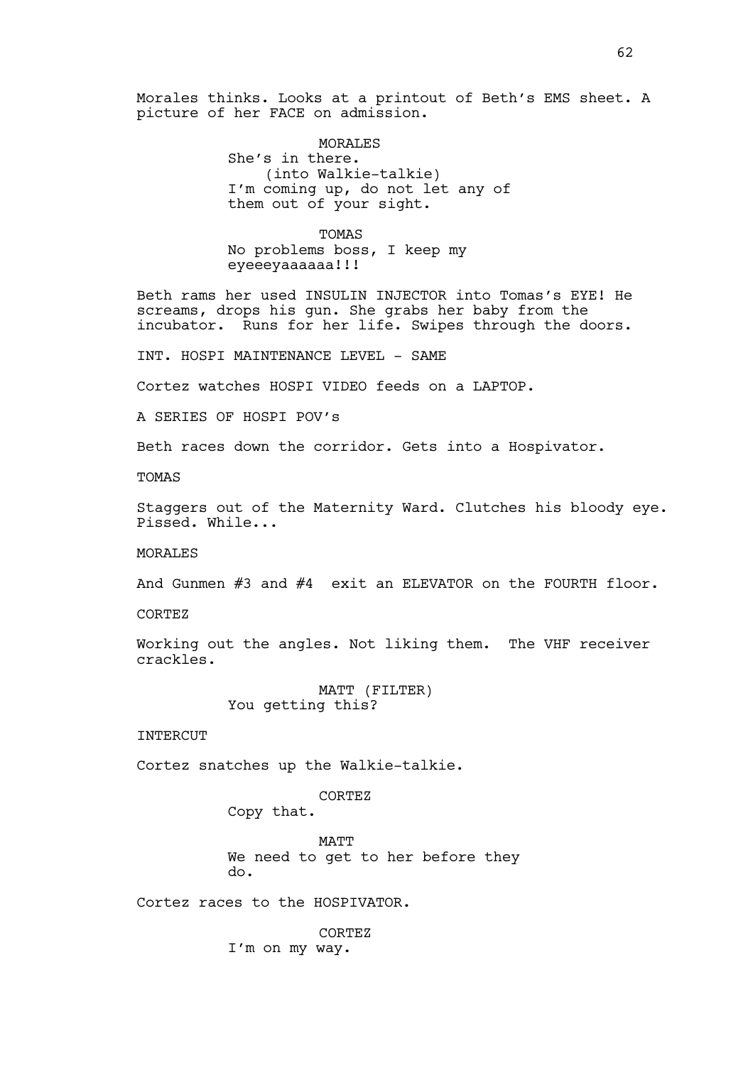Morales thinks. Looks at a printout of Beth's EMS sheet. A picture of her FACE on admission.

MORALES
She's in there.
(into Walkie-talkie)
I'm coming up, do not let any of them out of your sight.

TOMAS
No problems boss, I keep my eyeeeyaaaaaa!!!

Beth rams her used INSULIN INJECTOR into Tomas's EYE! He screams, drops his gun. She grabs her baby from the incubator. Runs for her life. Swipes through the doors.

INT. HOSPI MAINTENANCE LEVEL - SAME

Cortez watches HOSPI VIDEO feeds on a LAPTOP.

A SERIES OF HOSPI POV's

Beth races down the corridor. Gets into a Hospivator.

TOMAS

Staggers out of the Maternity Ward. Clutches his bloody eye. Pissed. While...

MORALES

And Gunmen #3 and #4 exit an ELEVATOR on the FOURTH floor.

CORTEZ

Working out the angles. Not liking them. The VHF receiver crackles.

MATT (FILTER)
You getting this?

INTERCUT

Cortez snatches up the Walkie-talkie.

CORTEZ
Copy that.

MATT
We need to get to her before they do.

Cortez races to the HOSPIVATOR.

CORTEZ
I'm on my way.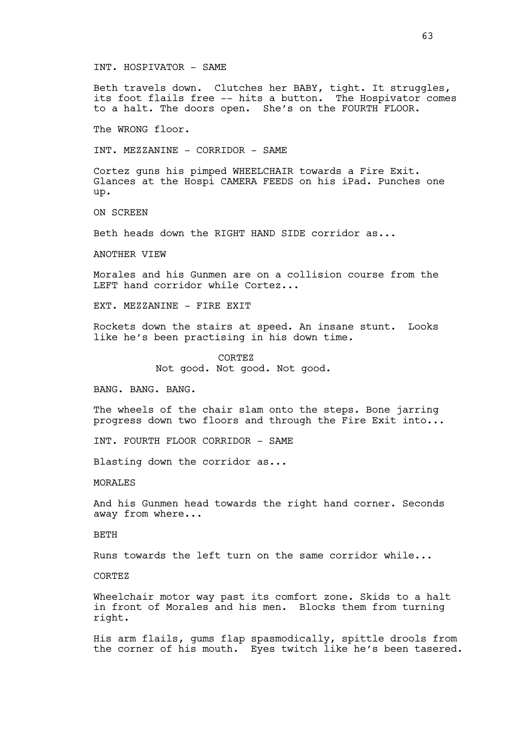INT. HOSPIVATOR - SAME

Beth travels down. Clutches her BABY, tight. It struggles, its foot flails free -- hits a button. The Hospivator comes to a halt. The doors open. She's on the FOURTH FLOOR.

The WRONG floor.

INT. MEZZANINE - CORRIDOR - SAME

Cortez guns his pimped WHEELCHAIR towards a Fire Exit. Glances at the Hospi CAMERA FEEDS on his iPad. Punches one up.

ON SCREEN

Beth heads down the RIGHT HAND SIDE corridor as...

ANOTHER VIEW

Morales and his Gunmen are on a collision course from the LEFT hand corridor while Cortez...

EXT. MEZZANINE - FIRE EXIT

Rockets down the stairs at speed. An insane stunt. Looks like he's been practising in his down time.

CORTEZ
Not good. Not good. Not good.

BANG. BANG. BANG.

The wheels of the chair slam onto the steps. Bone jarring progress down two floors and through the Fire Exit into...

INT. FOURTH FLOOR CORRIDOR - SAME

Blasting down the corridor as...

MORALES

And his Gunmen head towards the right hand corner. Seconds away from where...

BETH

Runs towards the left turn on the same corridor while...

CORTEZ

Wheelchair motor way past its comfort zone. Skids to a halt in front of Morales and his men. Blocks them from turning right.

His arm flails, gums flap spasmodically, spittle drools from the corner of his mouth. Eyes twitch like he's been tasered.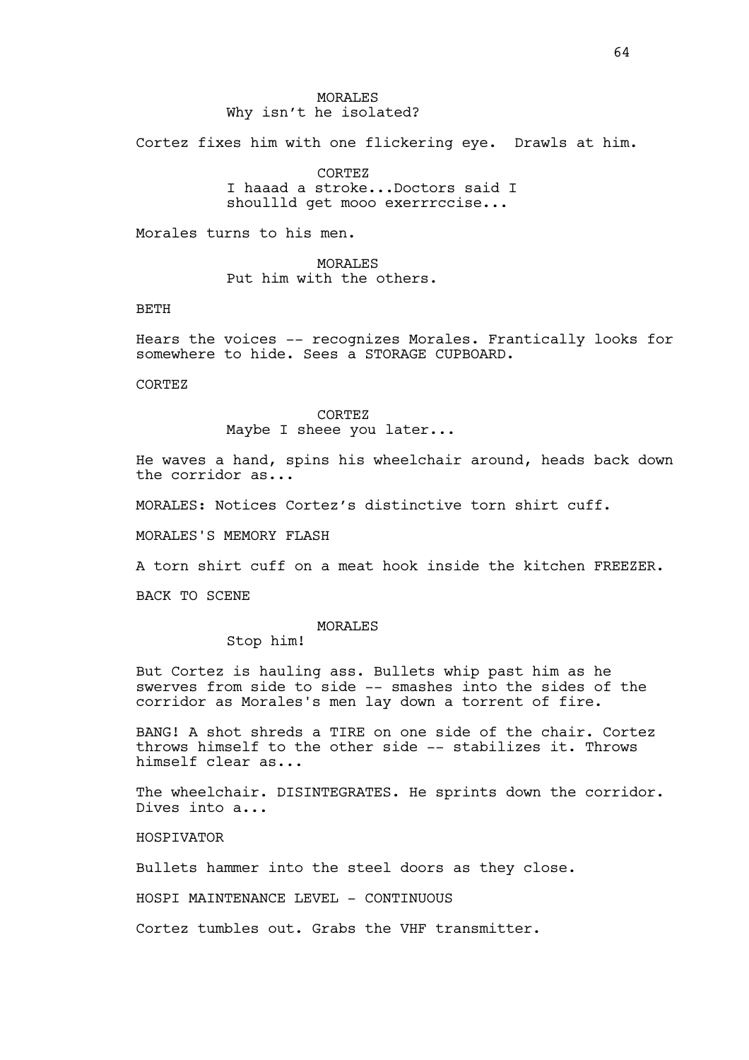MORALES
Why isn't he isolated?

Cortez fixes him with one flickering eye. Drawls at him.

CORTEZ
I haaad a stroke...Doctors said I shoullld get mooo exerrrccise...

Morales turns to his men.

MORALES
Put him with the others.

BETH

Hears the voices -- recognizes Morales. Frantically looks for somewhere to hide. Sees a STORAGE CUPBOARD.

CORTEZ

CORTEZ
Maybe I sheee you later...

He waves a hand, spins his wheelchair around, heads back down the corridor as...

MORALES: Notices Cortez's distinctive torn shirt cuff.

MORALES'S MEMORY FLASH

A torn shirt cuff on a meat hook inside the kitchen FREEZER.

BACK TO SCENE

MORALES
Stop him!

But Cortez is hauling ass. Bullets whip past him as he swerves from side to side -- smashes into the sides of the corridor as Morales's men lay down a torrent of fire.

BANG! A shot shreds a TIRE on one side of the chair. Cortez throws himself to the other side -- stabilizes it. Throws himself clear as...

The wheelchair. DISINTEGRATES. He sprints down the corridor. Dives into a...

HOSPIVATOR

Bullets hammer into the steel doors as they close.

HOSPI MAINTENANCE LEVEL - CONTINUOUS

Cortez tumbles out. Grabs the VHF transmitter.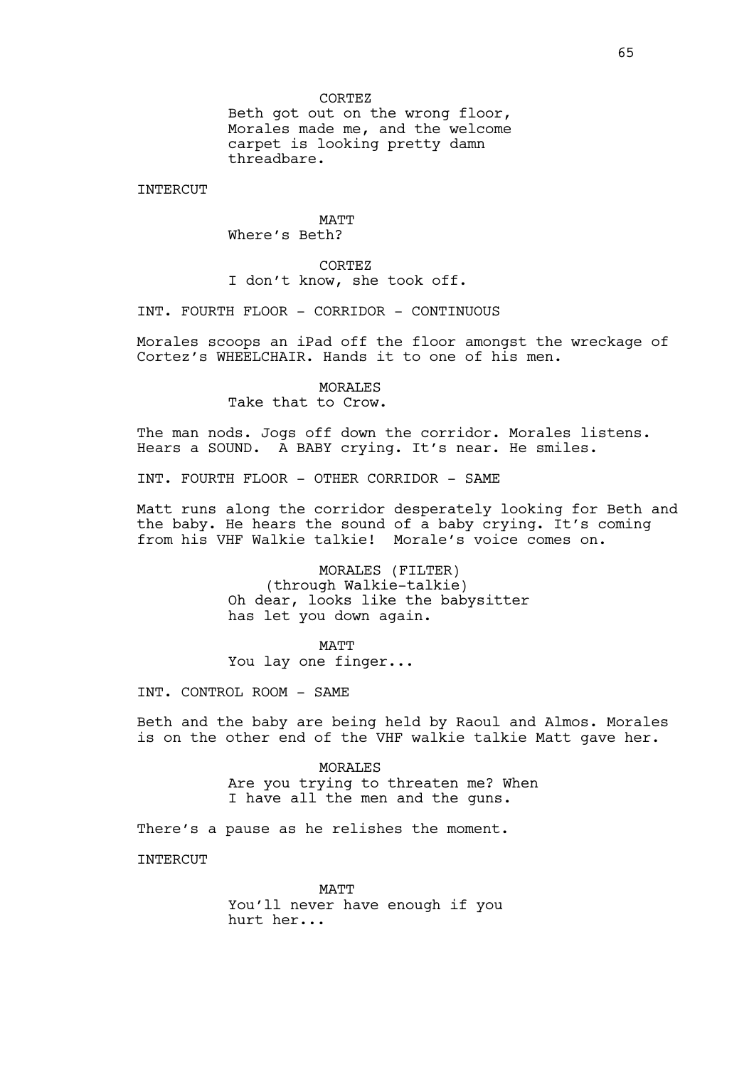CORTEZ
Beth got out on the wrong floor, Morales made me, and the welcome carpet is looking pretty damn threadbare.

INTERCUT

MATT
Where's Beth?

CORTEZ
I don't know, she took off.

INT. FOURTH FLOOR - CORRIDOR - CONTINUOUS

Morales scoops an iPad off the floor amongst the wreckage of Cortez's WHEELCHAIR. Hands it to one of his men.

MORALES
Take that to Crow.

The man nods. Jogs off down the corridor. Morales listens. Hears a SOUND. A BABY crying. It's near. He smiles.

INT. FOURTH FLOOR - OTHER CORRIDOR - SAME

Matt runs along the corridor desperately looking for Beth and the baby. He hears the sound of a baby crying. It's coming from his VHF Walkie talkie! Morale's voice comes on.

MORALES (FILTER)
(through Walkie-talkie)
Oh dear, looks like the babysitter has let you down again.

MATT
You lay one finger...

INT. CONTROL ROOM - SAME

Beth and the baby are being held by Raoul and Almos. Morales is on the other end of the VHF walkie talkie Matt gave her.

MORALES
Are you trying to threaten me? When I have all the men and the guns.

There's a pause as he relishes the moment.

INTERCUT

MATT
You'll never have enough if you hurt her...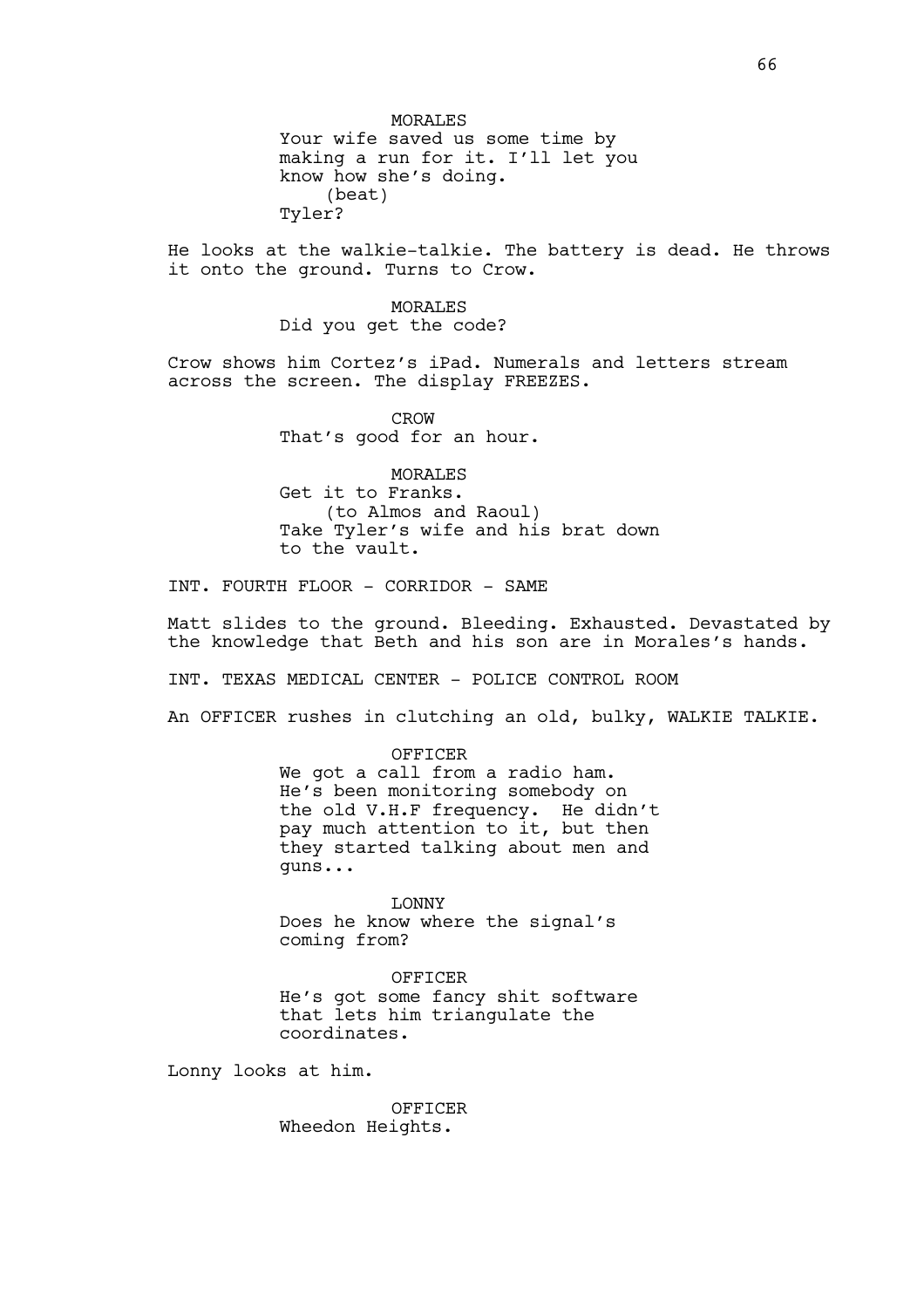MORALES
Your wife saved us some time by making a run for it. I'll let you know how she's doing.
(beat)
Tyler?

He looks at the walkie-talkie. The battery is dead. He throws it onto the ground. Turns to Crow.

MORALES
Did you get the code?

Crow shows him Cortez's iPad. Numerals and letters stream across the screen. The display FREEZES.

CROW
That's good for an hour.

MORALES
Get it to Franks.
(to Almos and Raoul)
Take Tyler's wife and his brat down to the vault.

INT. FOURTH FLOOR - CORRIDOR - SAME

Matt slides to the ground. Bleeding. Exhausted. Devastated by the knowledge that Beth and his son are in Morales's hands.

INT. TEXAS MEDICAL CENTER - POLICE CONTROL ROOM

An OFFICER rushes in clutching an old, bulky, WALKIE TALKIE.

OFFICER
We got a call from a radio ham. He's been monitoring somebody on the old V.H.F frequency. He didn't pay much attention to it, but then they started talking about men and guns...

LONNY
Does he know where the signal's coming from?

OFFICER
He's got some fancy shit software that lets him triangulate the coordinates.

Lonny looks at him.

OFFICER
Wheedon Heights.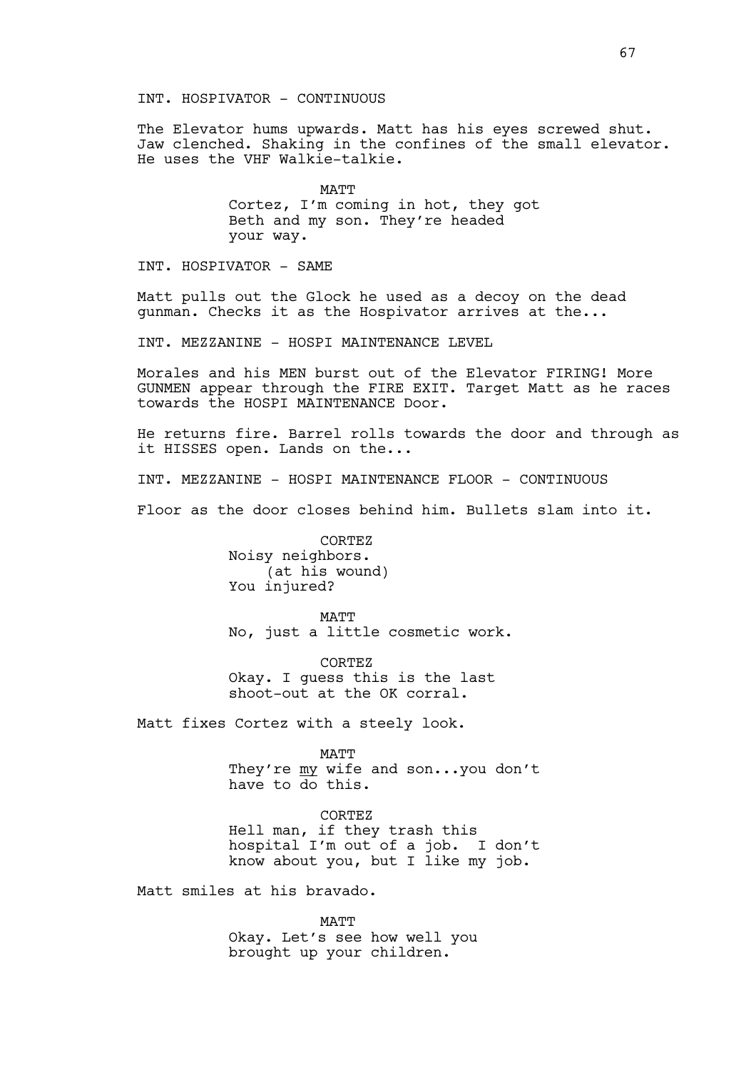INT. HOSPIVATOR - CONTINUOUS

The Elevator hums upwards. Matt has his eyes screwed shut. Jaw clenched. Shaking in the confines of the small elevator. He uses the VHF Walkie-talkie.

MATT
Cortez, I'm coming in hot, they got Beth and my son. They're headed your way.

INT. HOSPIVATOR - SAME

Matt pulls out the Glock he used as a decoy on the dead gunman. Checks it as the Hospivator arrives at the...

INT. MEZZANINE - HOSPI MAINTENANCE LEVEL

Morales and his MEN burst out of the Elevator FIRING! More GUNMEN appear through the FIRE EXIT. Target Matt as he races towards the HOSPI MAINTENANCE Door.

He returns fire. Barrel rolls towards the door and through as it HISSES open. Lands on the...

INT. MEZZANINE - HOSPI MAINTENANCE FLOOR - CONTINUOUS

Floor as the door closes behind him. Bullets slam into it.

CORTEZ
Noisy neighbors.
(at his wound)
You injured?

MATT
No, just a little cosmetic work.

CORTEZ
Okay. I guess this is the last shoot-out at the OK corral.

Matt fixes Cortez with a steely look.

MATT
They're _my_ wife and son...you don't have to do this.

CORTEZ
Hell man, if they trash this hospital I'm out of a job. I don't know about you, but I like my job.

Matt smiles at his bravado.

MATT
Okay. Let's see how well you brought up your children.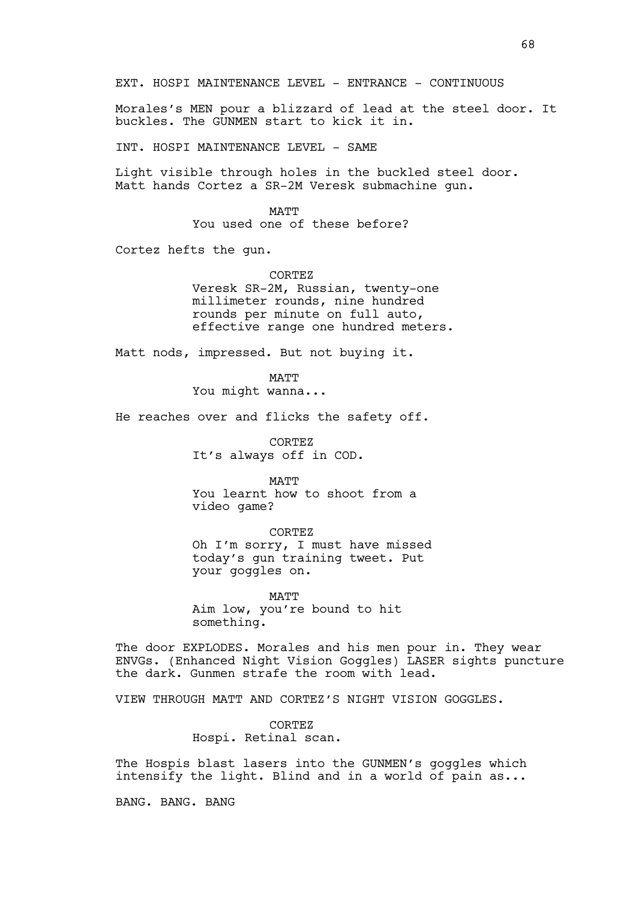EXT. HOSPI MAINTENANCE LEVEL - ENTRANCE - CONTINUOUS

Morales's MEN pour a blizzard of lead at the steel door. It buckles. The GUNMEN start to kick it in.

INT. HOSPI MAINTENANCE LEVEL - SAME

Light visible through holes in the buckled steel door. Matt hands Cortez a SR-2M Veresk submachine gun.

MATT
You used one of these before?

Cortez hefts the gun.

CORTEZ
Veresk SR-2M, Russian, twenty-one millimeter rounds, nine hundred rounds per minute on full auto, effective range one hundred meters.

Matt nods, impressed. But not buying it.

MATT
You might wanna...

He reaches over and flicks the safety off.

CORTEZ
It's always off in COD.

MATT
You learnt how to shoot from a video game?

CORTEZ
Oh I'm sorry, I must have missed today's gun training tweet. Put your goggles on.

MATT
Aim low, you're bound to hit something.

The door EXPLODES. Morales and his men pour in. They wear ENVGs. (Enhanced Night Vision Goggles) LASER sights puncture the dark. Gunmen strafe the room with lead.

VIEW THROUGH MATT AND CORTEZ'S NIGHT VISION GOGGLES.

CORTEZ
Hospi. Retinal scan.

The Hospis blast lasers into the GUNMEN's goggles which intensify the light. Blind and in a world of pain as...

BANG. BANG. BANG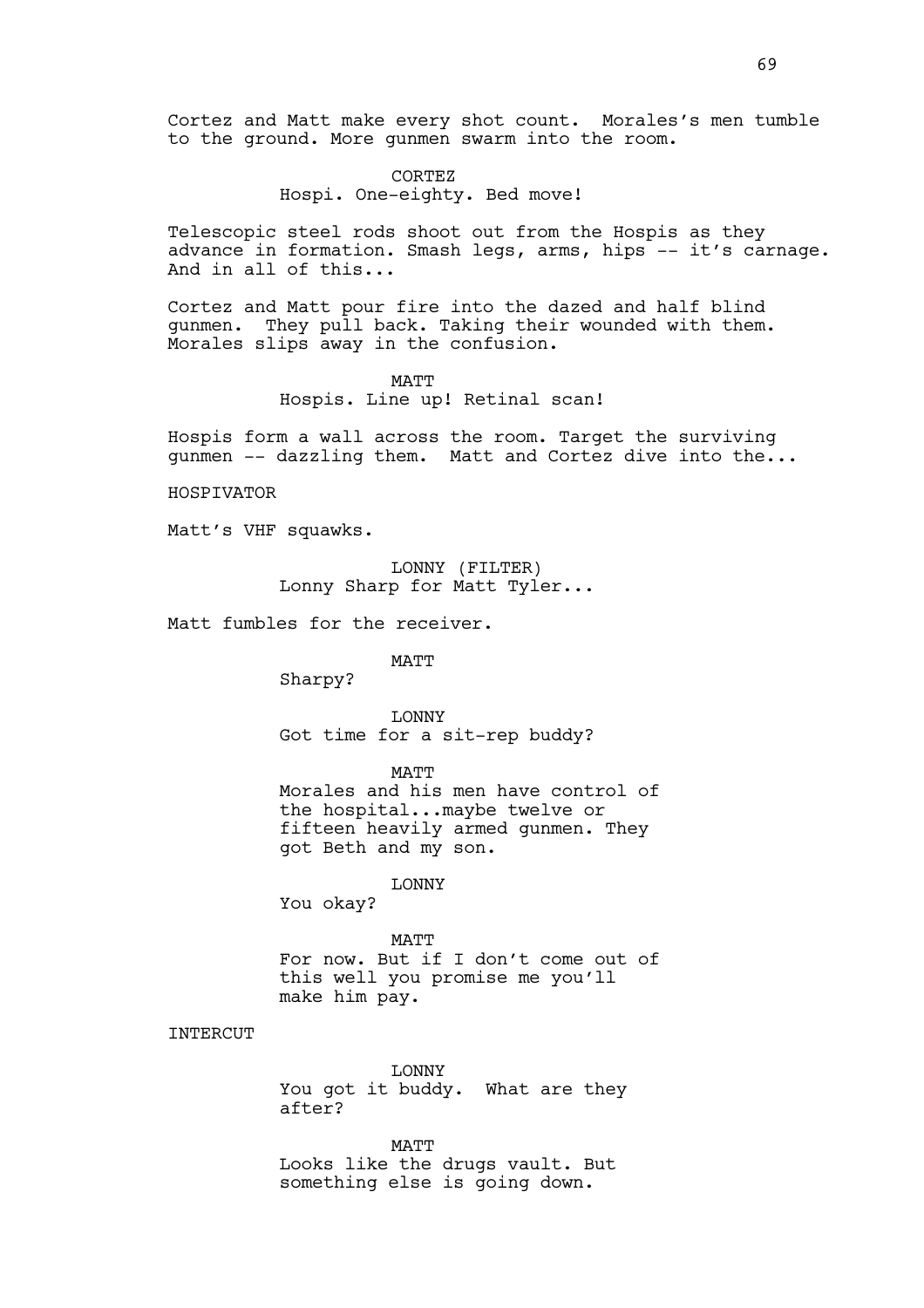Cortez and Matt make every shot count.  Morales's men tumble to the ground. More gunmen swarm into the room.

CORTEZ
Hospi. One-eighty. Bed move!

Telescopic steel rods shoot out from the Hospis as they advance in formation. Smash legs, arms, hips -- it's carnage. And in all of this...

Cortez and Matt pour fire into the dazed and half blind gunmen.  They pull back. Taking their wounded with them. Morales slips away in the confusion.

MATT
Hospis. Line up! Retinal scan!

Hospis form a wall across the room. Target the surviving gunmen -- dazzling them.  Matt and Cortez dive into the...

HOSPIVATOR

Matt's VHF squawks.

LONNY (FILTER)
Lonny Sharp for Matt Tyler...

Matt fumbles for the receiver.

MATT
Sharpy?

LONNY
Got time for a sit-rep buddy?

MATT
Morales and his men have control of the hospital...maybe twelve or fifteen heavily armed gunmen. They got Beth and my son.

LONNY
You okay?

MATT
For now. But if I don't come out of this well you promise me you'll make him pay.

INTERCUT

LONNY
You got it buddy.  What are they after?

MATT
Looks like the drugs vault. But something else is going down.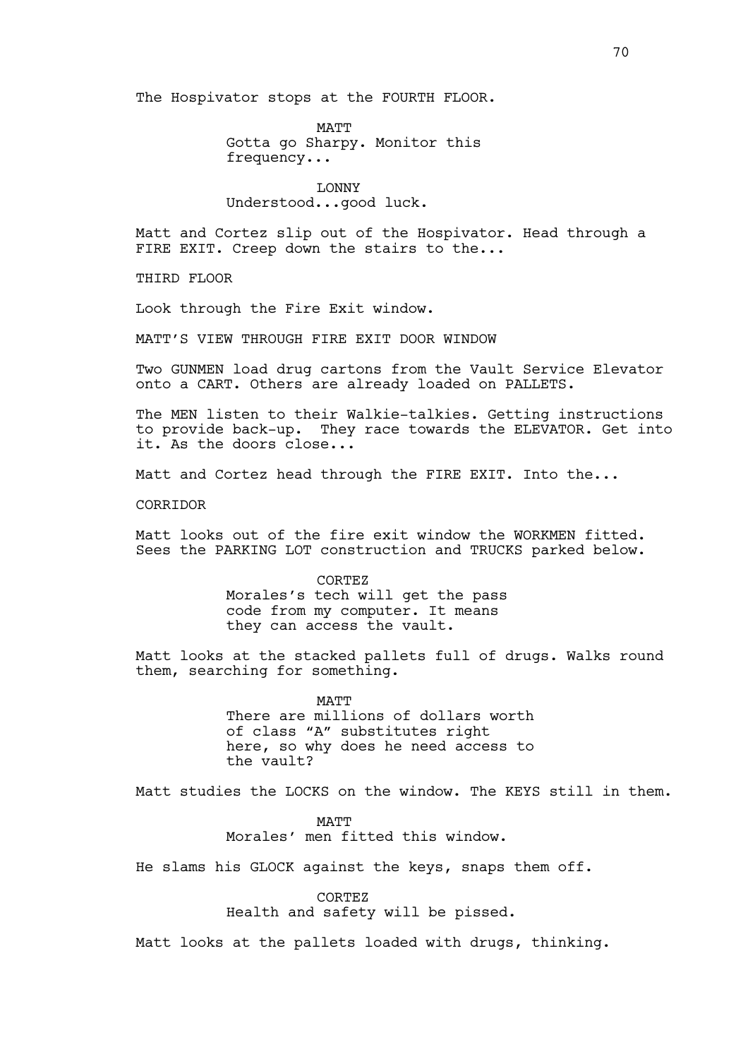The Hospivator stops at the FOURTH FLOOR.

MATT
Gotta go Sharpy. Monitor this frequency...

LONNY
Understood...good luck.

Matt and Cortez slip out of the Hospivator. Head through a FIRE EXIT. Creep down the stairs to the...

THIRD FLOOR

Look through the Fire Exit window.

MATT'S VIEW THROUGH FIRE EXIT DOOR WINDOW

Two GUNMEN load drug cartons from the Vault Service Elevator onto a CART. Others are already loaded on PALLETS.

The MEN listen to their Walkie-talkies. Getting instructions to provide back-up. They race towards the ELEVATOR. Get into it. As the doors close...

Matt and Cortez head through the FIRE EXIT. Into the...

CORRIDOR

Matt looks out of the fire exit window the WORKMEN fitted. Sees the PARKING LOT construction and TRUCKS parked below.

CORTEZ
Morales's tech will get the pass code from my computer. It means they can access the vault.

Matt looks at the stacked pallets full of drugs. Walks round them, searching for something.

MATT
There are millions of dollars worth of class "A" substitutes right here, so why does he need access to the vault?

Matt studies the LOCKS on the window. The KEYS still in them.

MATT
Morales' men fitted this window.

He slams his GLOCK against the keys, snaps them off.

CORTEZ
Health and safety will be pissed.

Matt looks at the pallets loaded with drugs, thinking.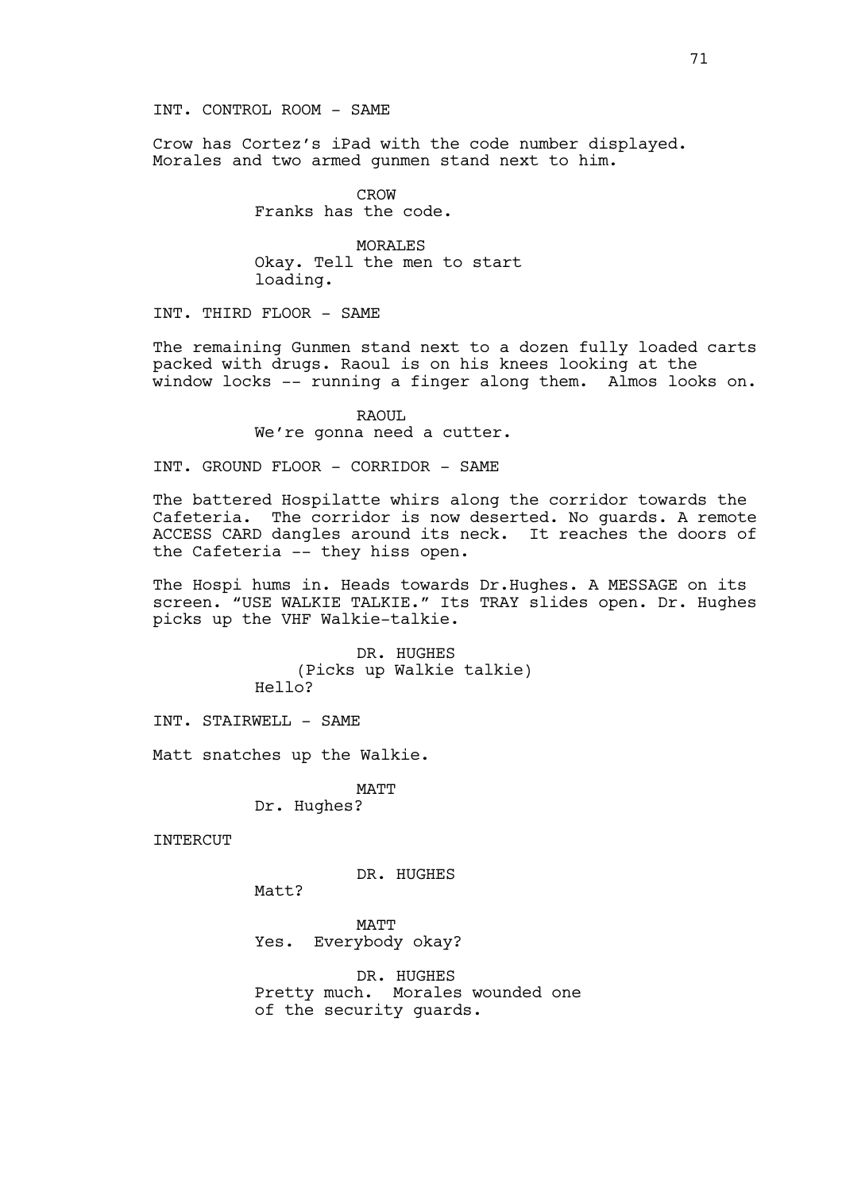INT. CONTROL ROOM - SAME

Crow has Cortez's iPad with the code number displayed. Morales and two armed gunmen stand next to him.

CROW
Franks has the code.

MORALES
Okay. Tell the men to start loading.

INT. THIRD FLOOR - SAME

The remaining Gunmen stand next to a dozen fully loaded carts packed with drugs. Raoul is on his knees looking at the window locks -- running a finger along them. Almos looks on.

RAOUL
We're gonna need a cutter.

INT. GROUND FLOOR - CORRIDOR - SAME

The battered Hospilatte whirs along the corridor towards the Cafeteria. The corridor is now deserted. No guards. A remote ACCESS CARD dangles around its neck. It reaches the doors of the Cafeteria -- they hiss open.

The Hospi hums in. Heads towards Dr.Hughes. A MESSAGE on its screen. "USE WALKIE TALKIE." Its TRAY slides open. Dr. Hughes picks up the VHF Walkie-talkie.

DR. HUGHES
(Picks up Walkie talkie)
Hello?

INT. STAIRWELL - SAME

Matt snatches up the Walkie.

MATT
Dr. Hughes?

INTERCUT

DR. HUGHES
Matt?

MATT
Yes. Everybody okay?

DR. HUGHES
Pretty much. Morales wounded one of the security guards.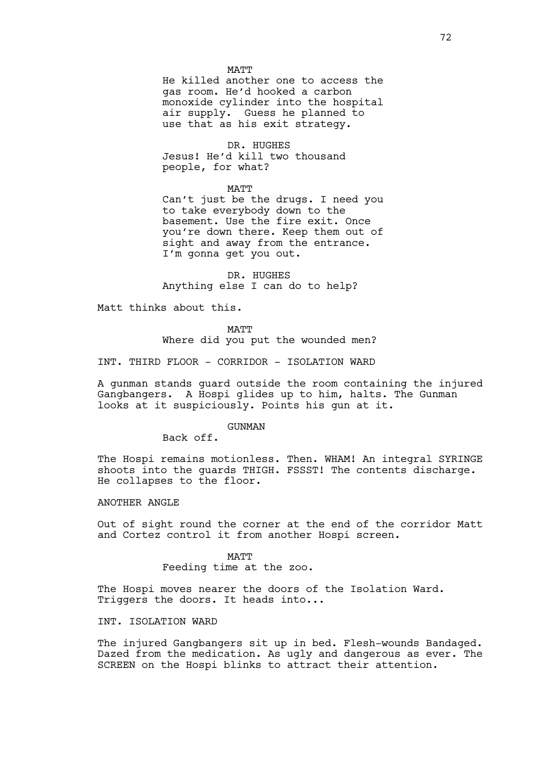MATT

He killed another one to access the gas room. He'd hooked a carbon monoxide cylinder into the hospital air supply. Guess he planned to use that as his exit strategy.

DR. HUGHES

Jesus! He'd kill two thousand people, for what?

MATT

Can't just be the drugs. I need you to take everybody down to the basement. Use the fire exit. Once you're down there. Keep them out of sight and away from the entrance. I'm gonna get you out.

DR. HUGHES

Anything else I can do to help?

Matt thinks about this.

MATT

Where did you put the wounded men?

INT. THIRD FLOOR - CORRIDOR - ISOLATION WARD

A gunman stands guard outside the room containing the injured Gangbangers. A Hospi glides up to him, halts. The Gunman looks at it suspiciously. Points his gun at it.

GUNMAN

Back off.

The Hospi remains motionless. Then. WHAM! An integral SYRINGE shoots into the guards THIGH. FSSST! The contents discharge. He collapses to the floor.

ANOTHER ANGLE

Out of sight round the corner at the end of the corridor Matt and Cortez control it from another Hospi screen.

MATT

Feeding time at the zoo.

The Hospi moves nearer the doors of the Isolation Ward. Triggers the doors. It heads into...

INT. ISOLATION WARD

The injured Gangbangers sit up in bed. Flesh-wounds Bandaged. Dazed from the medication. As ugly and dangerous as ever. The SCREEN on the Hospi blinks to attract their attention.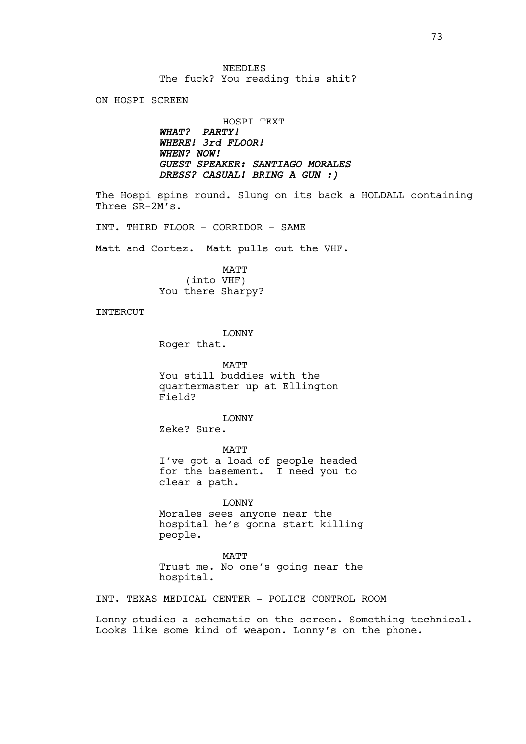NEEDLES
The fuck? You reading this shit?

ON HOSPI SCREEN

HOSPI TEXT
***WHAT? PARTY!***
***WHERE! 3rd FLOOR!***
***WHEN? NOW!***
***GUEST SPEAKER: SANTIAGO MORALES***
***DRESS? CASUAL! BRING A GUN :)***

The Hospi spins round. Slung on its back a HOLDALL containing Three SR-2M's.

INT. THIRD FLOOR - CORRIDOR - SAME

Matt and Cortez. Matt pulls out the VHF.

MATT
(into VHF)
You there Sharpy?

INTERCUT

LONNY
Roger that.

MATT
You still buddies with the quartermaster up at Ellington Field?

LONNY
Zeke? Sure.

MATT
I've got a load of people headed for the basement. I need you to clear a path.

LONNY
Morales sees anyone near the hospital he's gonna start killing people.

MATT
Trust me. No one's going near the hospital.

INT. TEXAS MEDICAL CENTER - POLICE CONTROL ROOM

Lonny studies a schematic on the screen. Something technical. Looks like some kind of weapon. Lonny's on the phone.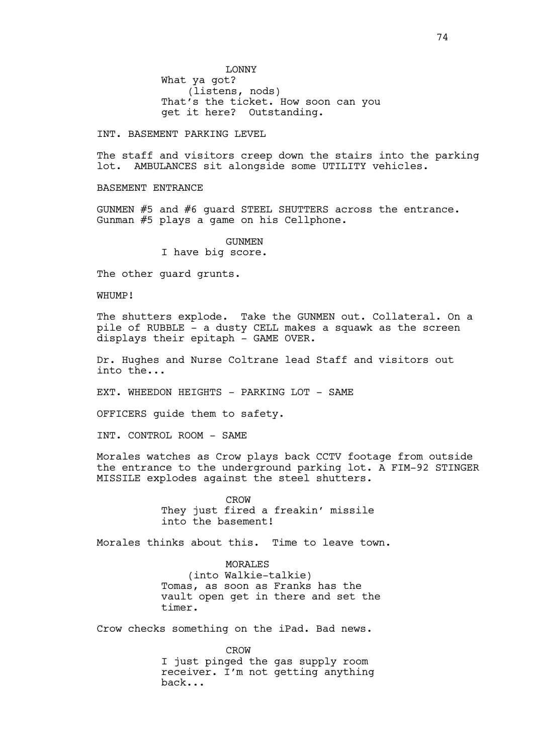LONNY
What ya got?
(listens, nods)
That's the ticket. How soon can you get it here? Outstanding.

INT. BASEMENT PARKING LEVEL

The staff and visitors creep down the stairs into the parking lot. AMBULANCES sit alongside some UTILITY vehicles.

BASEMENT ENTRANCE

GUNMEN #5 and #6 guard STEEL SHUTTERS across the entrance. Gunman #5 plays a game on his Cellphone.

GUNMEN
I have big score.

The other guard grunts.

WHUMP!

The shutters explode. Take the GUNMEN out. Collateral. On a pile of RUBBLE - a dusty CELL makes a squawk as the screen displays their epitaph - GAME OVER.

Dr. Hughes and Nurse Coltrane lead Staff and visitors out into the...

EXT. WHEEDON HEIGHTS - PARKING LOT - SAME

OFFICERS guide them to safety.

INT. CONTROL ROOM - SAME

Morales watches as Crow plays back CCTV footage from outside the entrance to the underground parking lot. A FIM-92 STINGER MISSILE explodes against the steel shutters.

CROW
They just fired a freakin' missile into the basement!

Morales thinks about this. Time to leave town.

MORALES
(into Walkie-talkie)
Tomas, as soon as Franks has the vault open get in there and set the timer.

Crow checks something on the iPad. Bad news.

CROW
I just pinged the gas supply room receiver. I'm not getting anything back...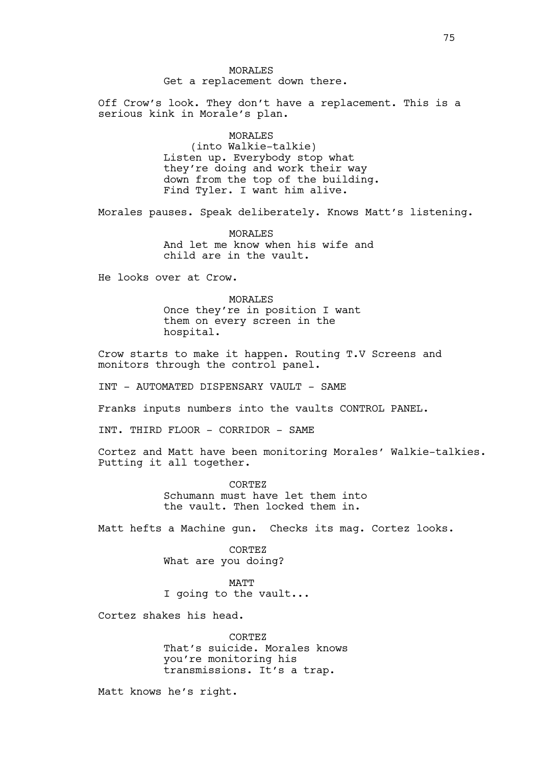MORALES

Get a replacement down there.

Off Crow's look. They don't have a replacement. This is a serious kink in Morale's plan.

MORALES

(into Walkie-talkie)

Listen up. Everybody stop what they're doing and work their way down from the top of the building. Find Tyler. I want him alive.

Morales pauses. Speak deliberately. Knows Matt's listening.

MORALES

And let me know when his wife and child are in the vault.

He looks over at Crow.

MORALES

Once they're in position I want them on every screen in the hospital.

Crow starts to make it happen. Routing T.V Screens and monitors through the control panel.

INT - AUTOMATED DISPENSARY VAULT - SAME

Franks inputs numbers into the vaults CONTROL PANEL.

INT. THIRD FLOOR - CORRIDOR - SAME

Cortez and Matt have been monitoring Morales' Walkie-talkies. Putting it all together.

CORTEZ

Schumann must have let them into the vault. Then locked them in.

Matt hefts a Machine gun. Checks its mag. Cortez looks.

CORTEZ

What are you doing?

MATT

I going to the vault...

Cortez shakes his head.

CORTEZ

That's suicide. Morales knows you're monitoring his transmissions. It's a trap.

Matt knows he's right.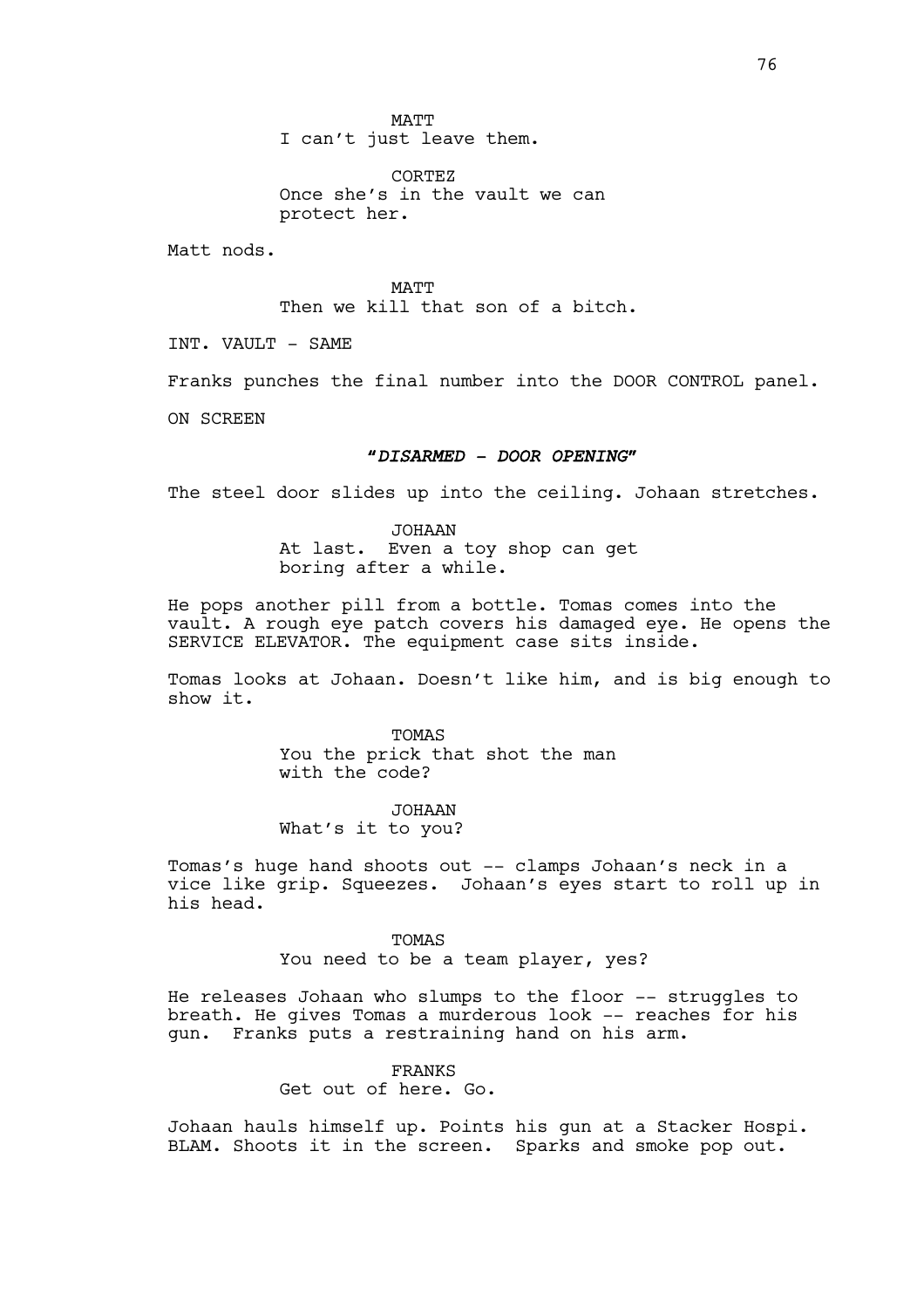MATT
I can't just leave them.

CORTEZ
Once she's in the vault we can protect her.

Matt nods.

MATT
Then we kill that son of a bitch.

INT. VAULT - SAME

Franks punches the final number into the DOOR CONTROL panel.

ON SCREEN

*"DISARMED - DOOR OPENING"*

The steel door slides up into the ceiling. Johaan stretches.

JOHAAN
At last. Even a toy shop can get boring after a while.

He pops another pill from a bottle. Tomas comes into the vault. A rough eye patch covers his damaged eye. He opens the SERVICE ELEVATOR. The equipment case sits inside.

Tomas looks at Johaan. Doesn't like him, and is big enough to show it.

TOMAS
You the prick that shot the man with the code?

JOHAAN
What's it to you?

Tomas's huge hand shoots out -- clamps Johaan's neck in a vice like grip. Squeezes. Johaan's eyes start to roll up in his head.

TOMAS
You need to be a team player, yes?

He releases Johaan who slumps to the floor -- struggles to breath. He gives Tomas a murderous look -- reaches for his gun. Franks puts a restraining hand on his arm.

FRANKS
Get out of here. Go.

Johaan hauls himself up. Points his gun at a Stacker Hospi. BLAM. Shoots it in the screen. Sparks and smoke pop out.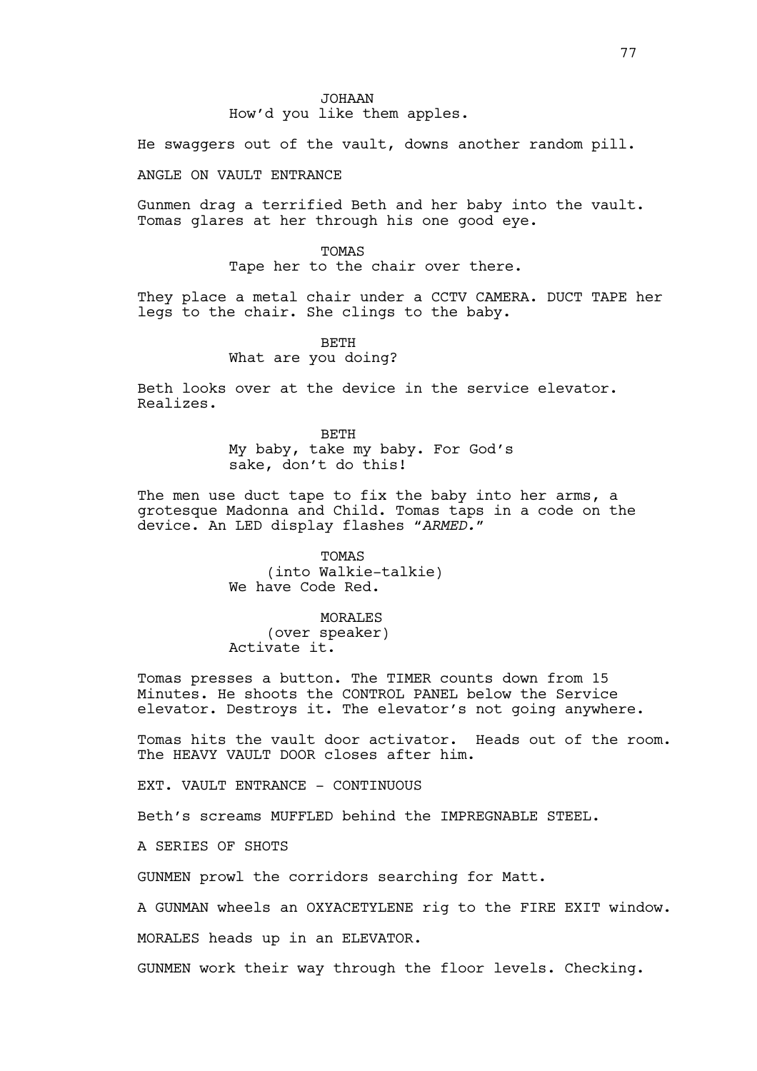JOHAAN
How'd you like them apples.

He swaggers out of the vault, downs another random pill.

ANGLE ON VAULT ENTRANCE

Gunmen drag a terrified Beth and her baby into the vault. Tomas glares at her through his one good eye.

TOMAS
Tape her to the chair over there.

They place a metal chair under a CCTV CAMERA. DUCT TAPE her legs to the chair. She clings to the baby.

BETH
What are you doing?

Beth looks over at the device in the service elevator. Realizes.

BETH
My baby, take my baby. For God's sake, don't do this!

The men use duct tape to fix the baby into her arms, a grotesque Madonna and Child. Tomas taps in a code on the device. An LED display flashes "*ARMED.*"

TOMAS
(into Walkie-talkie)
We have Code Red.

MORALES
(over speaker)
Activate it.

Tomas presses a button. The TIMER counts down from 15 Minutes. He shoots the CONTROL PANEL below the Service elevator. Destroys it. The elevator's not going anywhere.

Tomas hits the vault door activator. Heads out of the room. The HEAVY VAULT DOOR closes after him.

EXT. VAULT ENTRANCE - CONTINUOUS

Beth's screams MUFFLED behind the IMPREGNABLE STEEL.

A SERIES OF SHOTS

GUNMEN prowl the corridors searching for Matt.

A GUNMAN wheels an OXYACETYLENE rig to the FIRE EXIT window.

MORALES heads up in an ELEVATOR.

GUNMEN work their way through the floor levels. Checking.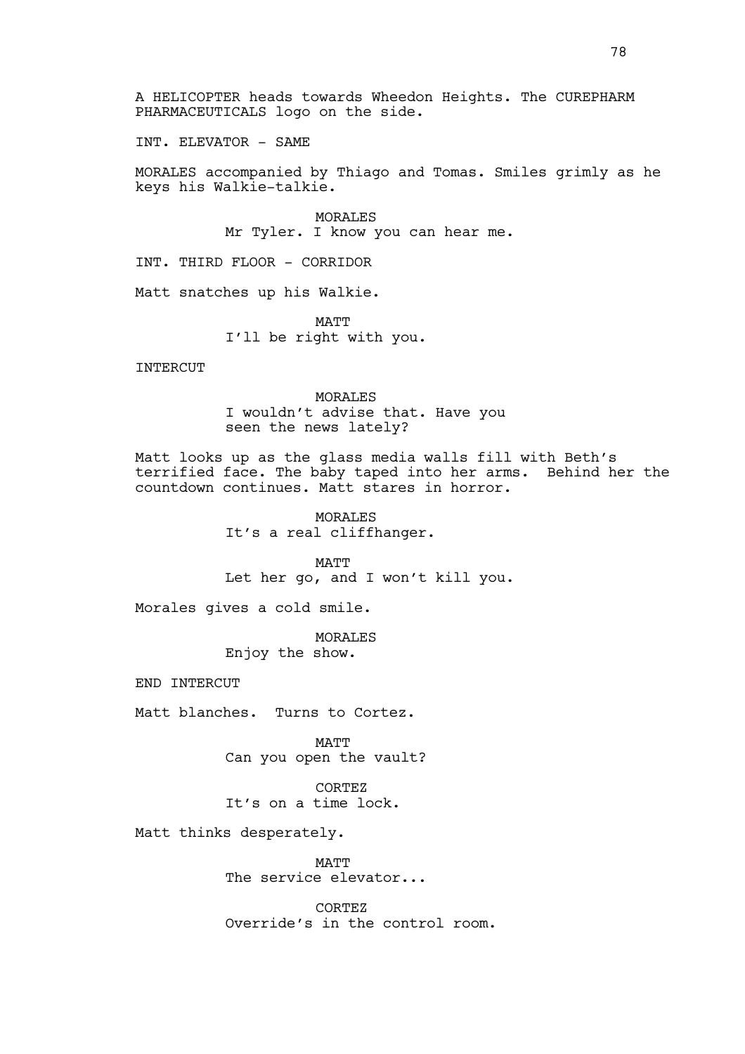A HELICOPTER heads towards Wheedon Heights. The CUREPHARM PHARMACEUTICALS logo on the side.

INT. ELEVATOR - SAME

MORALES accompanied by Thiago and Tomas. Smiles grimly as he keys his Walkie-talkie.

MORALES
Mr Tyler. I know you can hear me.

INT. THIRD FLOOR - CORRIDOR

Matt snatches up his Walkie.

MATT
I'll be right with you.

INTERCUT

MORALES
I wouldn't advise that. Have you seen the news lately?

Matt looks up as the glass media walls fill with Beth's terrified face. The baby taped into her arms. Behind her the countdown continues. Matt stares in horror.

MORALES
It's a real cliffhanger.

MATT
Let her go, and I won't kill you.

Morales gives a cold smile.

MORALES
Enjoy the show.

END INTERCUT

Matt blanches. Turns to Cortez.

MATT
Can you open the vault?

CORTEZ
It's on a time lock.

Matt thinks desperately.

MATT
The service elevator...

CORTEZ
Override's in the control room.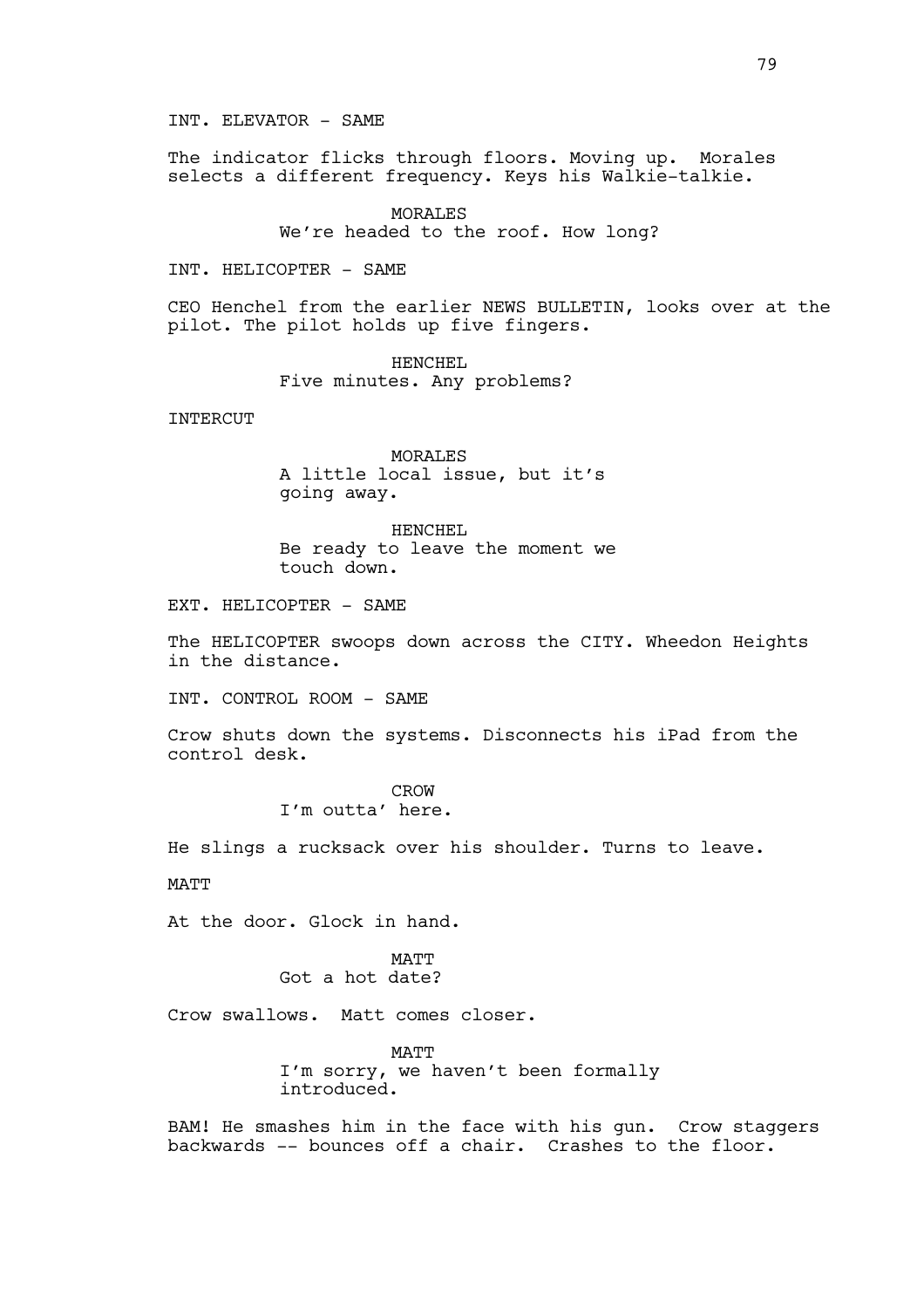INT. ELEVATOR - SAME

The indicator flicks through floors. Moving up. Morales selects a different frequency. Keys his Walkie-talkie.

MORALES
We're headed to the roof. How long?

INT. HELICOPTER - SAME

CEO Henchel from the earlier NEWS BULLETIN, looks over at the pilot. The pilot holds up five fingers.

HENCHEL
Five minutes. Any problems?

INTERCUT

MORALES
A little local issue, but it's going away.

HENCHEL
Be ready to leave the moment we touch down.

EXT. HELICOPTER - SAME

The HELICOPTER swoops down across the CITY. Wheedon Heights in the distance.

INT. CONTROL ROOM - SAME

Crow shuts down the systems. Disconnects his iPad from the control desk.

CROW
I'm outta' here.

He slings a rucksack over his shoulder. Turns to leave.

MATT

At the door. Glock in hand.

MATT
Got a hot date?

Crow swallows. Matt comes closer.

MATT
I'm sorry, we haven't been formally introduced.

BAM! He smashes him in the face with his gun. Crow staggers backwards -- bounces off a chair. Crashes to the floor.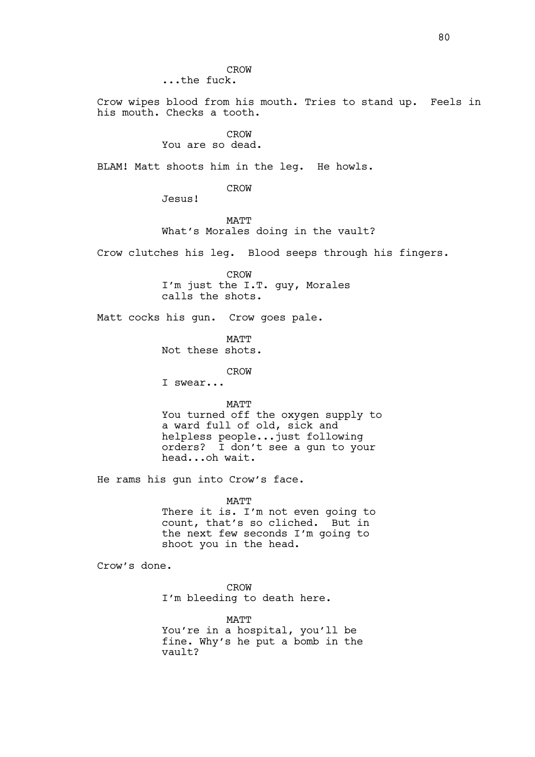CROW
...the fuck.

Crow wipes blood from his mouth. Tries to stand up. Feels in his mouth. Checks a tooth.

CROW
You are so dead.

BLAM! Matt shoots him in the leg. He howls.

CROW
Jesus!

MATT
What's Morales doing in the vault?

Crow clutches his leg. Blood seeps through his fingers.

CROW
I'm just the I.T. guy, Morales calls the shots.

Matt cocks his gun. Crow goes pale.

MATT
Not these shots.

CROW
I swear...

MATT
You turned off the oxygen supply to a ward full of old, sick and helpless people...just following orders? I don't see a gun to your head...oh wait.

He rams his gun into Crow's face.

MATT
There it is. I'm not even going to count, that's so cliched. But in the next few seconds I'm going to shoot you in the head.

Crow's done.

CROW
I'm bleeding to death here.

MATT
You're in a hospital, you'll be fine. Why's he put a bomb in the vault?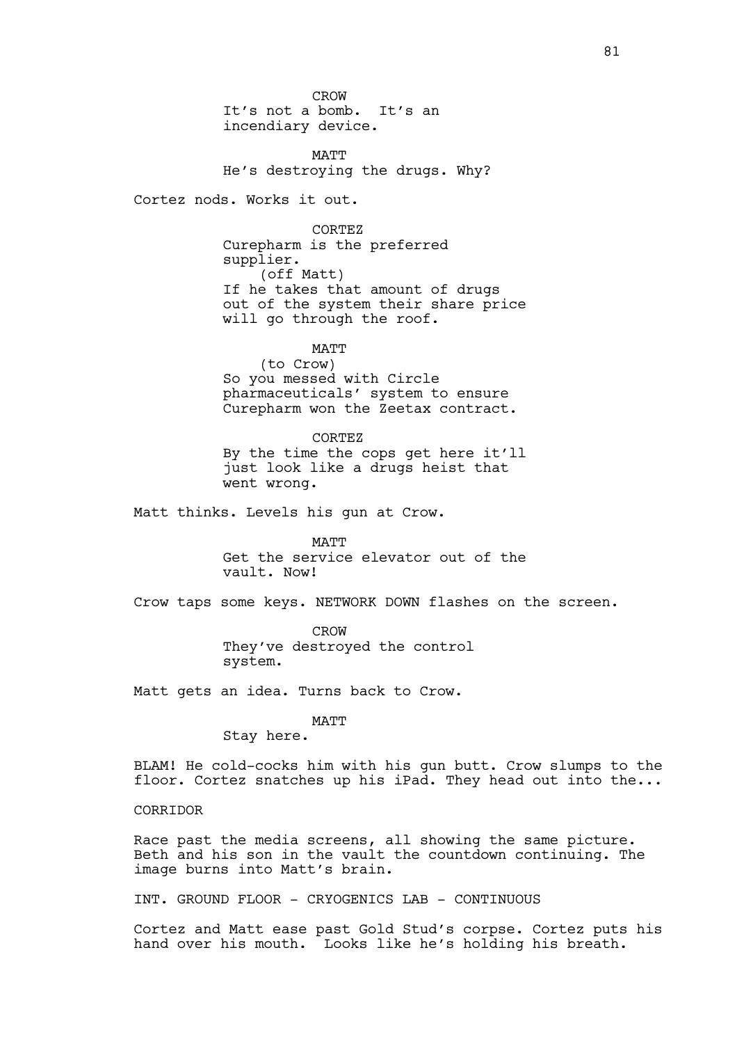CROW
It's not a bomb. It's an incendiary device.

MATT
He's destroying the drugs. Why?

Cortez nods. Works it out.

CORTEZ
Curepharm is the preferred supplier.
(off Matt)
If he takes that amount of drugs out of the system their share price will go through the roof.

MATT
(to Crow)
So you messed with Circle pharmaceuticals' system to ensure Curepharm won the Zeetax contract.

CORTEZ
By the time the cops get here it'll just look like a drugs heist that went wrong.

Matt thinks. Levels his gun at Crow.

MATT
Get the service elevator out of the vault. Now!

Crow taps some keys. NETWORK DOWN flashes on the screen.

CROW
They've destroyed the control system.

Matt gets an idea. Turns back to Crow.

MATT
Stay here.

BLAM! He cold-cocks him with his gun butt. Crow slumps to the floor. Cortez snatches up his iPad. They head out into the...

CORRIDOR

Race past the media screens, all showing the same picture. Beth and his son in the vault the countdown continuing. The image burns into Matt's brain.

INT. GROUND FLOOR - CRYOGENICS LAB - CONTINUOUS

Cortez and Matt ease past Gold Stud's corpse. Cortez puts his hand over his mouth. Looks like he's holding his breath.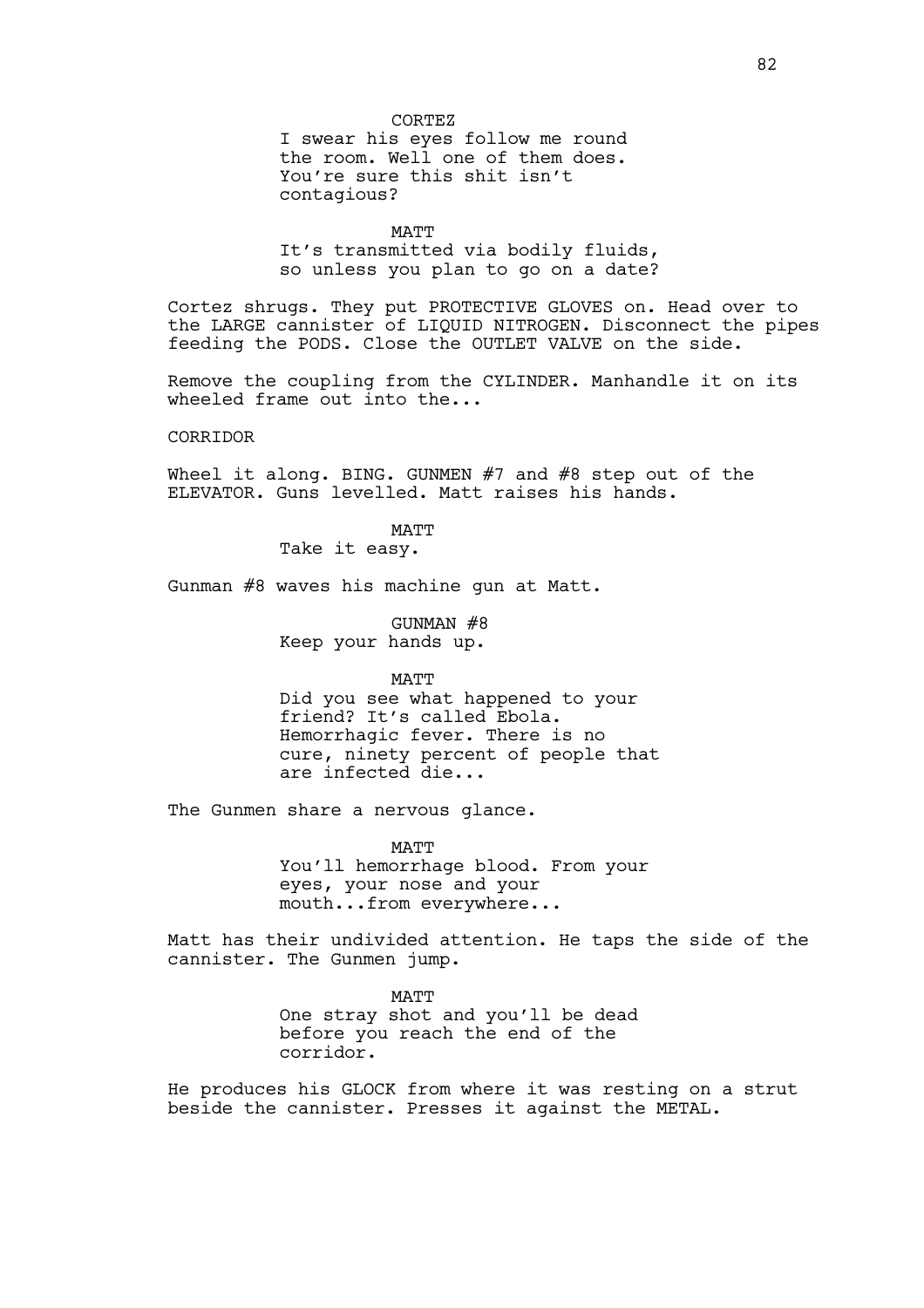CORTEZ

I swear his eyes follow me round the room. Well one of them does. You're sure this shit isn't contagious?

MATT

It's transmitted via bodily fluids, so unless you plan to go on a date?

Cortez shrugs. They put PROTECTIVE GLOVES on. Head over to the LARGE cannister of LIQUID NITROGEN. Disconnect the pipes feeding the PODS. Close the OUTLET VALVE on the side.

Remove the coupling from the CYLINDER. Manhandle it on its wheeled frame out into the...

CORRIDOR

Wheel it along. BING. GUNMEN #7 and #8 step out of the ELEVATOR. Guns levelled. Matt raises his hands.

MATT

Take it easy.

Gunman #8 waves his machine gun at Matt.

GUNMAN #8

Keep your hands up.

MATT

Did you see what happened to your friend? It's called Ebola. Hemorrhagic fever. There is no cure, ninety percent of people that are infected die...

The Gunmen share a nervous glance.

MATT

You'll hemorrhage blood. From your eyes, your nose and your mouth...from everywhere...

Matt has their undivided attention. He taps the side of the cannister. The Gunmen jump.

MATT

One stray shot and you'll be dead before you reach the end of the corridor.

He produces his GLOCK from where it was resting on a strut beside the cannister. Presses it against the METAL.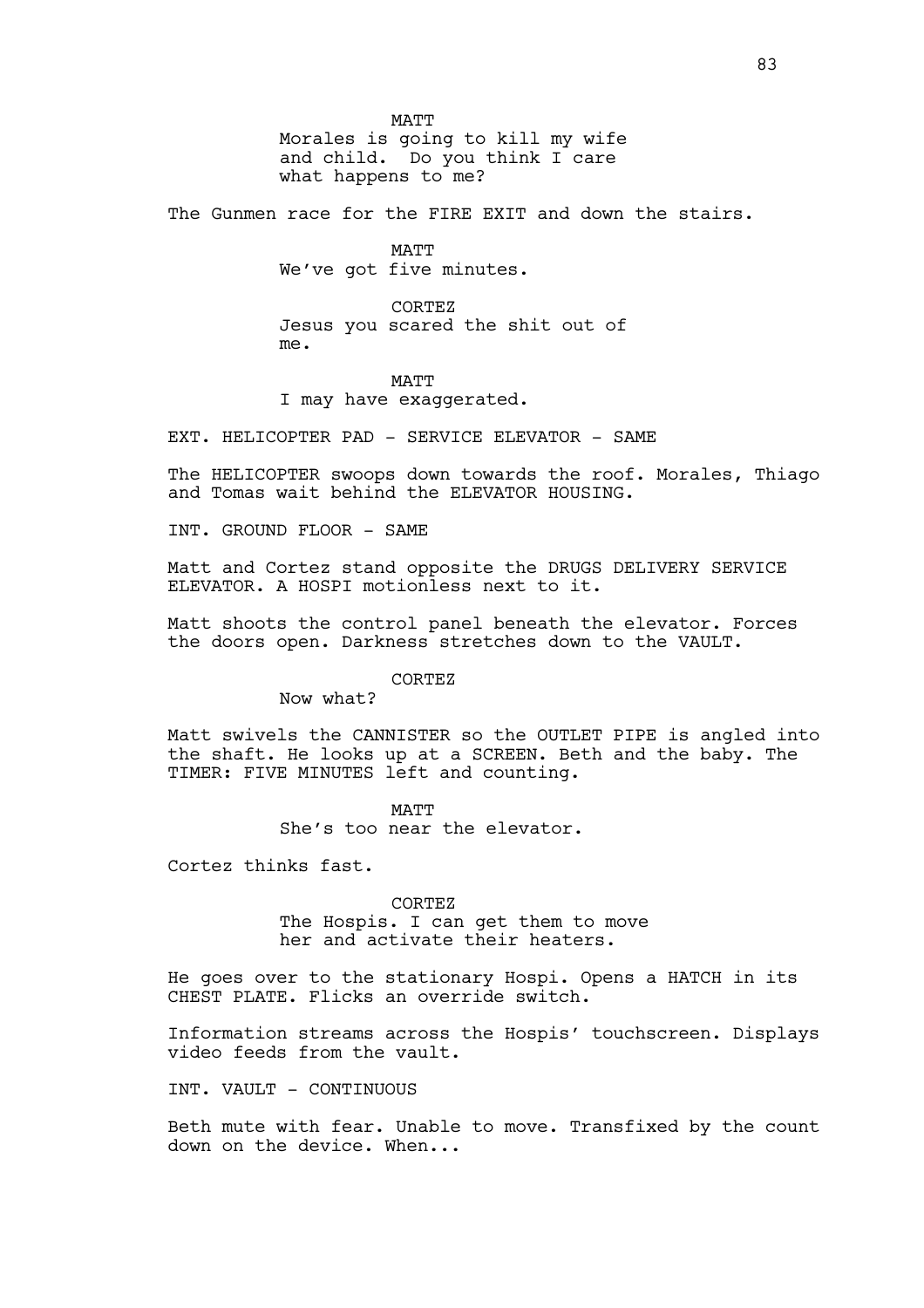MATT

Morales is going to kill my wife and child. Do you think I care what happens to me?

The Gunmen race for the FIRE EXIT and down the stairs.

MATT

We've got five minutes.

CORTEZ

Jesus you scared the shit out of me.

MATT

I may have exaggerated.

EXT. HELICOPTER PAD - SERVICE ELEVATOR - SAME

The HELICOPTER swoops down towards the roof. Morales, Thiago and Tomas wait behind the ELEVATOR HOUSING.

INT. GROUND FLOOR - SAME

Matt and Cortez stand opposite the DRUGS DELIVERY SERVICE ELEVATOR. A HOSPI motionless next to it.

Matt shoots the control panel beneath the elevator. Forces the doors open. Darkness stretches down to the VAULT.

CORTEZ

Now what?

Matt swivels the CANNISTER so the OUTLET PIPE is angled into the shaft. He looks up at a SCREEN. Beth and the baby. The TIMER: FIVE MINUTES left and counting.

MATT

She's too near the elevator.

Cortez thinks fast.

CORTEZ

The Hospis. I can get them to move her and activate their heaters.

He goes over to the stationary Hospi. Opens a HATCH in its CHEST PLATE. Flicks an override switch.

Information streams across the Hospis' touchscreen. Displays video feeds from the vault.

INT. VAULT - CONTINUOUS

Beth mute with fear. Unable to move. Transfixed by the count down on the device. When...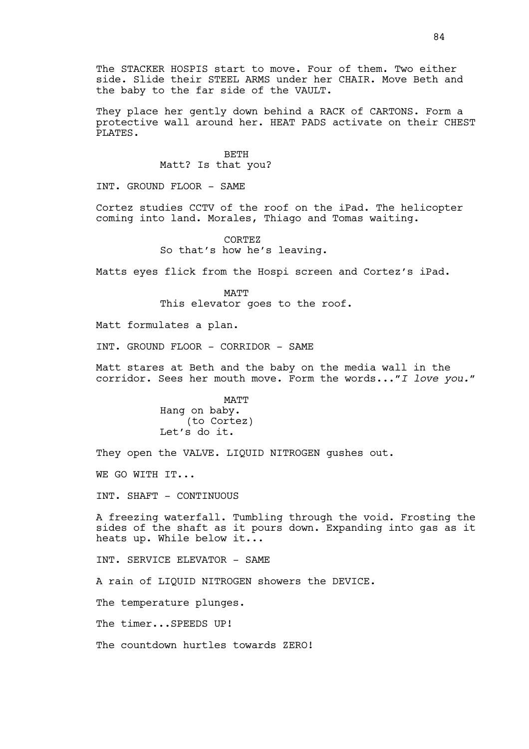The STACKER HOSPIS start to move. Four of them. Two either side. Slide their STEEL ARMS under her CHAIR. Move Beth and the baby to the far side of the VAULT.

They place her gently down behind a RACK of CARTONS. Form a protective wall around her. HEAT PADS activate on their CHEST PLATES.

BETH
Matt? Is that you?

INT. GROUND FLOOR - SAME

Cortez studies CCTV of the roof on the iPad. The helicopter coming into land. Morales, Thiago and Tomas waiting.

CORTEZ
So that's how he's leaving.

Matts eyes flick from the Hospi screen and Cortez's iPad.

MATT
This elevator goes to the roof.

Matt formulates a plan.

INT. GROUND FLOOR - CORRIDOR - SAME

Matt stares at Beth and the baby on the media wall in the corridor. Sees her mouth move. Form the words..."*I love you.*"

MATT
Hang on baby.
(to Cortez)
Let's do it.

They open the VALVE. LIQUID NITROGEN gushes out.

WE GO WITH IT...

INT. SHAFT - CONTINUOUS

A freezing waterfall. Tumbling through the void. Frosting the sides of the shaft as it pours down. Expanding into gas as it heats up. While below it...

INT. SERVICE ELEVATOR - SAME

A rain of LIQUID NITROGEN showers the DEVICE.

The temperature plunges.

The timer...SPEEDS UP!

The countdown hurtles towards ZERO!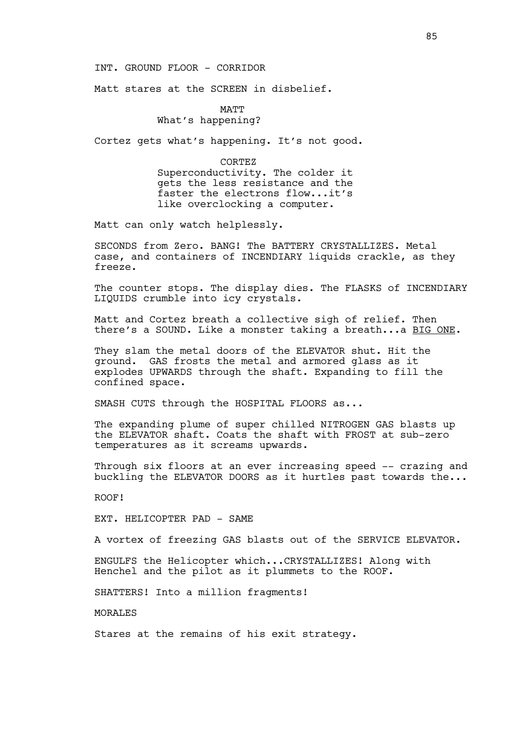INT. GROUND FLOOR - CORRIDOR

Matt stares at the SCREEN in disbelief.

MATT
What's happening?

Cortez gets what's happening. It's not good.

CORTEZ
Superconductivity. The colder it gets the less resistance and the faster the electrons flow...it's like overclocking a computer.

Matt can only watch helplessly.

SECONDS from Zero. BANG! The BATTERY CRYSTALLIZES. Metal case, and containers of INCENDIARY liquids crackle, as they freeze.

The counter stops. The display dies. The FLASKS of INCENDIARY LIQUIDS crumble into icy crystals.

Matt and Cortez breath a collective sigh of relief. Then there's a SOUND. Like a monster taking a breath...a <u>BIG ONE</u>.

They slam the metal doors of the ELEVATOR shut. Hit the ground. GAS frosts the metal and armored glass as it explodes UPWARDS through the shaft. Expanding to fill the confined space.

SMASH CUTS through the HOSPITAL FLOORS as...

The expanding plume of super chilled NITROGEN GAS blasts up the ELEVATOR shaft. Coats the shaft with FROST at sub-zero temperatures as it screams upwards.

Through six floors at an ever increasing speed -- crazing and buckling the ELEVATOR DOORS as it hurtles past towards the...

ROOF!

EXT. HELICOPTER PAD - SAME

A vortex of freezing GAS blasts out of the SERVICE ELEVATOR.

ENGULFS the Helicopter which...CRYSTALLIZES! Along with Henchel and the pilot as it plummets to the ROOF.

SHATTERS! Into a million fragments!

MORALES

Stares at the remains of his exit strategy.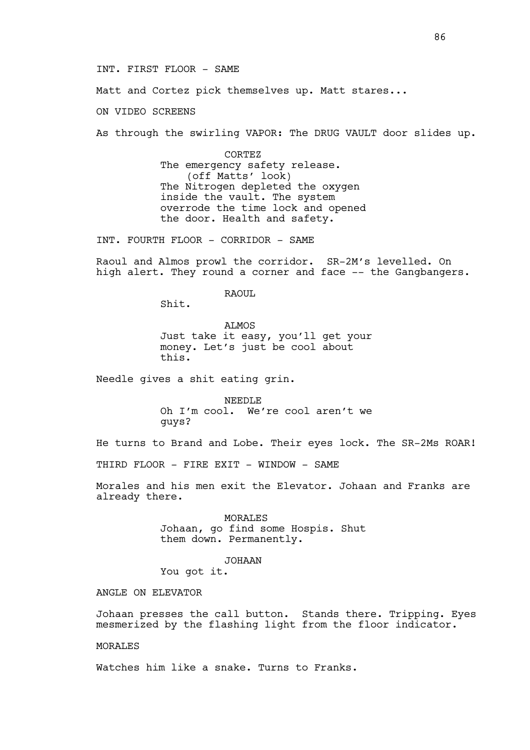INT. FIRST FLOOR - SAME

Matt and Cortez pick themselves up. Matt stares...

ON VIDEO SCREENS

As through the swirling VAPOR: The DRUG VAULT door slides up.

CORTEZ
The emergency safety release.
(off Matts' look)
The Nitrogen depleted the oxygen inside the vault. The system overrode the time lock and opened the door. Health and safety.

INT. FOURTH FLOOR - CORRIDOR - SAME

Raoul and Almos prowl the corridor. SR-2M's levelled. On high alert. They round a corner and face -- the Gangbangers.

RAOUL
Shit.

ALMOS
Just take it easy, you'll get your money. Let's just be cool about this.

Needle gives a shit eating grin.

NEEDLE
Oh I'm cool. We're cool aren't we guys?

He turns to Brand and Lobe. Their eyes lock. The SR-2Ms ROAR!

THIRD FLOOR - FIRE EXIT - WINDOW - SAME

Morales and his men exit the Elevator. Johaan and Franks are already there.

MORALES
Johaan, go find some Hospis. Shut them down. Permanently.

JOHAAN
You got it.

ANGLE ON ELEVATOR

Johaan presses the call button. Stands there. Tripping. Eyes mesmerized by the flashing light from the floor indicator.

MORALES

Watches him like a snake. Turns to Franks.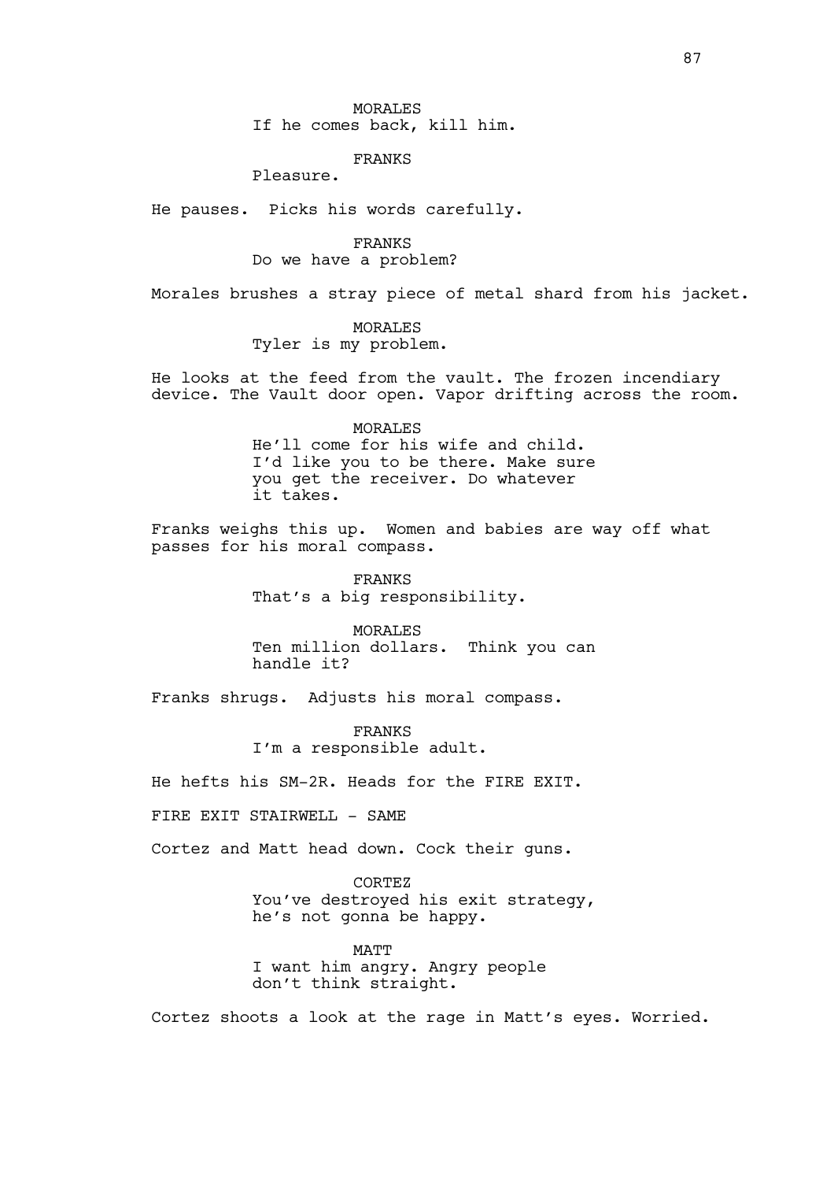MORALES
If he comes back, kill him.

FRANKS
Pleasure.

He pauses. Picks his words carefully.

FRANKS
Do we have a problem?

Morales brushes a stray piece of metal shard from his jacket.

MORALES
Tyler is my problem.

He looks at the feed from the vault. The frozen incendiary device. The Vault door open. Vapor drifting across the room.

MORALES
He'll come for his wife and child. I'd like you to be there. Make sure you get the receiver. Do whatever it takes.

Franks weighs this up. Women and babies are way off what passes for his moral compass.

FRANKS
That's a big responsibility.

MORALES
Ten million dollars. Think you can handle it?

Franks shrugs. Adjusts his moral compass.

FRANKS
I'm a responsible adult.

He hefts his SM-2R. Heads for the FIRE EXIT.

FIRE EXIT STAIRWELL - SAME

Cortez and Matt head down. Cock their guns.

CORTEZ
You've destroyed his exit strategy, he's not gonna be happy.

MATT
I want him angry. Angry people don't think straight.

Cortez shoots a look at the rage in Matt's eyes. Worried.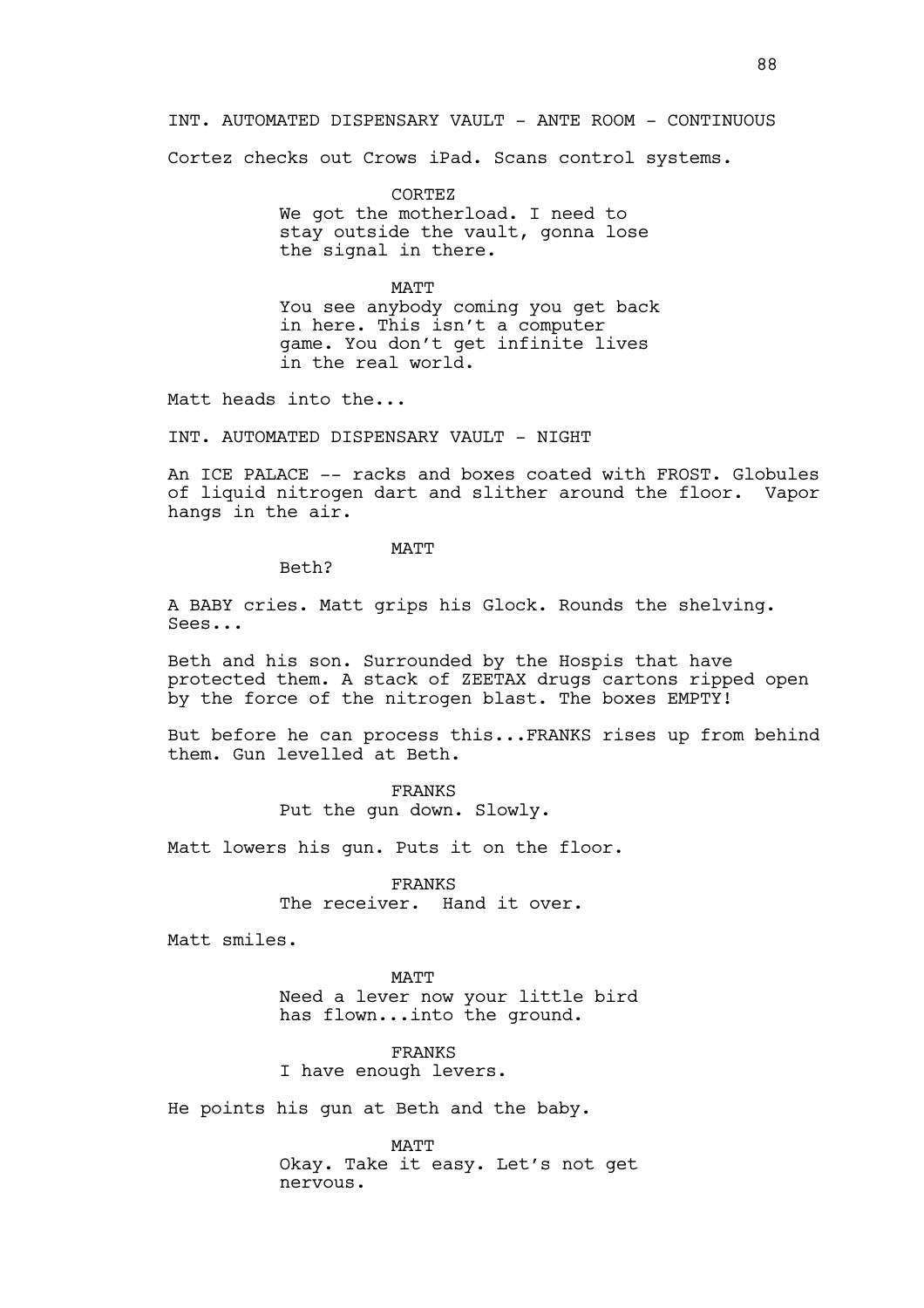INT. AUTOMATED DISPENSARY VAULT - ANTE ROOM - CONTINUOUS

Cortez checks out Crows iPad. Scans control systems.

CORTEZ
We got the motherload. I need to stay outside the vault, gonna lose the signal in there.

MATT
You see anybody coming you get back in here. This isn't a computer game. You don't get infinite lives in the real world.

Matt heads into the...

INT. AUTOMATED DISPENSARY VAULT - NIGHT

An ICE PALACE -- racks and boxes coated with FROST. Globules of liquid nitrogen dart and slither around the floor. Vapor hangs in the air.

MATT
Beth?

A BABY cries. Matt grips his Glock. Rounds the shelving. Sees...

Beth and his son. Surrounded by the Hospis that have protected them. A stack of ZEETAX drugs cartons ripped open by the force of the nitrogen blast. The boxes EMPTY!

But before he can process this...FRANKS rises up from behind them. Gun levelled at Beth.

FRANKS
Put the gun down. Slowly.

Matt lowers his gun. Puts it on the floor.

FRANKS
The receiver. Hand it over.

Matt smiles.

MATT
Need a lever now your little bird has flown...into the ground.

FRANKS
I have enough levers.

He points his gun at Beth and the baby.

MATT
Okay. Take it easy. Let's not get nervous.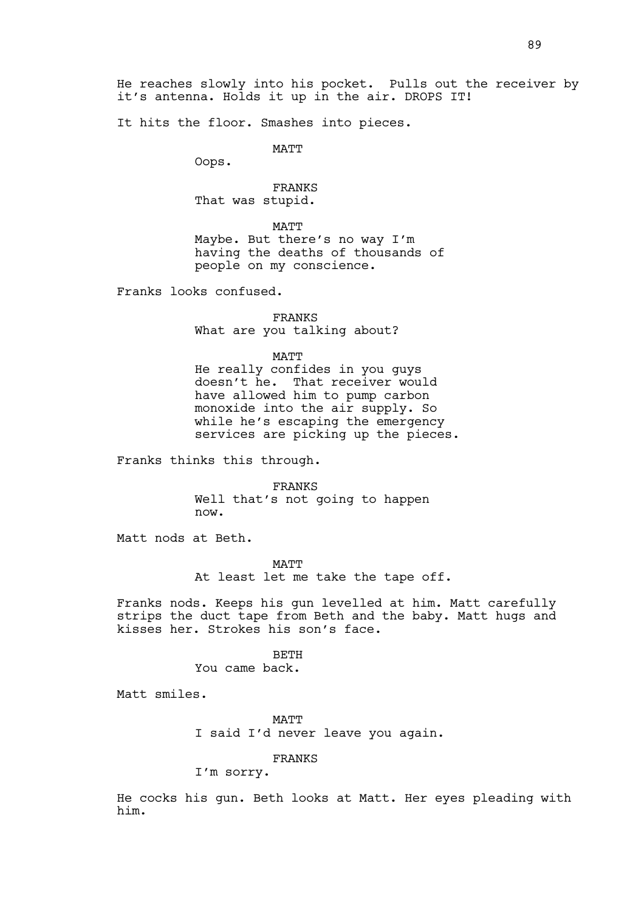He reaches slowly into his pocket. Pulls out the receiver by it's antenna. Holds it up in the air. DROPS IT!

It hits the floor. Smashes into pieces.

MATT
Oops.

FRANKS
That was stupid.

MATT
Maybe. But there's no way I'm having the deaths of thousands of people on my conscience.

Franks looks confused.

FRANKS
What are you talking about?

MATT
He really confides in you guys doesn't he. That receiver would have allowed him to pump carbon monoxide into the air supply. So while he's escaping the emergency services are picking up the pieces.

Franks thinks this through.

FRANKS
Well that's not going to happen now.

Matt nods at Beth.

MATT
At least let me take the tape off.

Franks nods. Keeps his gun levelled at him. Matt carefully strips the duct tape from Beth and the baby. Matt hugs and kisses her. Strokes his son's face.

BETH
You came back.

Matt smiles.

MATT
I said I'd never leave you again.

FRANKS
I'm sorry.

He cocks his gun. Beth looks at Matt. Her eyes pleading with him.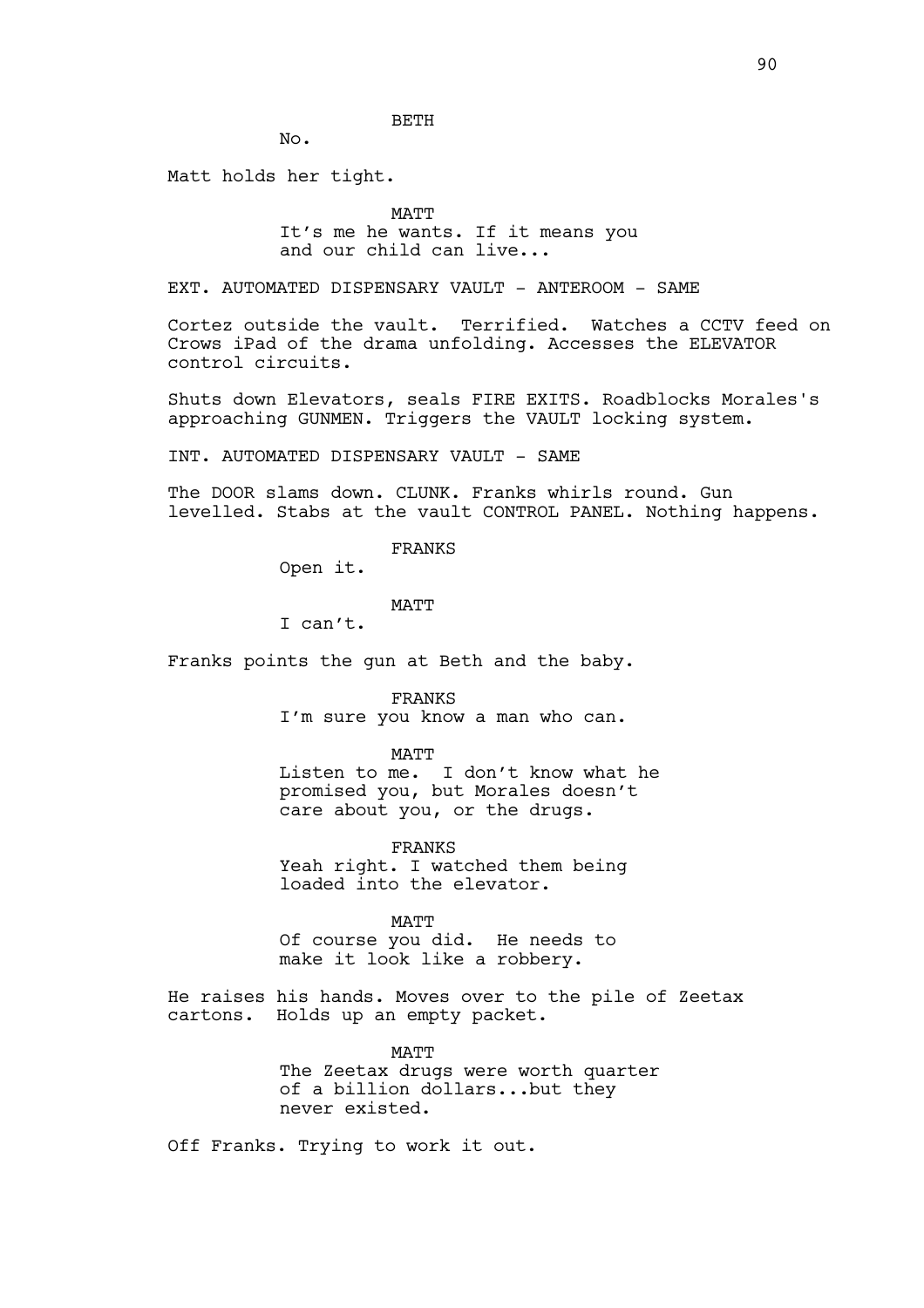BETH

No.

Matt holds her tight.

MATT

It’s me he wants. If it means you and our child can live...

EXT. AUTOMATED DISPENSARY VAULT - ANTEROOM - SAME

Cortez outside the vault. Terrified. Watches a CCTV feed on Crows iPad of the drama unfolding. Accesses the ELEVATOR control circuits.

Shuts down Elevators, seals FIRE EXITS. Roadblocks Morales's approaching GUNMEN. Triggers the VAULT locking system.

INT. AUTOMATED DISPENSARY VAULT - SAME

The DOOR slams down. CLUNK. Franks whirls round. Gun levelled. Stabs at the vault CONTROL PANEL. Nothing happens.

FRANKS

Open it.

MATT

I can’t.

Franks points the gun at Beth and the baby.

FRANKS

I’m sure you know a man who can.

MATT

Listen to me. I don’t know what he promised you, but Morales doesn’t care about you, or the drugs.

FRANKS

Yeah right. I watched them being loaded into the elevator.

MATT

Of course you did. He needs to make it look like a robbery.

He raises his hands. Moves over to the pile of Zeetax cartons. Holds up an empty packet.

MATT

The Zeetax drugs were worth quarter of a billion dollars...but they never existed.

Off Franks. Trying to work it out.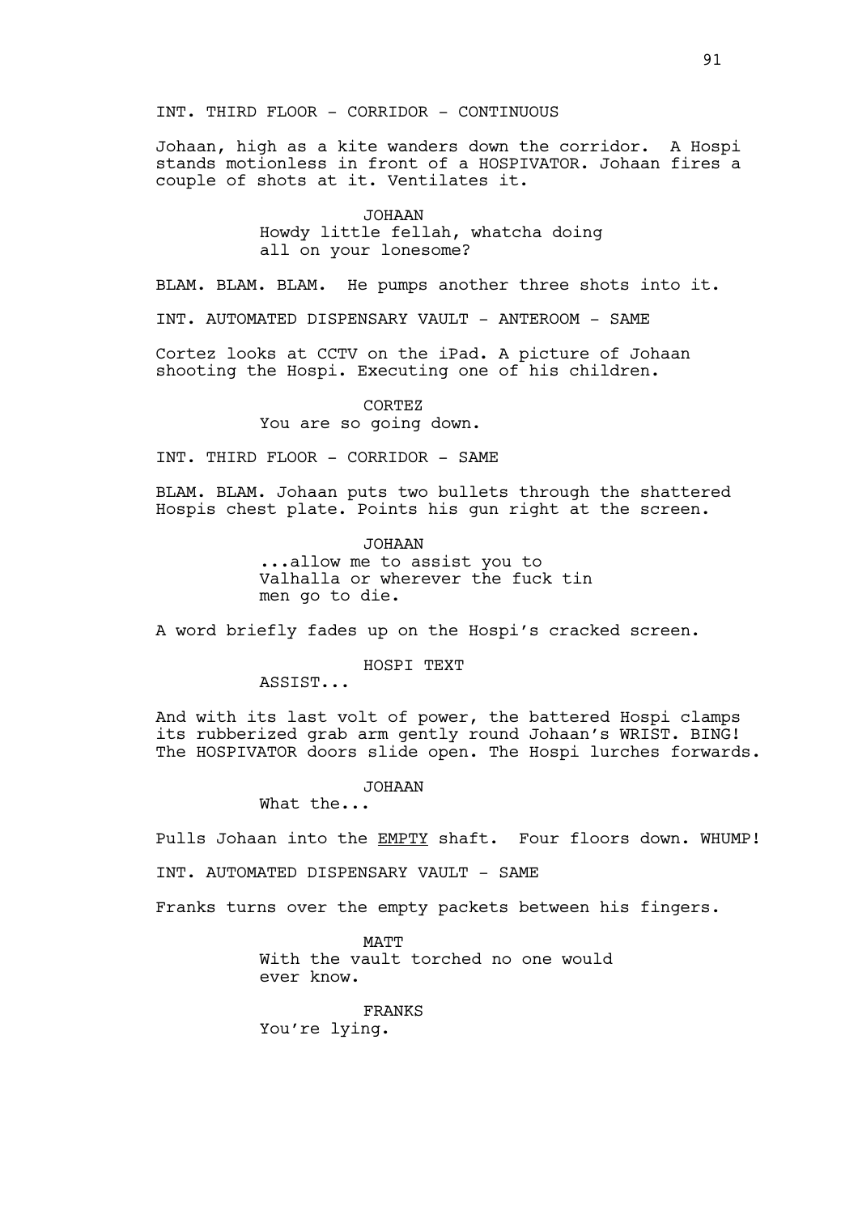INT. THIRD FLOOR - CORRIDOR - CONTINUOUS

Johaan, high as a kite wanders down the corridor. A Hospi stands motionless in front of a HOSPIVATOR. Johaan fires a couple of shots at it. Ventilates it.

JOHAAN
Howdy little fellah, whatcha doing all on your lonesome?

BLAM. BLAM. BLAM. He pumps another three shots into it.

INT. AUTOMATED DISPENSARY VAULT - ANTEROOM - SAME

Cortez looks at CCTV on the iPad. A picture of Johaan shooting the Hospi. Executing one of his children.

CORTEZ
You are so going down.

INT. THIRD FLOOR - CORRIDOR - SAME

BLAM. BLAM. Johaan puts two bullets through the shattered Hospis chest plate. Points his gun right at the screen.

JOHAAN
...allow me to assist you to Valhalla or wherever the fuck tin men go to die.

A word briefly fades up on the Hospi's cracked screen.

HOSPI TEXT
ASSIST...

And with its last volt of power, the battered Hospi clamps its rubberized grab arm gently round Johaan's WRIST. BING! The HOSPIVATOR doors slide open. The Hospi lurches forwards.

JOHAAN
What the...

Pulls Johaan into the <u>EMPTY</u> shaft. Four floors down. WHUMP!

INT. AUTOMATED DISPENSARY VAULT - SAME

Franks turns over the empty packets between his fingers.

MATT
With the vault torched no one would ever know.

FRANKS
You're lying.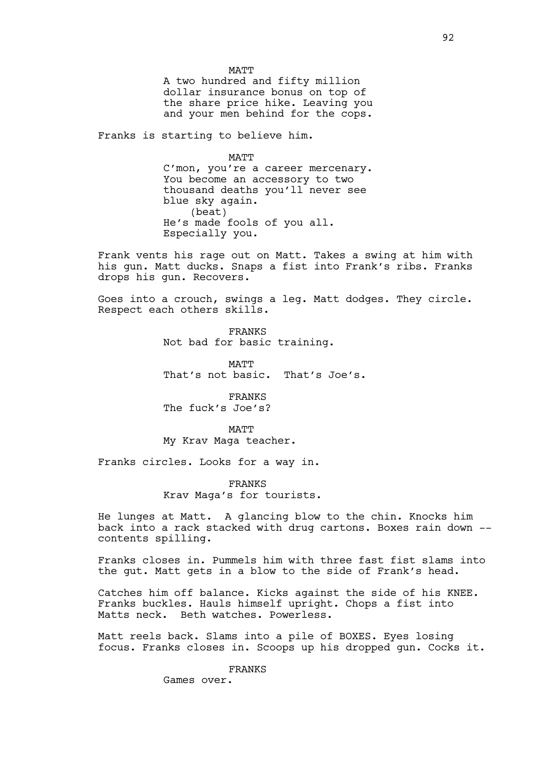MATT

A two hundred and fifty million dollar insurance bonus on top of the share price hike. Leaving you and your men behind for the cops.

Franks is starting to believe him.

MATT

C'mon, you're a career mercenary. You become an accessory to two thousand deaths you'll never see blue sky again.

(beat)

He's made fools of you all. Especially you.

Frank vents his rage out on Matt. Takes a swing at him with his gun. Matt ducks. Snaps a fist into Frank's ribs. Franks drops his gun. Recovers.

Goes into a crouch, swings a leg. Matt dodges. They circle. Respect each others skills.

FRANKS

Not bad for basic training.

MATT

That's not basic. That's Joe's.

FRANKS

The fuck's Joe's?

MATT

My Krav Maga teacher.

Franks circles. Looks for a way in.

FRANKS

Krav Maga's for tourists.

He lunges at Matt. A glancing blow to the chin. Knocks him back into a rack stacked with drug cartons. Boxes rain down -- contents spilling.

Franks closes in. Pummels him with three fast fist slams into the gut. Matt gets in a blow to the side of Frank's head.

Catches him off balance. Kicks against the side of his KNEE. Franks buckles. Hauls himself upright. Chops a fist into Matts neck. Beth watches. Powerless.

Matt reels back. Slams into a pile of BOXES. Eyes losing focus. Franks closes in. Scoops up his dropped gun. Cocks it.

FRANKS

Games over.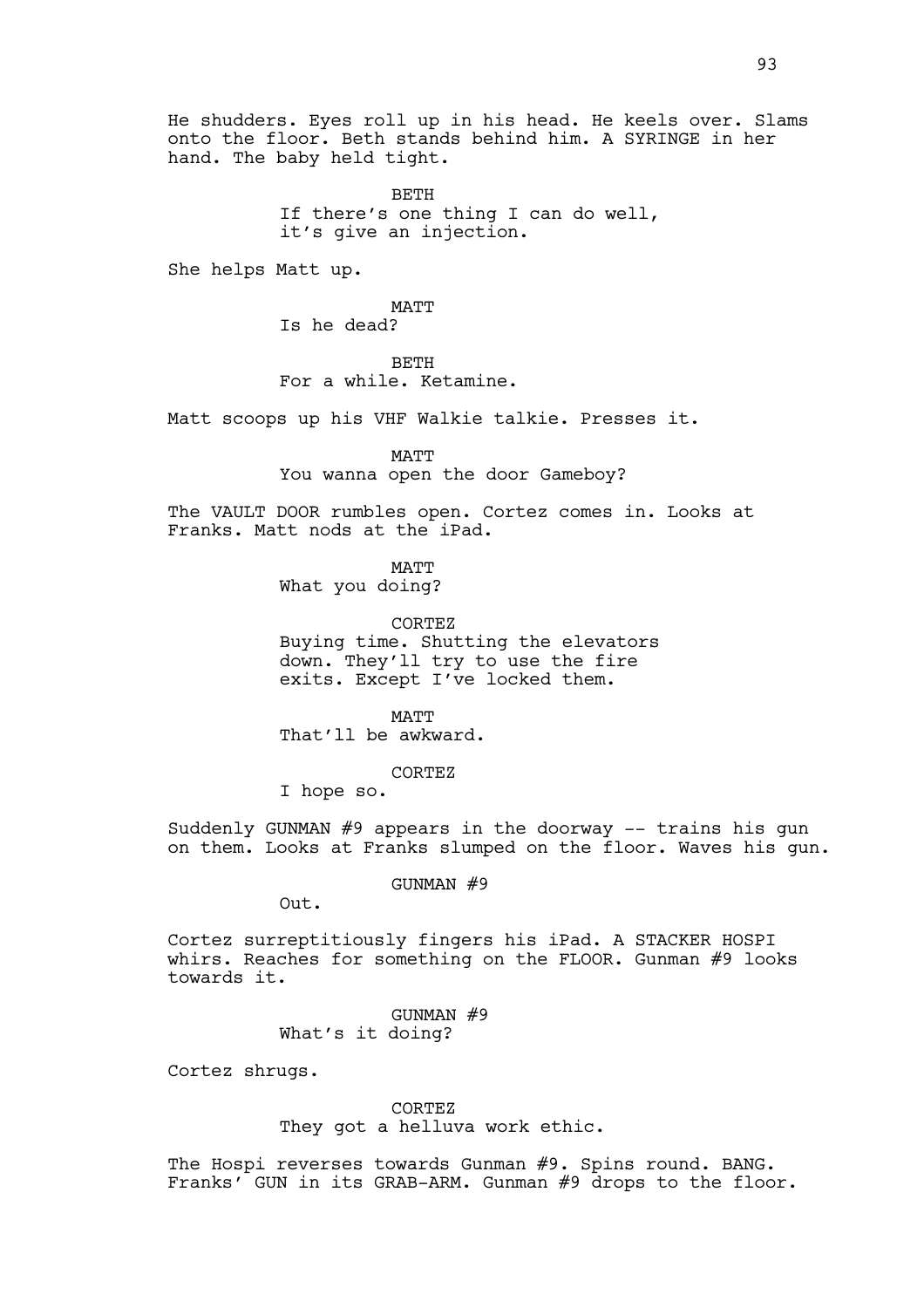He shudders. Eyes roll up in his head. He keels over. Slams onto the floor. Beth stands behind him. A SYRINGE in her hand. The baby held tight.

BETH
If there's one thing I can do well, it's give an injection.

She helps Matt up.

MATT
Is he dead?

BETH
For a while. Ketamine.

Matt scoops up his VHF Walkie talkie. Presses it.

MATT
You wanna open the door Gameboy?

The VAULT DOOR rumbles open. Cortez comes in. Looks at Franks. Matt nods at the iPad.

MATT
What you doing?

CORTEZ
Buying time. Shutting the elevators down. They'll try to use the fire exits. Except I've locked them.

MATT
That'll be awkward.

CORTEZ
I hope so.

Suddenly GUNMAN #9 appears in the doorway -- trains his gun on them. Looks at Franks slumped on the floor. Waves his gun.

GUNMAN #9
Out.

Cortez surreptitiously fingers his iPad. A STACKER HOSPI whirs. Reaches for something on the FLOOR. Gunman #9 looks towards it.

GUNMAN #9
What's it doing?

Cortez shrugs.

CORTEZ
They got a helluva work ethic.

The Hospi reverses towards Gunman #9. Spins round. BANG. Franks' GUN in its GRAB-ARM. Gunman #9 drops to the floor.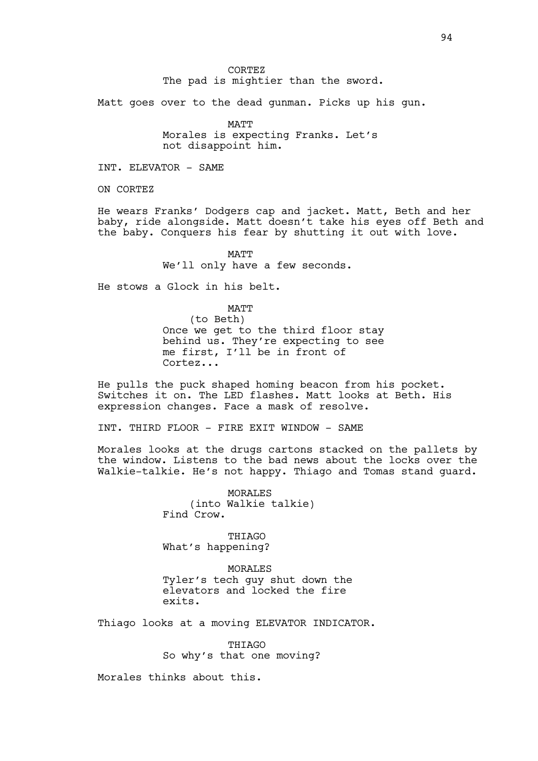CORTEZ
The pad is mightier than the sword.

Matt goes over to the dead gunman. Picks up his gun.

MATT
Morales is expecting Franks. Let's not disappoint him.

INT. ELEVATOR - SAME

ON CORTEZ

He wears Franks' Dodgers cap and jacket. Matt, Beth and her baby, ride alongside. Matt doesn't take his eyes off Beth and the baby. Conquers his fear by shutting it out with love.

MATT
We'll only have a few seconds.

He stows a Glock in his belt.

MATT
(to Beth)
Once we get to the third floor stay behind us. They're expecting to see me first, I'll be in front of Cortez...

He pulls the puck shaped homing beacon from his pocket. Switches it on. The LED flashes. Matt looks at Beth. His expression changes. Face a mask of resolve.

INT. THIRD FLOOR - FIRE EXIT WINDOW - SAME

Morales looks at the drugs cartons stacked on the pallets by the window. Listens to the bad news about the locks over the Walkie-talkie. He's not happy. Thiago and Tomas stand guard.

MORALES
(into Walkie talkie)
Find Crow.

THIAGO
What's happening?

MORALES
Tyler's tech guy shut down the elevators and locked the fire exits.

Thiago looks at a moving ELEVATOR INDICATOR.

THIAGO
So why's that one moving?

Morales thinks about this.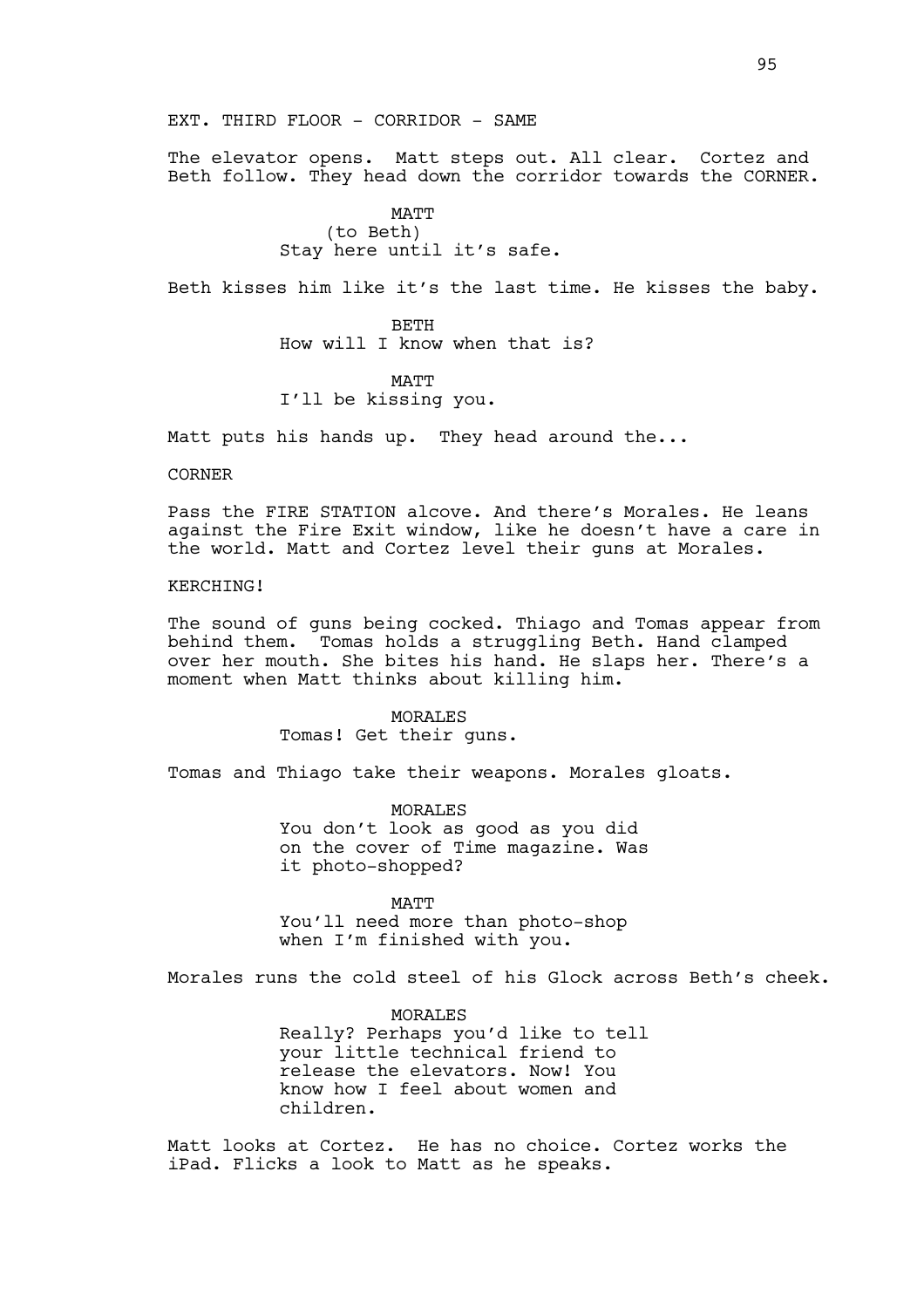EXT. THIRD FLOOR - CORRIDOR - SAME

The elevator opens. Matt steps out. All clear. Cortez and Beth follow. They head down the corridor towards the CORNER.

MATT
(to Beth)
Stay here until it's safe.

Beth kisses him like it's the last time. He kisses the baby.

BETH
How will I know when that is?

MATT
I'll be kissing you.

Matt puts his hands up. They head around the...

CORNER

Pass the FIRE STATION alcove. And there's Morales. He leans against the Fire Exit window, like he doesn't have a care in the world. Matt and Cortez level their guns at Morales.

KERCHING!

The sound of guns being cocked. Thiago and Tomas appear from behind them. Tomas holds a struggling Beth. Hand clamped over her mouth. She bites his hand. He slaps her. There's a moment when Matt thinks about killing him.

MORALES
Tomas! Get their guns.

Tomas and Thiago take their weapons. Morales gloats.

MORALES
You don't look as good as you did on the cover of Time magazine. Was it photo-shopped?

MATT
You'll need more than photo-shop when I'm finished with you.

Morales runs the cold steel of his Glock across Beth's cheek.

MORALES
Really? Perhaps you'd like to tell your little technical friend to release the elevators. Now! You know how I feel about women and children.

Matt looks at Cortez. He has no choice. Cortez works the iPad. Flicks a look to Matt as he speaks.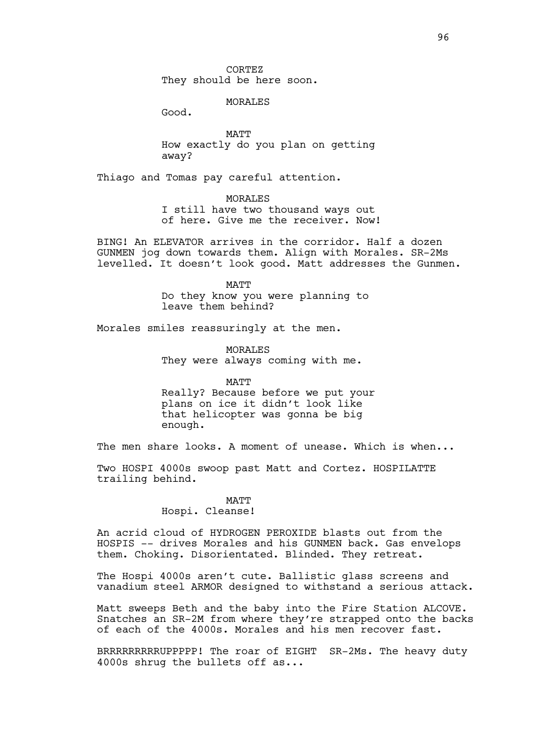CORTEZ
They should be here soon.

MORALES
Good.

MATT
How exactly do you plan on getting away?

Thiago and Tomas pay careful attention.

MORALES
I still have two thousand ways out of here. Give me the receiver. Now!

BING! An ELEVATOR arrives in the corridor. Half a dozen GUNMEN jog down towards them. Align with Morales. SR-2Ms levelled. It doesn't look good. Matt addresses the Gunmen.

MATT
Do they know you were planning to leave them behind?

Morales smiles reassuringly at the men.

MORALES
They were always coming with me.

MATT
Really? Because before we put your plans on ice it didn't look like that helicopter was gonna be big enough.

The men share looks. A moment of unease. Which is when...

Two HOSPI 4000s swoop past Matt and Cortez. HOSPILATTE trailing behind.

MATT
Hospi. Cleanse!

An acrid cloud of HYDROGEN PEROXIDE blasts out from the HOSPIS -- drives Morales and his GUNMEN back. Gas envelops them. Choking. Disorientated. Blinded. They retreat.

The Hospi 4000s aren't cute. Ballistic glass screens and vanadium steel ARMOR designed to withstand a serious attack.

Matt sweeps Beth and the baby into the Fire Station ALCOVE. Snatches an SR-2M from where they're strapped onto the backs of each of the 4000s. Morales and his men recover fast.

BRRRRRRRRRUPPPPP! The roar of EIGHT SR-2Ms. The heavy duty 4000s shrug the bullets off as...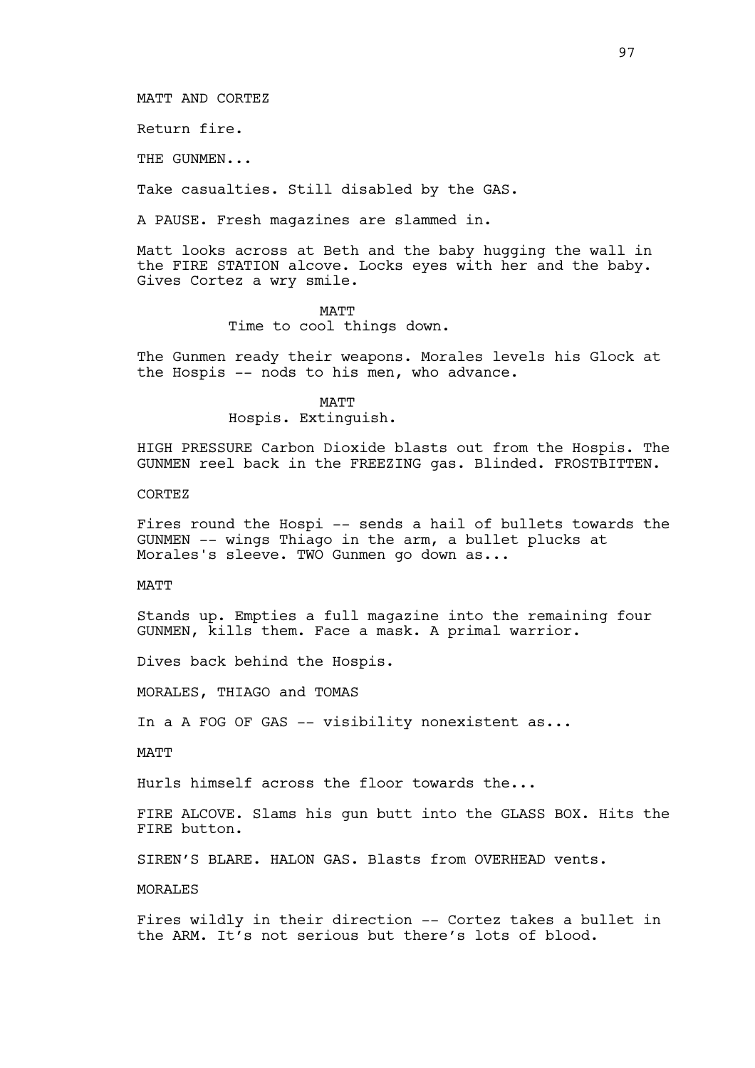MATT AND CORTEZ

Return fire.

THE GUNMEN...

Take casualties. Still disabled by the GAS.

A PAUSE. Fresh magazines are slammed in.

Matt looks across at Beth and the baby hugging the wall in the FIRE STATION alcove. Locks eyes with her and the baby. Gives Cortez a wry smile.

MATT

Time to cool things down.

The Gunmen ready their weapons. Morales levels his Glock at the Hospis -- nods to his men, who advance.

MATT

Hospis. Extinguish.

HIGH PRESSURE Carbon Dioxide blasts out from the Hospis. The GUNMEN reel back in the FREEZING gas. Blinded. FROSTBITTEN.

CORTEZ

Fires round the Hospi -- sends a hail of bullets towards the GUNMEN -- wings Thiago in the arm, a bullet plucks at Morales's sleeve. TWO Gunmen go down as...

MATT

Stands up. Empties a full magazine into the remaining four GUNMEN, kills them. Face a mask. A primal warrior.

Dives back behind the Hospis.

MORALES, THIAGO and TOMAS

In a A FOG OF GAS -- visibility nonexistent as...

MATT

Hurls himself across the floor towards the...

FIRE ALCOVE. Slams his gun butt into the GLASS BOX. Hits the FIRE button.

SIREN'S BLARE. HALON GAS. Blasts from OVERHEAD vents.

MORALES

Fires wildly in their direction -- Cortez takes a bullet in the ARM. It's not serious but there's lots of blood.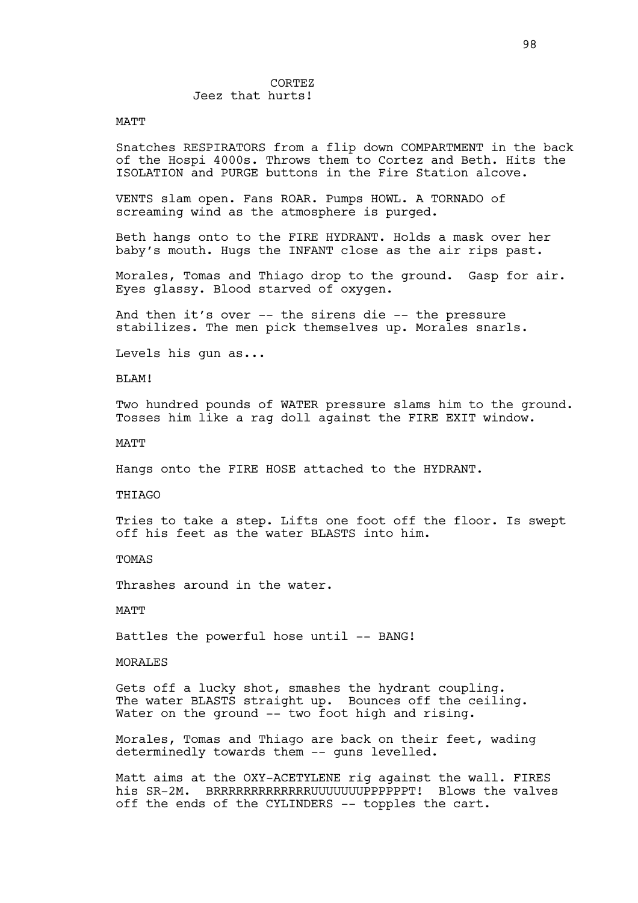CORTEZ
Jeez that hurts!

MATT

Snatches RESPIRATORS from a flip down COMPARTMENT in the back of the Hospi 4000s. Throws them to Cortez and Beth. Hits the ISOLATION and PURGE buttons in the Fire Station alcove.

VENTS slam open. Fans ROAR. Pumps HOWL. A TORNADO of screaming wind as the atmosphere is purged.

Beth hangs onto to the FIRE HYDRANT. Holds a mask over her baby's mouth. Hugs the INFANT close as the air rips past.

Morales, Tomas and Thiago drop to the ground. Gasp for air. Eyes glassy. Blood starved of oxygen.

And then it's over -- the sirens die -- the pressure stabilizes. The men pick themselves up. Morales snarls.

Levels his gun as...

BLAM!

Two hundred pounds of WATER pressure slams him to the ground. Tosses him like a rag doll against the FIRE EXIT window.

MATT

Hangs onto the FIRE HOSE attached to the HYDRANT.

THIAGO

Tries to take a step. Lifts one foot off the floor. Is swept off his feet as the water BLASTS into him.

TOMAS

Thrashes around in the water.

MATT

Battles the powerful hose until -- BANG!

MORALES

Gets off a lucky shot, smashes the hydrant coupling. The water BLASTS straight up. Bounces off the ceiling. Water on the ground -- two foot high and rising.

Morales, Tomas and Thiago are back on their feet, wading determinedly towards them -- guns levelled.

Matt aims at the OXY-ACETYLENE rig against the wall. FIRES his SR-2M. BRRRRRRRRRRRRRUUUUUUUPPPPPPT! Blows the valves off the ends of the CYLINDERS -- topples the cart.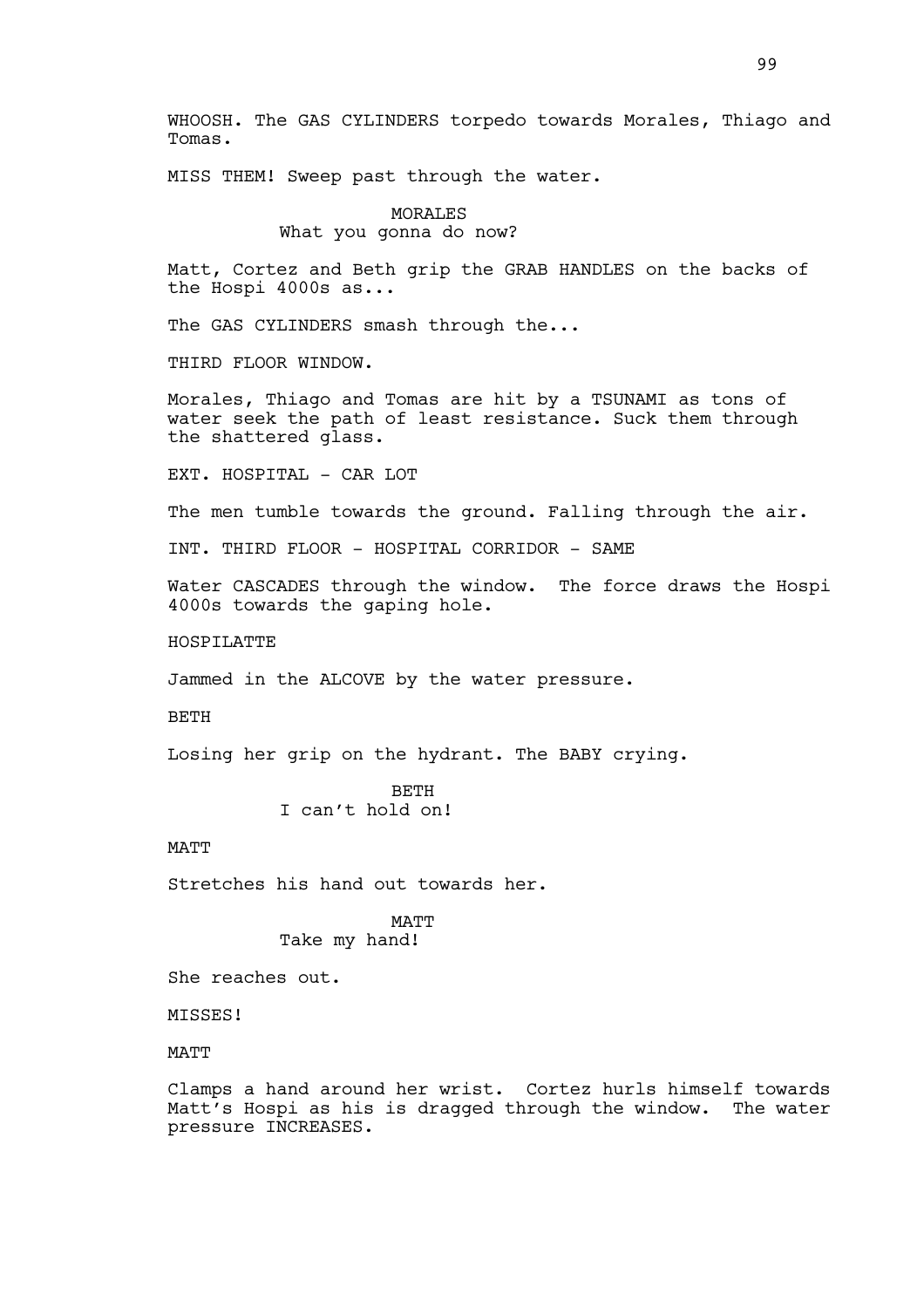WHOOSH. The GAS CYLINDERS torpedo towards Morales, Thiago and Tomas.

MISS THEM! Sweep past through the water.

MORALES
What you gonna do now?

Matt, Cortez and Beth grip the GRAB HANDLES on the backs of the Hospi 4000s as...

The GAS CYLINDERS smash through the...

THIRD FLOOR WINDOW.

Morales, Thiago and Tomas are hit by a TSUNAMI as tons of water seek the path of least resistance. Suck them through the shattered glass.

EXT. HOSPITAL - CAR LOT

The men tumble towards the ground. Falling through the air.

INT. THIRD FLOOR - HOSPITAL CORRIDOR - SAME

Water CASCADES through the window. The force draws the Hospi 4000s towards the gaping hole.

HOSPILATTE

Jammed in the ALCOVE by the water pressure.

BETH

Losing her grip on the hydrant. The BABY crying.

BETH
I can't hold on!

MATT

Stretches his hand out towards her.

MATT
Take my hand!

She reaches out.

MISSES!

MATT

Clamps a hand around her wrist. Cortez hurls himself towards Matt's Hospi as his is dragged through the window. The water pressure INCREASES.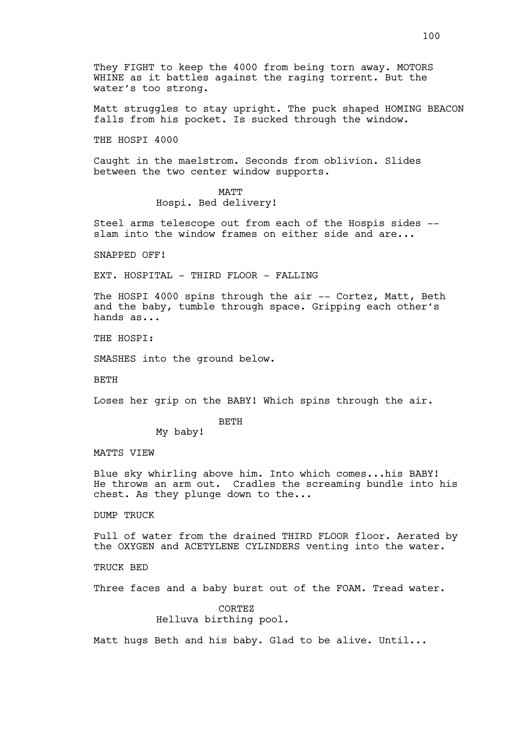They FIGHT to keep the 4000 from being torn away. MOTORS WHINE as it battles against the raging torrent. But the water's too strong.

Matt struggles to stay upright. The puck shaped HOMING BEACON falls from his pocket. Is sucked through the window.

THE HOSPI 4000

Caught in the maelstrom. Seconds from oblivion. Slides between the two center window supports.

MATT
Hospi. Bed delivery!

Steel arms telescope out from each of the Hospis sides -- slam into the window frames on either side and are...

SNAPPED OFF!

EXT. HOSPITAL - THIRD FLOOR - FALLING

The HOSPI 4000 spins through the air -- Cortez, Matt, Beth and the baby, tumble through space. Gripping each other's hands as...

THE HOSPI:

SMASHES into the ground below.

BETH

Loses her grip on the BABY! Which spins through the air.

BETH
My baby!

MATTS VIEW

Blue sky whirling above him. Into which comes...his BABY! He throws an arm out. Cradles the screaming bundle into his chest. As they plunge down to the...

DUMP TRUCK

Full of water from the drained THIRD FLOOR floor. Aerated by the OXYGEN and ACETYLENE CYLINDERS venting into the water.

TRUCK BED

Three faces and a baby burst out of the FOAM. Tread water.

CORTEZ
Helluva birthing pool.

Matt hugs Beth and his baby. Glad to be alive. Until...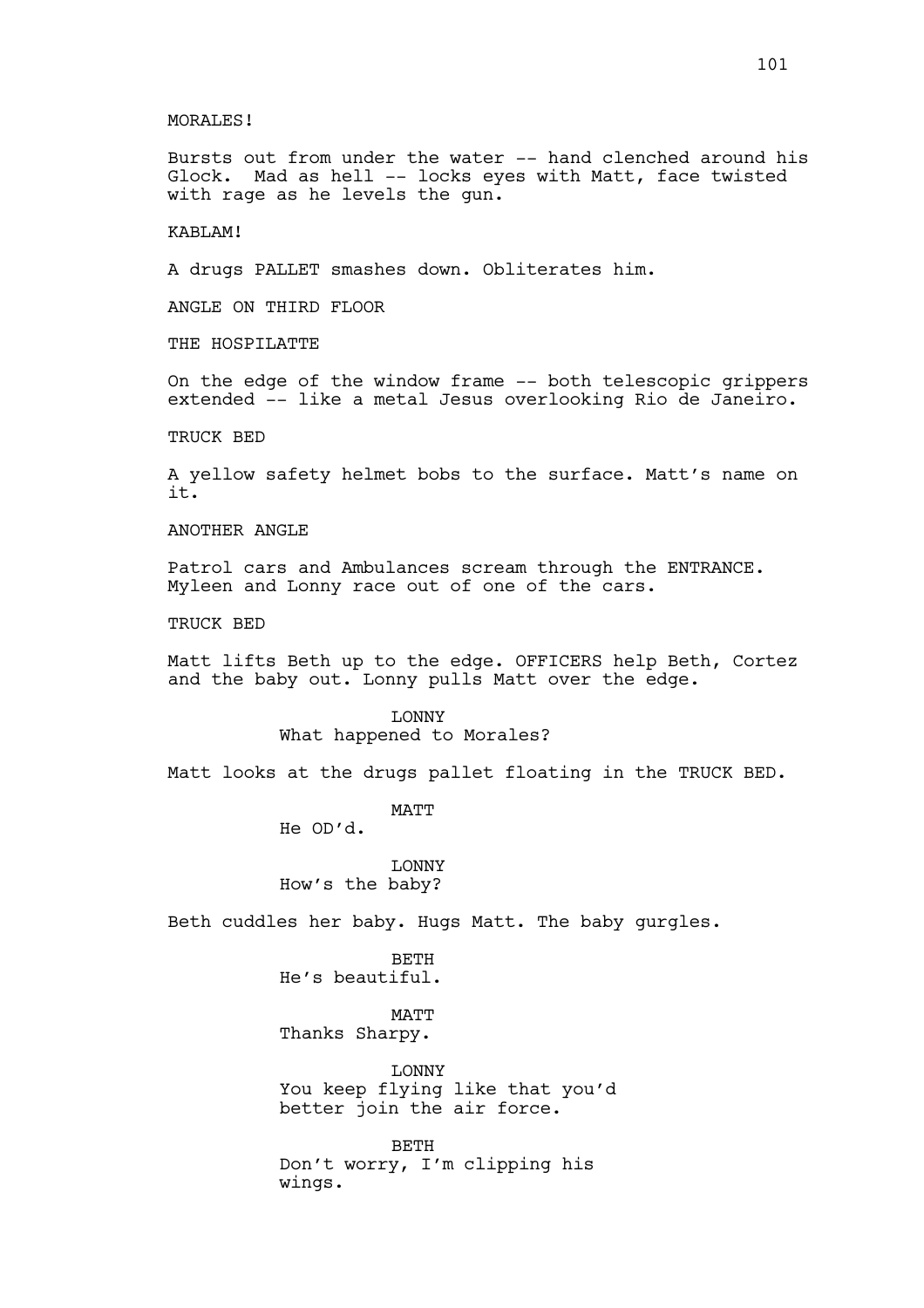MORALES!

Bursts out from under the water -- hand clenched around his Glock. Mad as hell -- locks eyes with Matt, face twisted with rage as he levels the gun.

KABLAM!

A drugs PALLET smashes down. Obliterates him.

ANGLE ON THIRD FLOOR

THE HOSPILATTE

On the edge of the window frame -- both telescopic grippers extended -- like a metal Jesus overlooking Rio de Janeiro.

TRUCK BED

A yellow safety helmet bobs to the surface. Matt's name on it.

ANOTHER ANGLE

Patrol cars and Ambulances scream through the ENTRANCE. Myleen and Lonny race out of one of the cars.

TRUCK BED

Matt lifts Beth up to the edge. OFFICERS help Beth, Cortez and the baby out. Lonny pulls Matt over the edge.

LONNY
What happened to Morales?

Matt looks at the drugs pallet floating in the TRUCK BED.

MATT
He OD'd.

LONNY
How's the baby?

Beth cuddles her baby. Hugs Matt. The baby gurgles.

BETH
He's beautiful.

MATT
Thanks Sharpy.

LONNY
You keep flying like that you'd better join the air force.

BETH
Don't worry, I'm clipping his wings.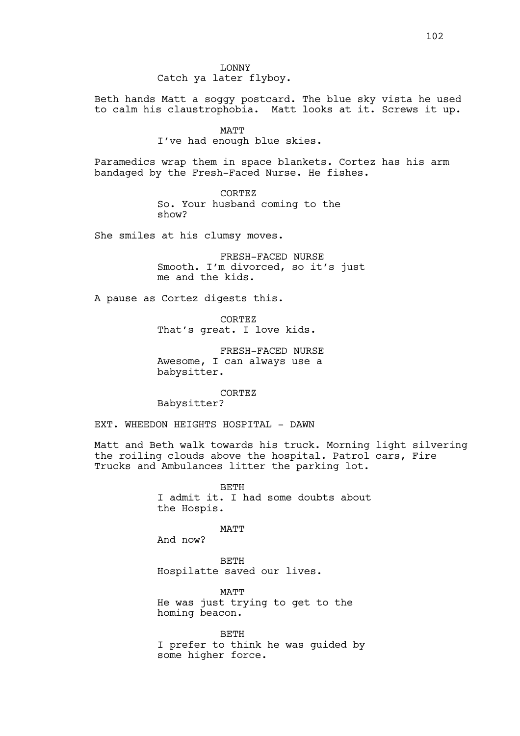LONNY
Catch ya later flyboy.

Beth hands Matt a soggy postcard. The blue sky vista he used to calm his claustrophobia. Matt looks at it. Screws it up.

MATT
I've had enough blue skies.

Paramedics wrap them in space blankets. Cortez has his arm bandaged by the Fresh-Faced Nurse. He fishes.

CORTEZ
So. Your husband coming to the show?

She smiles at his clumsy moves.

FRESH-FACED NURSE
Smooth. I'm divorced, so it's just me and the kids.

A pause as Cortez digests this.

CORTEZ
That's great. I love kids.

FRESH-FACED NURSE
Awesome, I can always use a babysitter.

CORTEZ
Babysitter?

EXT. WHEEDON HEIGHTS HOSPITAL - DAWN

Matt and Beth walk towards his truck. Morning light silvering the roiling clouds above the hospital. Patrol cars, Fire Trucks and Ambulances litter the parking lot.

BETH
I admit it. I had some doubts about the Hospis.

MATT
And now?

BETH
Hospilatte saved our lives.

MATT
He was just trying to get to the homing beacon.

BETH
I prefer to think he was guided by some higher force.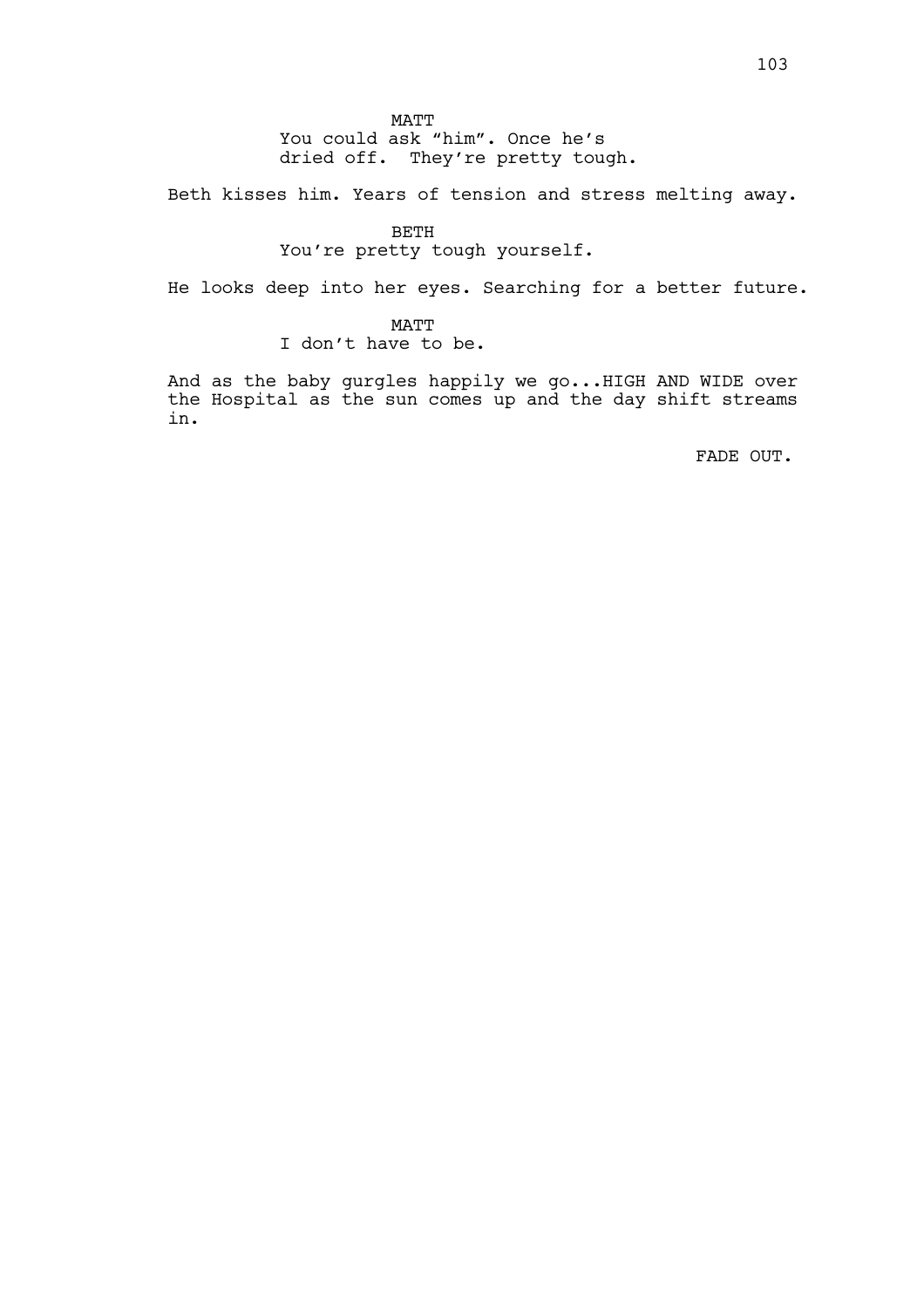MATT

You could ask “him”. Once he’s dried off. They’re pretty tough.

Beth kisses him. Years of tension and stress melting away.

BETH

You’re pretty tough yourself.

He looks deep into her eyes. Searching for a better future.

MATT

I don’t have to be.

And as the baby gurgles happily we go...HIGH AND WIDE over the Hospital as the sun comes up and the day shift streams in.

FADE OUT.